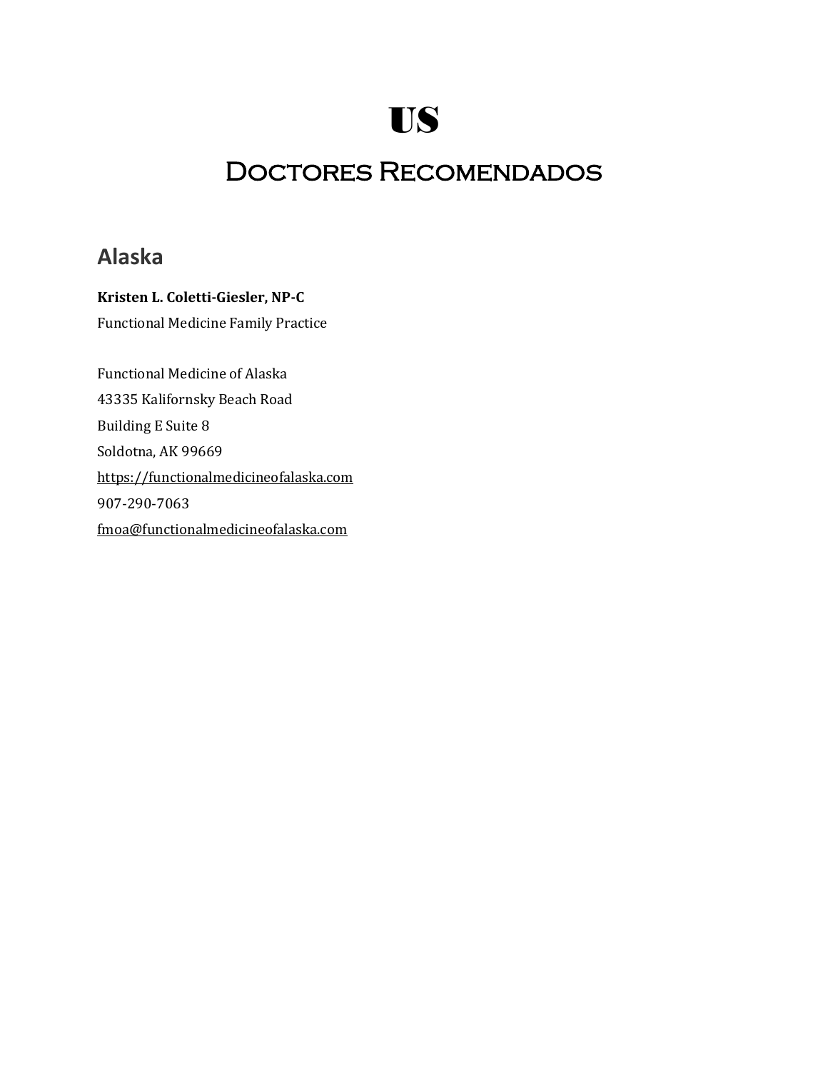# US

## Doctores Recomendados

### Alaska

**Kristen L. Coletti-Giesler, NP-C**
Functional Medicine Family Practice

Functional Medicine of Alaska
43335 Kalifornsky Beach Road
Building E Suite 8
Soldotna, AK 99669
https://functionalmedicineofalaska.com
907-290-7063
fmoa@functionalmedicineofalaska.com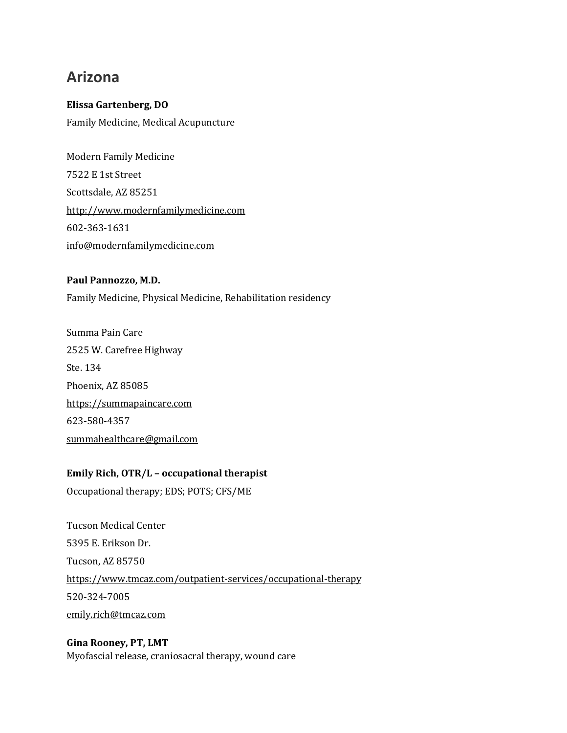# Arizona

**Elissa Gartenberg, DO**

Family Medicine, Medical Acupuncture

Modern Family Medicine

7522 E 1st Street

Scottsdale, AZ 85251

http://www.modernfamilymedicine.com

602-363-1631

info@modernfamilymedicine.com

**Paul Pannozzo, M.D.**

Family Medicine, Physical Medicine, Rehabilitation residency

Summa Pain Care

2525 W. Carefree Highway

Ste. 134

Phoenix, AZ 85085

https://summapaincare.com

623-580-4357

summahealthcare@gmail.com

**Emily Rich, OTR/L – occupational therapist**

Occupational therapy; EDS; POTS; CFS/ME

Tucson Medical Center

5395 E. Erikson Dr.

Tucson, AZ 85750

https://www.tmcaz.com/outpatient-services/occupational-therapy

520-324-7005

emily.rich@tmcaz.com

**Gina Rooney, PT, LMT**

Myofascial release, craniosacral therapy, wound care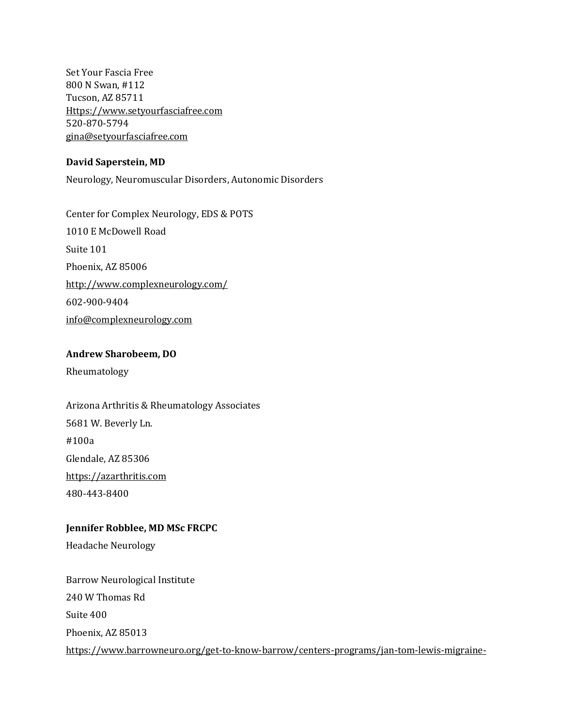Set Your Fascia Free
800 N Swan, #112
Tucson, AZ 85711
Https://www.setyourfasciafree.com
520-870-5794
gina@setyourfasciafree.com

**David Saperstein, MD**

Neurology, Neuromuscular Disorders, Autonomic Disorders

Center for Complex Neurology, EDS & POTS

1010 E McDowell Road

Suite 101

Phoenix, AZ 85006

http://www.complexneurology.com/

602-900-9404

info@complexneurology.com

**Andrew Sharobeem, DO**

Rheumatology

Arizona Arthritis & Rheumatology Associates

5681 W. Beverly Ln.

#100a

Glendale, AZ 85306

https://azarthritis.com

480-443-8400

**Jennifer Robblee, MD MSc FRCPC**

Headache Neurology

Barrow Neurological Institute

240 W Thomas Rd

Suite 400

Phoenix, AZ 85013

https://www.barrowneuro.org/get-to-know-barrow/centers-programs/jan-tom-lewis-migraine-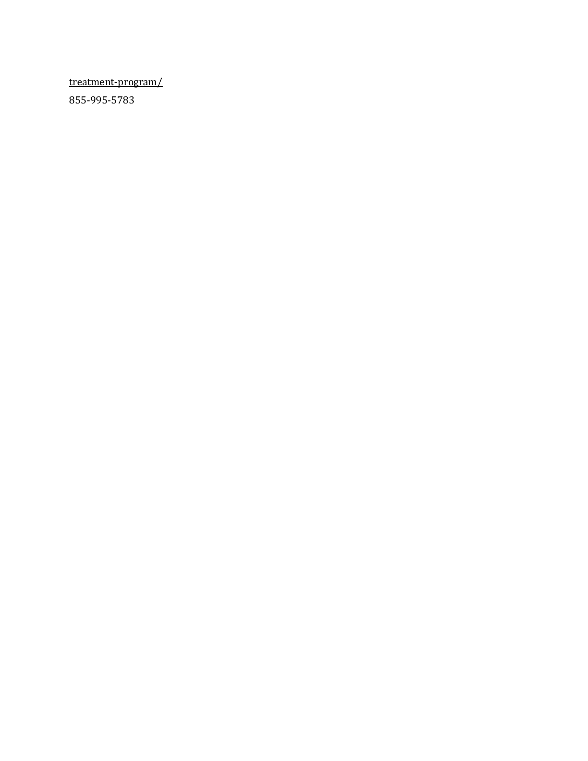treatment-program/

855-995-5783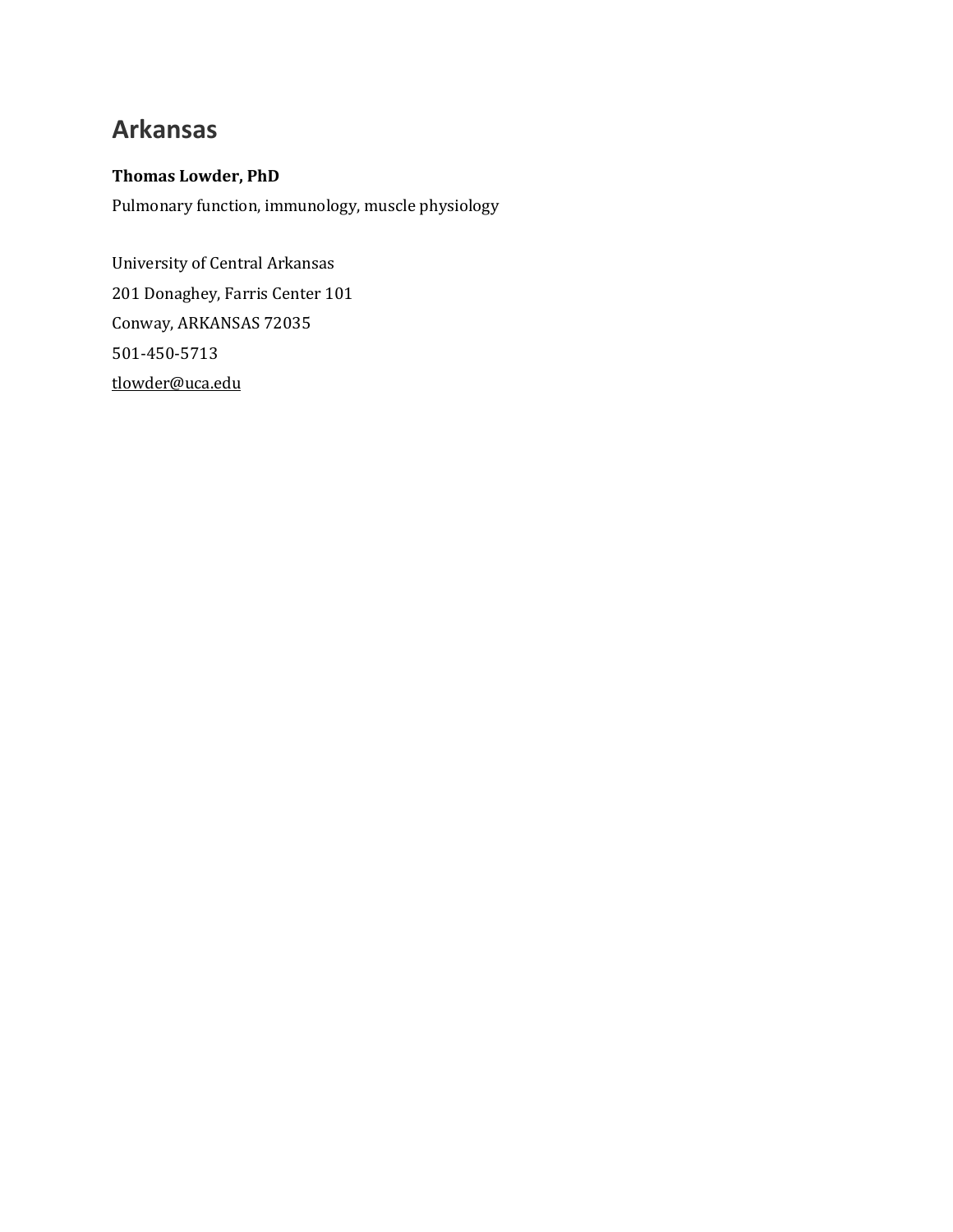# Arkansas

**Thomas Lowder, PhD**

Pulmonary function, immunology, muscle physiology

University of Central Arkansas

201 Donaghey, Farris Center 101

Conway, ARKANSAS 72035

501-450-5713

tlowder@uca.edu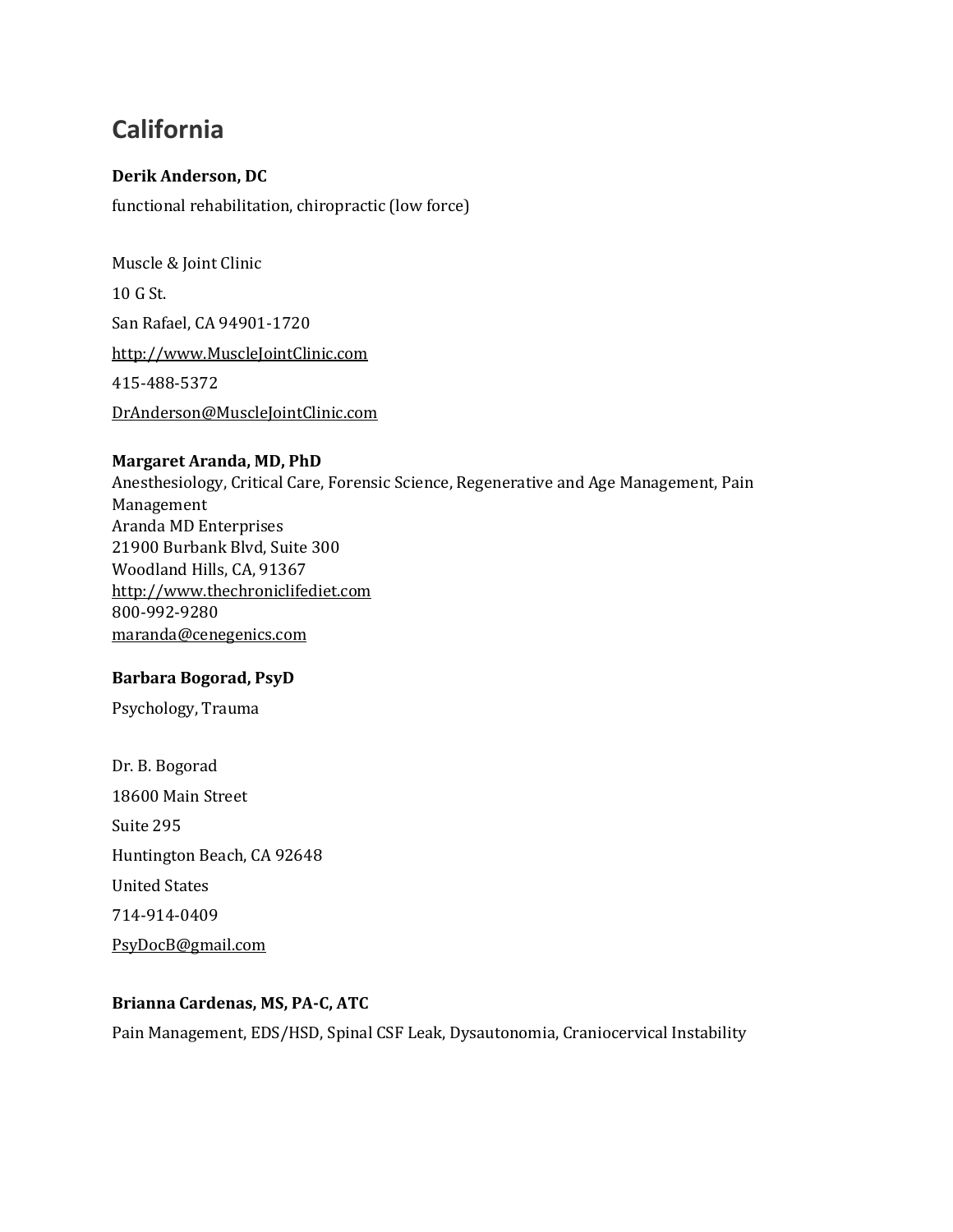# California

**Derik Anderson, DC**

functional rehabilitation, chiropractic (low force)

Muscle & Joint Clinic

10 G St.

San Rafael, CA 94901-1720

http://www.MuscleJointClinic.com

415-488-5372

DrAnderson@MuscleJointClinic.com

**Margaret Aranda, MD, PhD**
Anesthesiology, Critical Care, Forensic Science, Regenerative and Age Management, Pain Management
Aranda MD Enterprises
21900 Burbank Blvd, Suite 300
Woodland Hills, CA, 91367
http://www.thechroniclifediet.com
800-992-9280
maranda@cenegenics.com

**Barbara Bogorad, PsyD**

Psychology, Trauma

Dr. B. Bogorad

18600 Main Street

Suite 295

Huntington Beach, CA 92648

United States

714-914-0409

PsyDocB@gmail.com

**Brianna Cardenas, MS, PA-C, ATC**

Pain Management, EDS/HSD, Spinal CSF Leak, Dysautonomia, Craniocervical Instability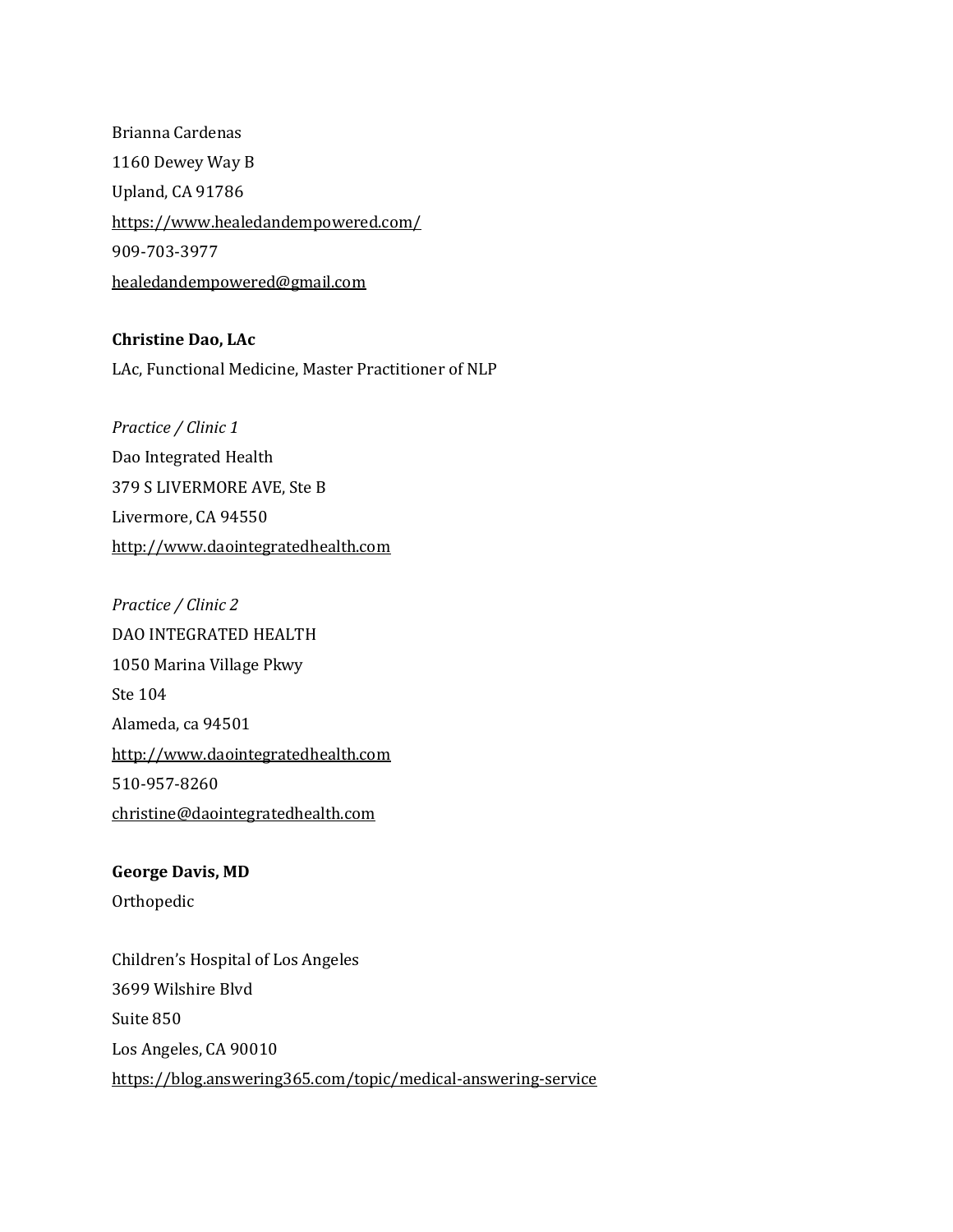Brianna Cardenas
1160 Dewey Way B
Upland, CA 91786
https://www.healedandempowered.com/
909-703-3977
healedandempowered@gmail.com

**Christine Dao, LAc**
LAc, Functional Medicine, Master Practitioner of NLP

*Practice / Clinic 1*
Dao Integrated Health
379 S LIVERMORE AVE, Ste B
Livermore, CA 94550
http://www.daointegratedhealth.com

*Practice / Clinic 2*
DAO INTEGRATED HEALTH
1050 Marina Village Pkwy
Ste 104
Alameda, ca 94501
http://www.daointegratedhealth.com
510-957-8260
christine@daointegratedhealth.com

**George Davis, MD**
Orthopedic

Children's Hospital of Los Angeles
3699 Wilshire Blvd
Suite 850
Los Angeles, CA 90010
https://blog.answering365.com/topic/medical-answering-service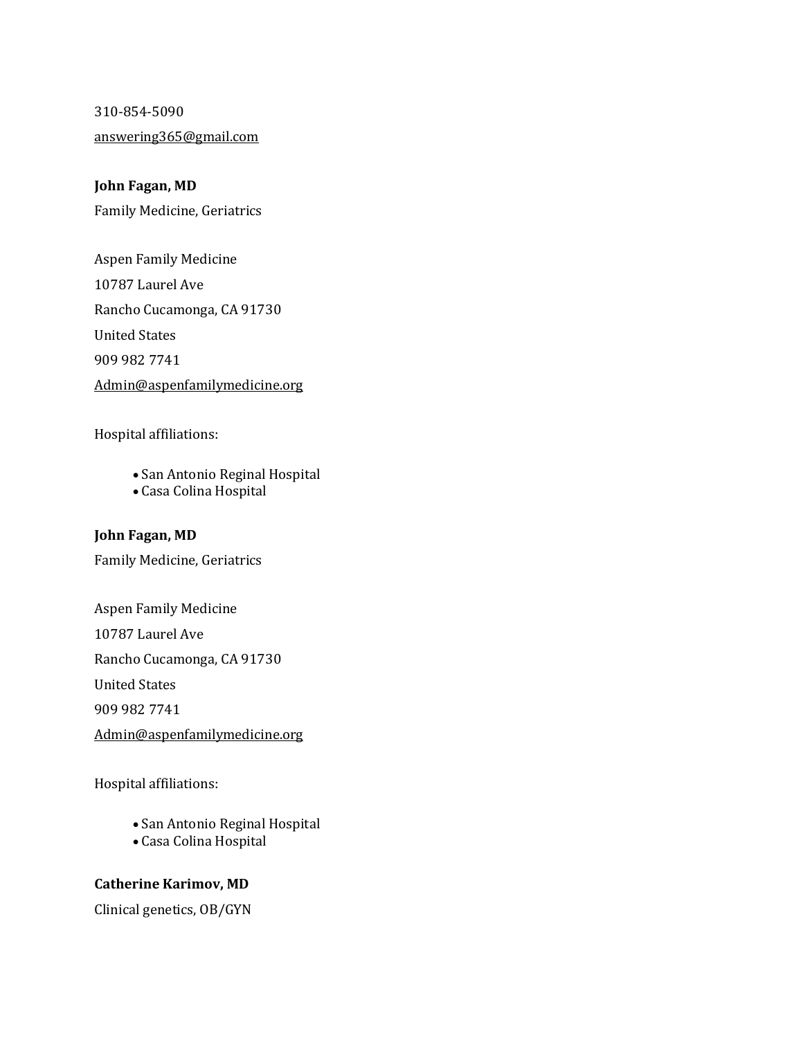310-854-5090

answering365@gmail.com

**John Fagan, MD**

Family Medicine, Geriatrics

Aspen Family Medicine

10787 Laurel Ave

Rancho Cucamonga, CA 91730

United States

909 982 7741

Admin@aspenfamilymedicine.org

Hospital affiliations:

- San Antonio Reginal Hospital
- Casa Colina Hospital

**John Fagan, MD**

Family Medicine, Geriatrics

Aspen Family Medicine

10787 Laurel Ave

Rancho Cucamonga, CA 91730

United States

909 982 7741

Admin@aspenfamilymedicine.org

Hospital affiliations:

- San Antonio Reginal Hospital
- Casa Colina Hospital

**Catherine Karimov, MD**

Clinical genetics, OB/GYN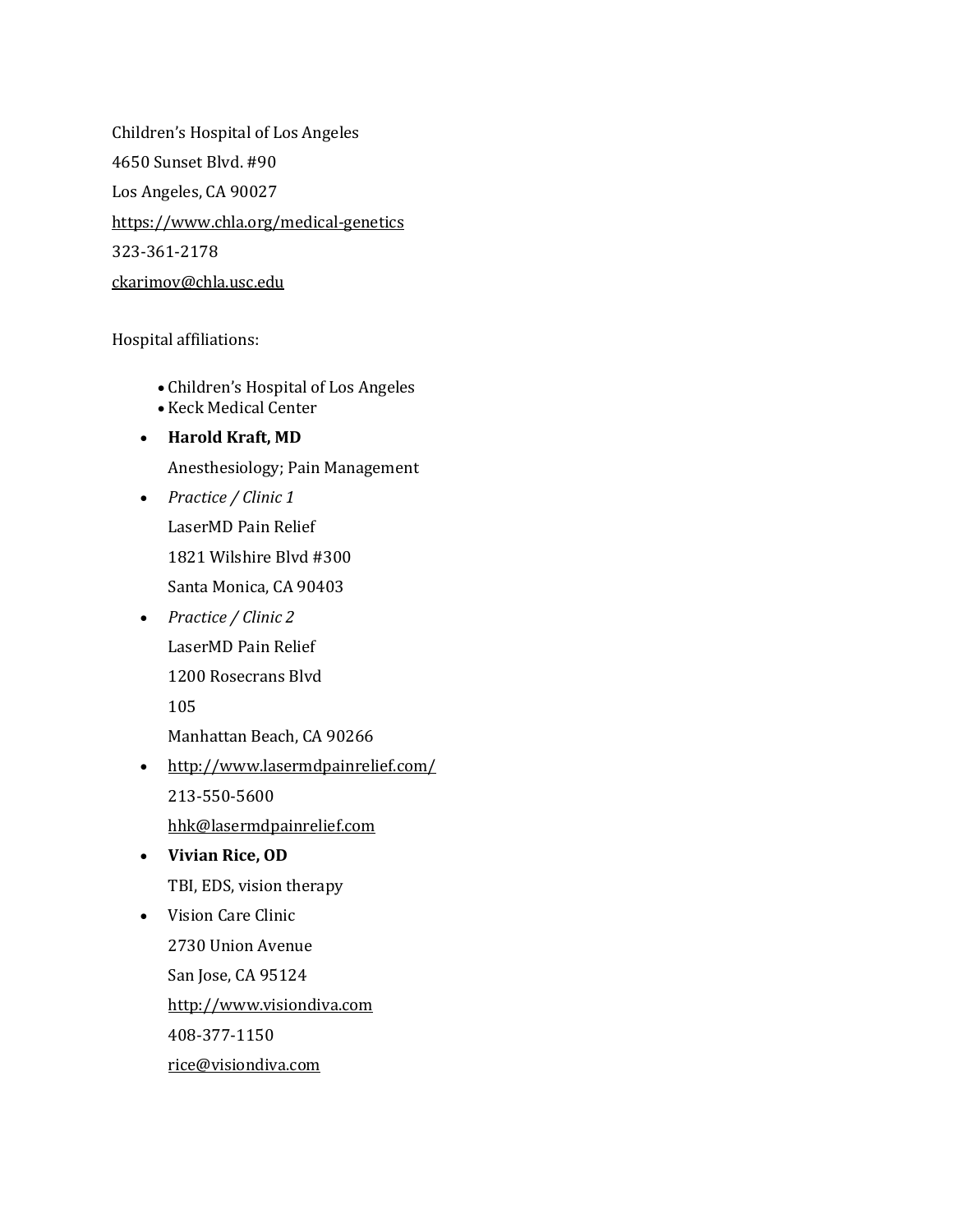Children's Hospital of Los Angeles

4650 Sunset Blvd. #90

Los Angeles, CA 90027

https://www.chla.org/medical-genetics

323-361-2178

ckarimov@chla.usc.edu

Hospital affiliations:

- Children's Hospital of Los Angeles
- Keck Medical Center

- **Harold Kraft, MD**

  Anesthesiology; Pain Management
- *Practice / Clinic 1*

  LaserMD Pain Relief

  1821 Wilshire Blvd #300

  Santa Monica, CA 90403
- *Practice / Clinic 2*

  LaserMD Pain Relief

  1200 Rosecrans Blvd

  105

  Manhattan Beach, CA 90266
- http://www.lasermdpainrelief.com/

  213-550-5600

  hhk@lasermdpainrelief.com
- **Vivian Rice, OD**

  TBI, EDS, vision therapy
- Vision Care Clinic

  2730 Union Avenue

  San Jose, CA 95124

  http://www.visiondiva.com

  408-377-1150

  rice@visiondiva.com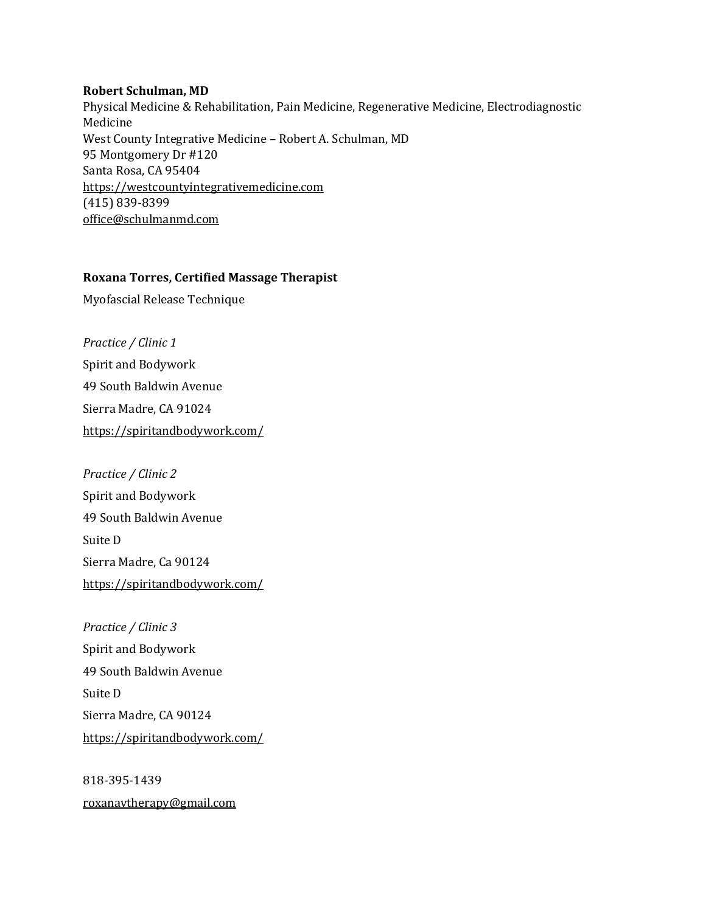**Robert Schulman, MD**
Physical Medicine & Rehabilitation, Pain Medicine, Regenerative Medicine, Electrodiagnostic Medicine
West County Integrative Medicine – Robert A. Schulman, MD
95 Montgomery Dr #120
Santa Rosa, CA 95404
https://westcountyintegrativemedicine.com
(415) 839-8399
office@schulmanmd.com

**Roxana Torres, Certified Massage Therapist**

Myofascial Release Technique

*Practice / Clinic 1*

Spirit and Bodywork

49 South Baldwin Avenue

Sierra Madre, CA 91024

https://spiritandbodywork.com/

*Practice / Clinic 2*

Spirit and Bodywork

49 South Baldwin Avenue

Suite D

Sierra Madre, Ca 90124

https://spiritandbodywork.com/

*Practice / Clinic 3*

Spirit and Bodywork

49 South Baldwin Avenue

Suite D

Sierra Madre, CA 90124

https://spiritandbodywork.com/

818-395-1439

roxanavtherapy@gmail.com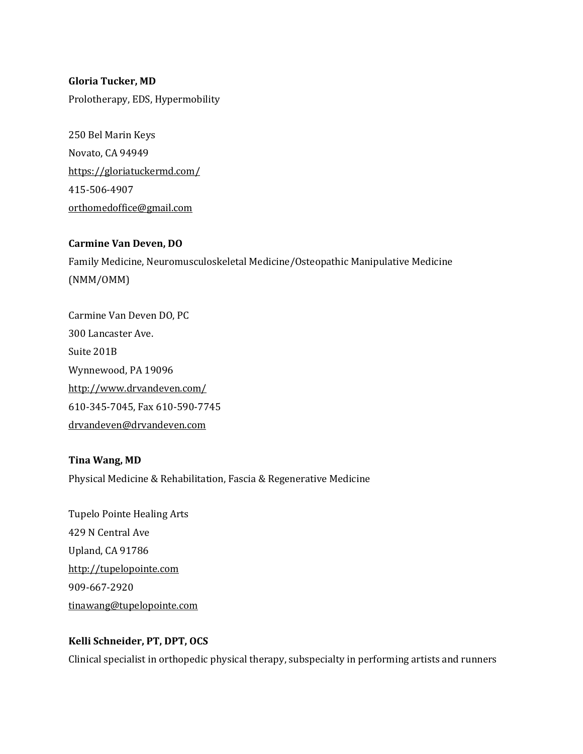**Gloria Tucker, MD**
Prolotherapy, EDS, Hypermobility

250 Bel Marin Keys
Novato, CA 94949
https://gloriatuckermd.com/
415-506-4907
orthomedoffice@gmail.com

**Carmine Van Deven, DO**
Family Medicine, Neuromusculoskeletal Medicine/Osteopathic Manipulative Medicine (NMM/OMM)

Carmine Van Deven DO, PC
300 Lancaster Ave.
Suite 201B
Wynnewood, PA 19096
http://www.drvandeven.com/
610-345-7045, Fax 610-590-7745
drvandeven@drvandeven.com

**Tina Wang, MD**
Physical Medicine & Rehabilitation, Fascia & Regenerative Medicine

Tupelo Pointe Healing Arts
429 N Central Ave
Upland, CA 91786
http://tupelopointe.com
909-667-2920
tinawang@tupelopointe.com

**Kelli Schneider, PT, DPT, OCS**
Clinical specialist in orthopedic physical therapy, subspecialty in performing artists and runners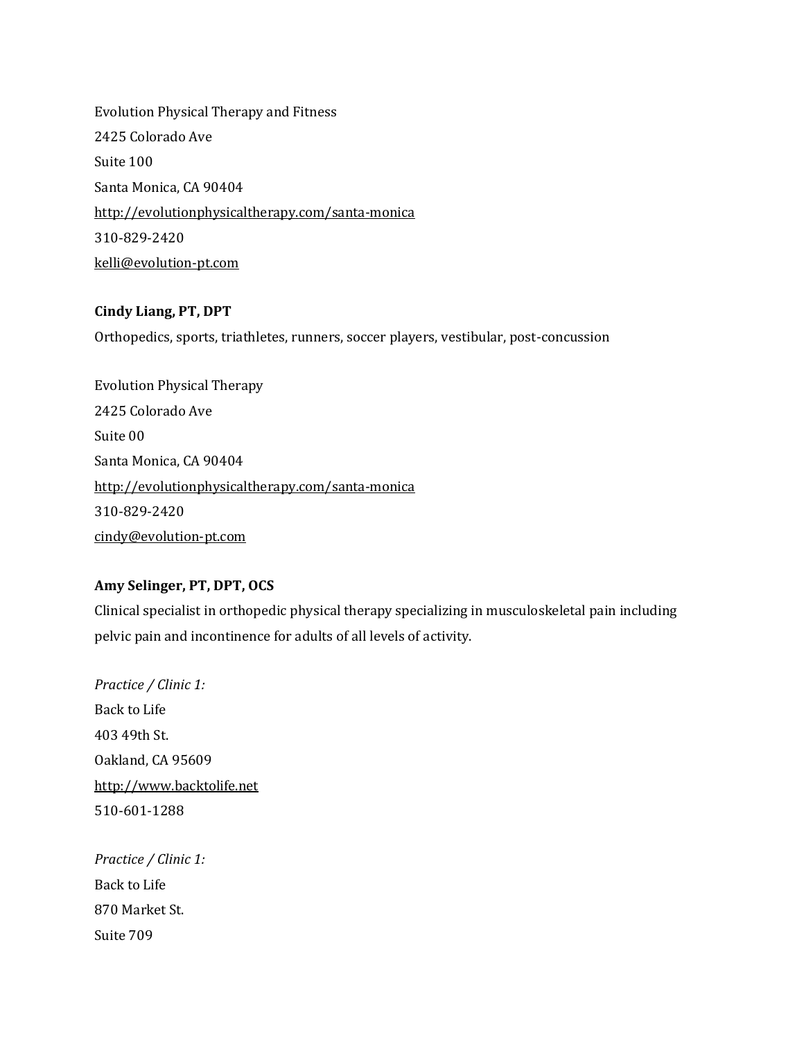Evolution Physical Therapy and Fitness  
2425 Colorado Ave  
Suite 100  
Santa Monica, CA 90404  
http://evolutionphysicaltherapy.com/santa-monica  
310-829-2420  
kelli@evolution-pt.com

**Cindy Liang, PT, DPT**  
Orthopedics, sports, triathletes, runners, soccer players, vestibular, post-concussion

Evolution Physical Therapy  
2425 Colorado Ave  
Suite 00  
Santa Monica, CA 90404  
http://evolutionphysicaltherapy.com/santa-monica  
310-829-2420  
cindy@evolution-pt.com

**Amy Selinger, PT, DPT, OCS**  
Clinical specialist in orthopedic physical therapy specializing in musculoskeletal pain including pelvic pain and incontinence for adults of all levels of activity.

*Practice / Clinic 1:*  
Back to Life  
403 49th St.  
Oakland, CA 95609  
http://www.backtolife.net  
510-601-1288

*Practice / Clinic 1:*  
Back to Life  
870 Market St.  
Suite 709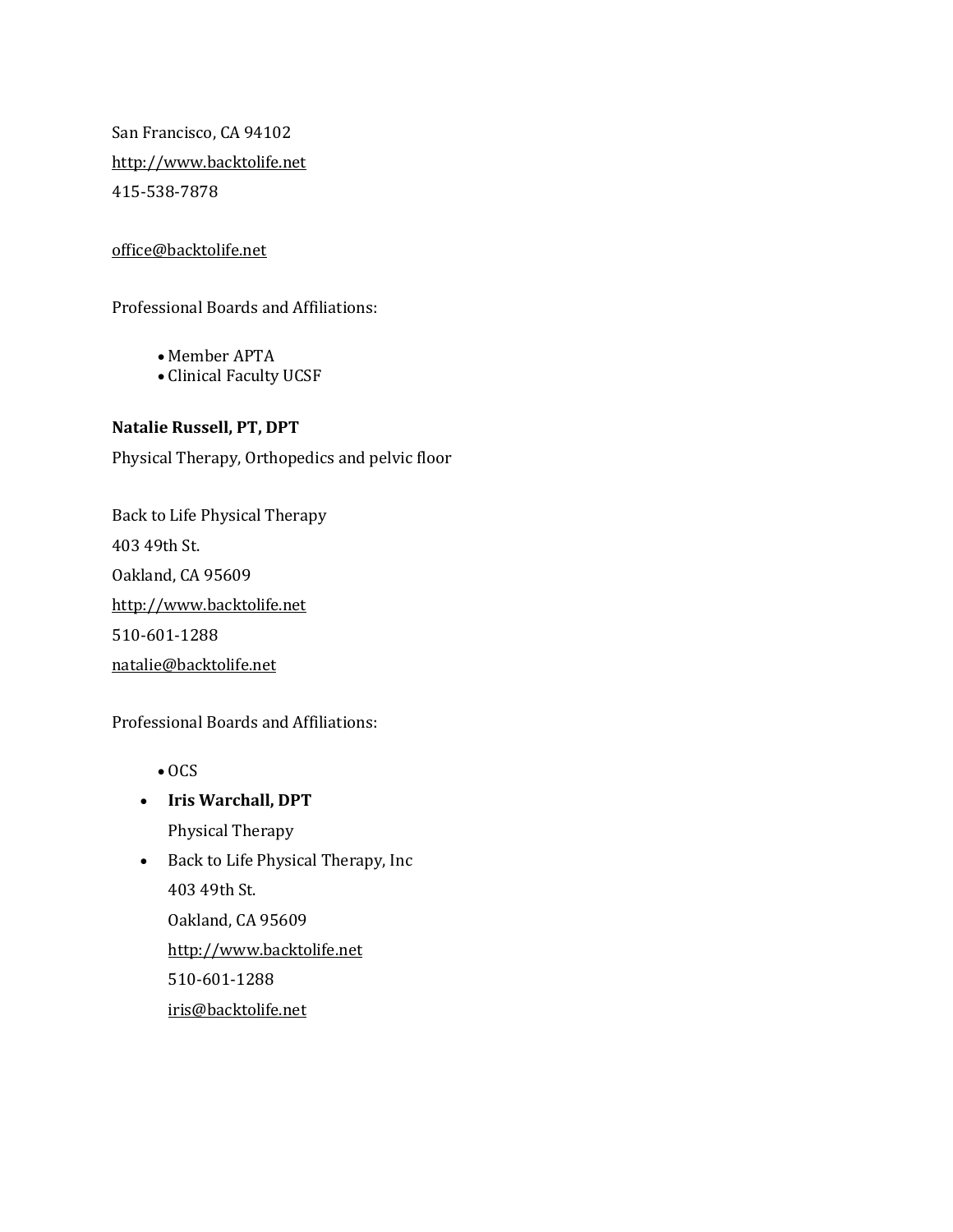San Francisco, CA 94102

http://www.backtolife.net

415-538-7878

office@backtolife.net

Professional Boards and Affiliations:

- Member APTA
- Clinical Faculty UCSF

**Natalie Russell, PT, DPT**

Physical Therapy, Orthopedics and pelvic floor

Back to Life Physical Therapy

403 49th St.

Oakland, CA 95609

http://www.backtolife.net

510-601-1288

natalie@backtolife.net

Professional Boards and Affiliations:

- OCS
- **Iris Warchall, DPT**
  Physical Therapy
- Back to Life Physical Therapy, Inc
  403 49th St.
  Oakland, CA 95609
  http://www.backtolife.net
  510-601-1288
  iris@backtolife.net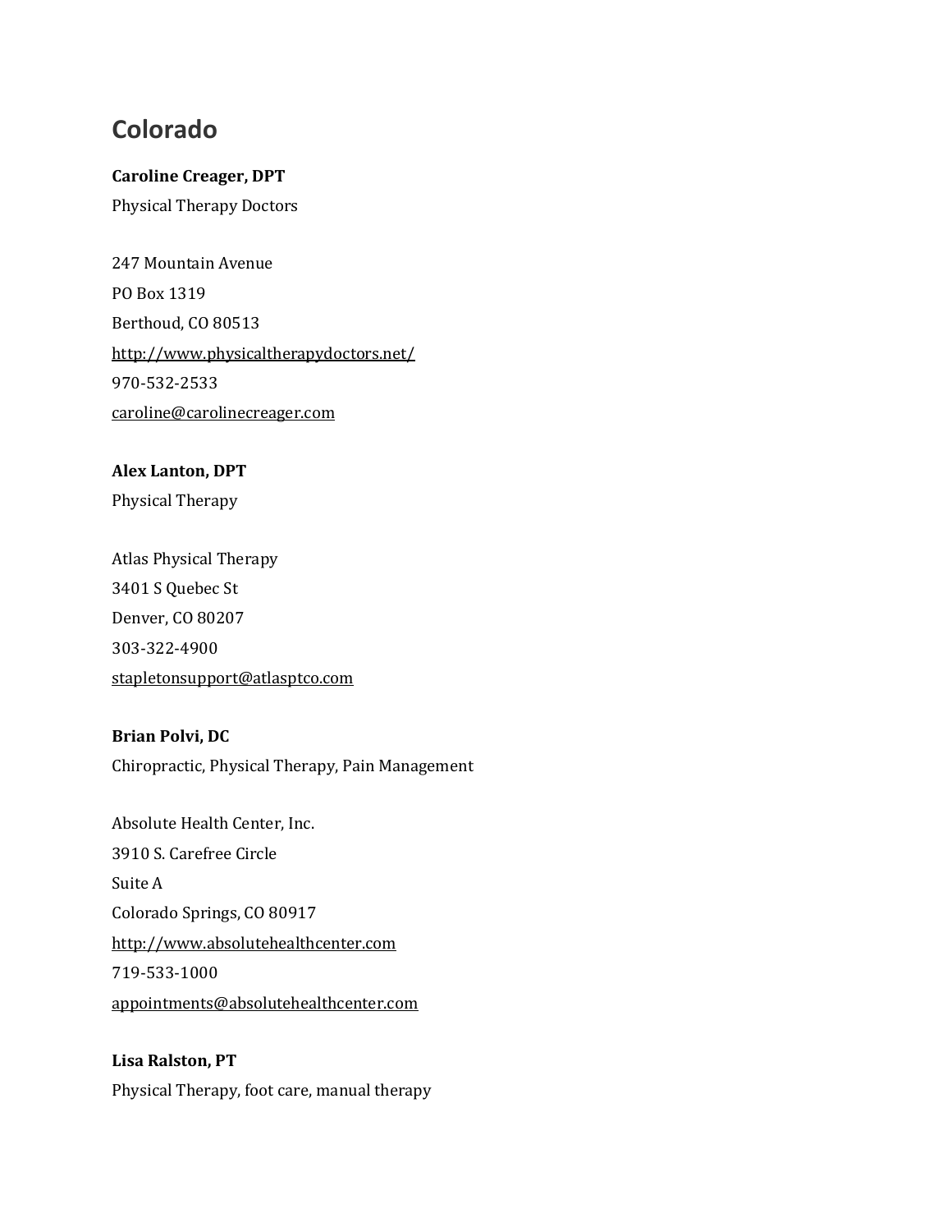# Colorado

**Caroline Creager, DPT**
Physical Therapy Doctors

247 Mountain Avenue
PO Box 1319
Berthoud, CO 80513
http://www.physicaltherapydoctors.net/
970-532-2533
caroline@carolinecreager.com

**Alex Lanton, DPT**
Physical Therapy

Atlas Physical Therapy
3401 S Quebec St
Denver, CO 80207
303-322-4900
stapletonsupport@atlasptco.com

**Brian Polvi, DC**
Chiropractic, Physical Therapy, Pain Management

Absolute Health Center, Inc.
3910 S. Carefree Circle
Suite A
Colorado Springs, CO 80917
http://www.absolutehealthcenter.com
719-533-1000
appointments@absolutehealthcenter.com

**Lisa Ralston, PT**
Physical Therapy, foot care, manual therapy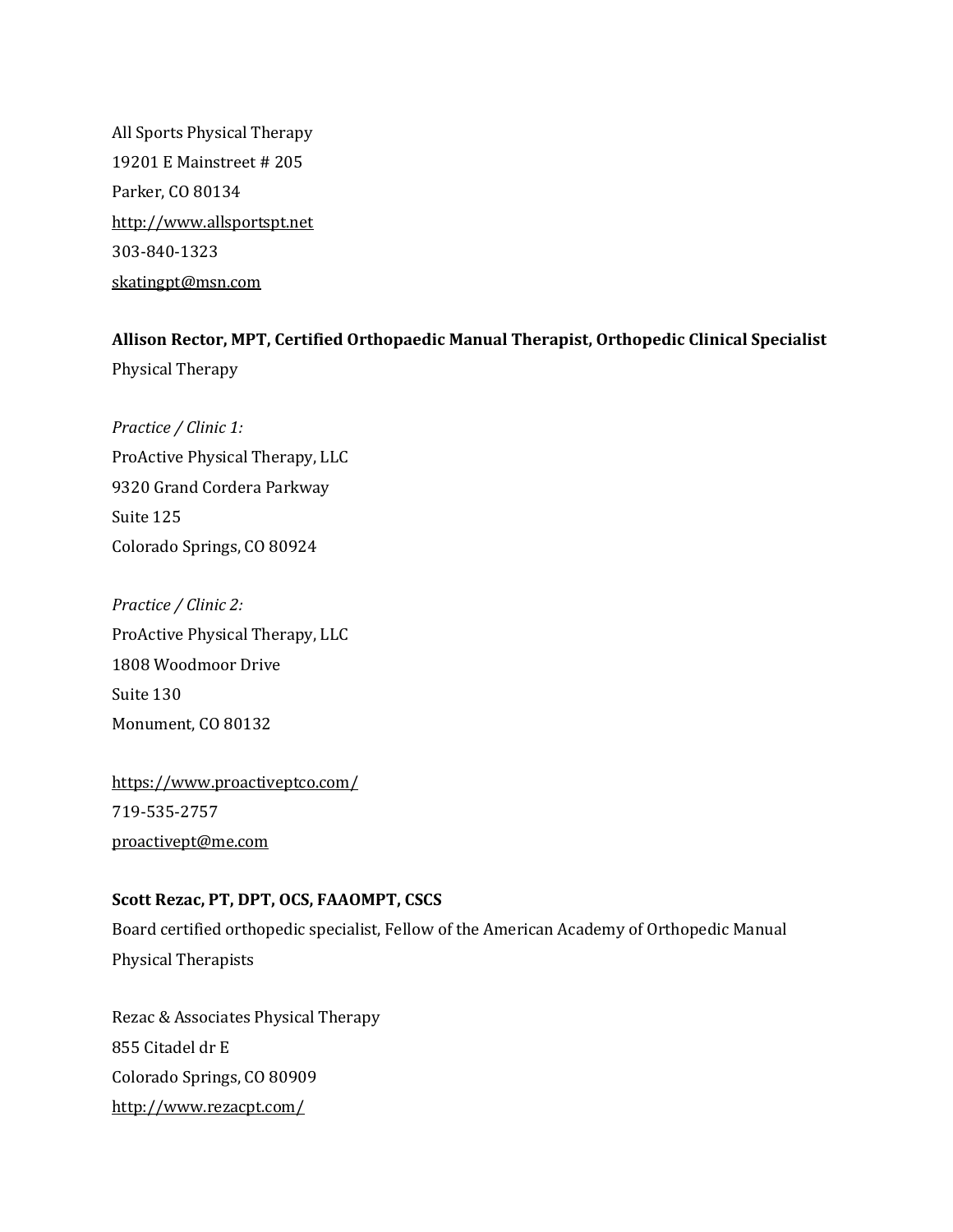All Sports Physical Therapy
19201 E Mainstreet # 205
Parker, CO 80134
http://www.allsportspt.net
303-840-1323
skatingpt@msn.com

**Allison Rector, MPT, Certified Orthopaedic Manual Therapist, Orthopedic Clinical Specialist**
Physical Therapy

*Practice / Clinic 1:*
ProActive Physical Therapy, LLC
9320 Grand Cordera Parkway
Suite 125
Colorado Springs, CO 80924

*Practice / Clinic 2:*
ProActive Physical Therapy, LLC
1808 Woodmoor Drive
Suite 130
Monument, CO 80132

https://www.proactiveptco.com/
719-535-2757
proactivept@me.com

**Scott Rezac, PT, DPT, OCS, FAAOMPT, CSCS**
Board certified orthopedic specialist, Fellow of the American Academy of Orthopedic Manual Physical Therapists

Rezac & Associates Physical Therapy
855 Citadel dr E
Colorado Springs, CO 80909
http://www.rezacpt.com/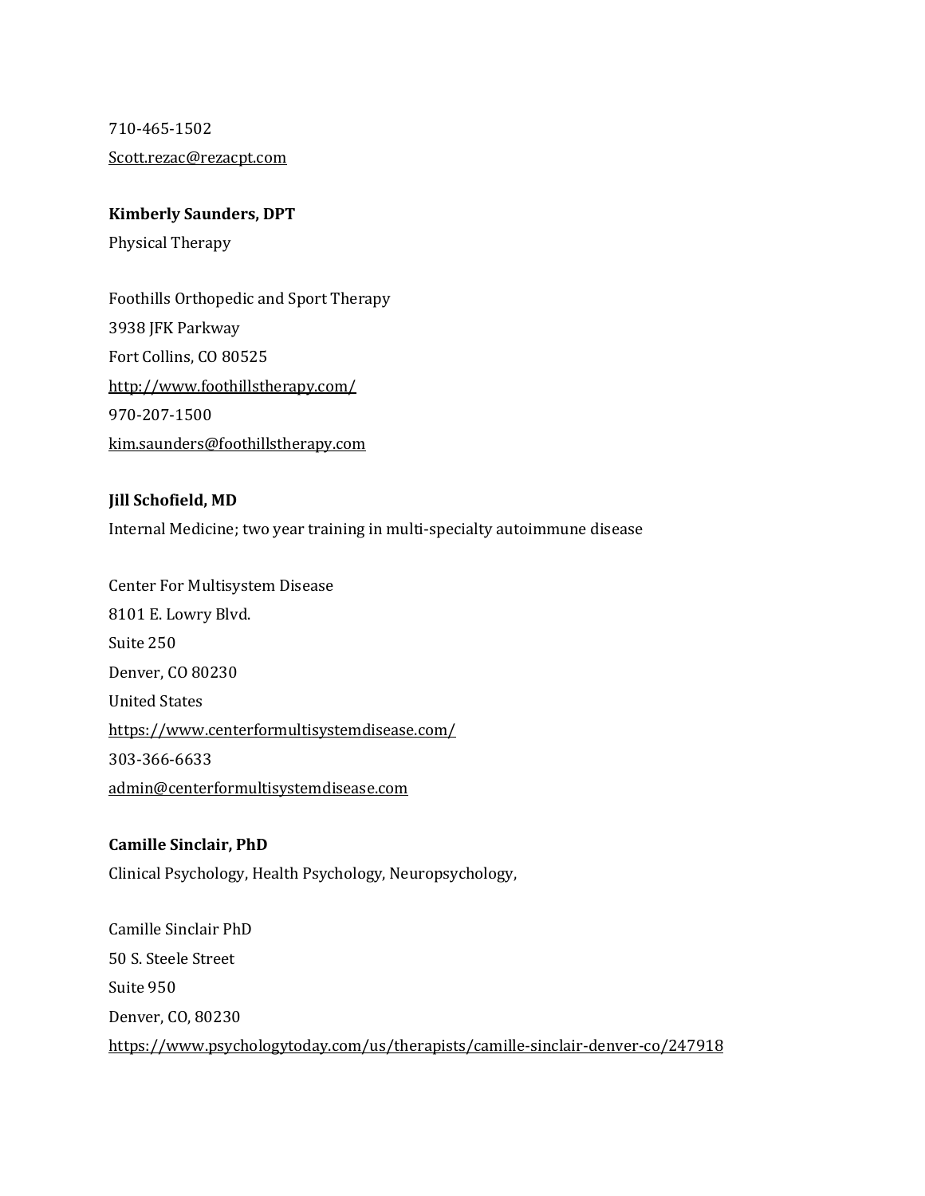710-465-1502

Scott.rezac@rezacpt.com

**Kimberly Saunders, DPT**

Physical Therapy

Foothills Orthopedic and Sport Therapy

3938 JFK Parkway

Fort Collins, CO 80525

http://www.foothillstherapy.com/

970-207-1500

kim.saunders@foothillstherapy.com

**Jill Schofield, MD**

Internal Medicine; two year training in multi-specialty autoimmune disease

Center For Multisystem Disease

8101 E. Lowry Blvd.

Suite 250

Denver, CO 80230

United States

https://www.centerformultisystemdisease.com/

303-366-6633

admin@centerformultisystemdisease.com

**Camille Sinclair, PhD**

Clinical Psychology, Health Psychology, Neuropsychology,

Camille Sinclair PhD

50 S. Steele Street

Suite 950

Denver, CO, 80230

https://www.psychologytoday.com/us/therapists/camille-sinclair-denver-co/247918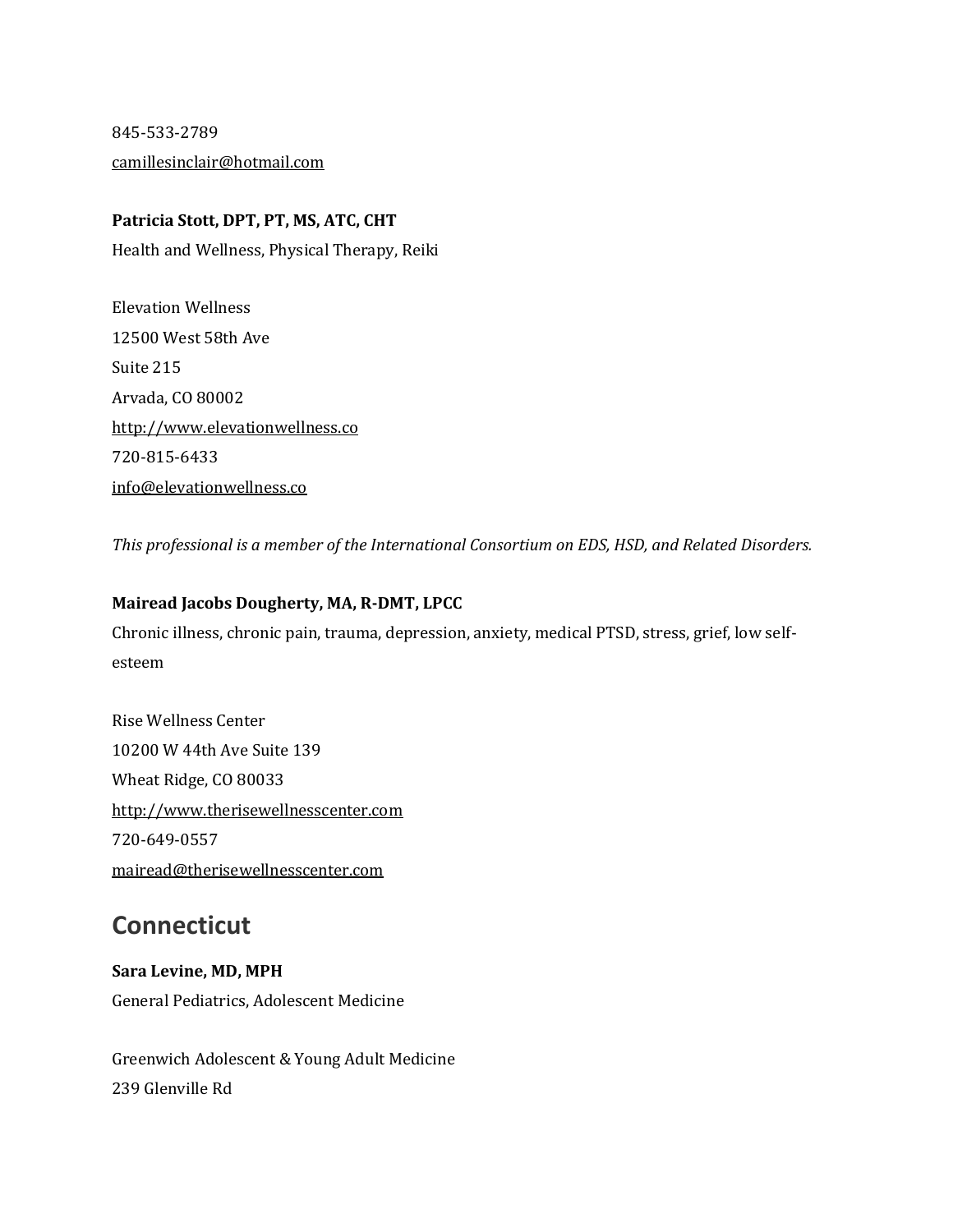845-533-2789
camillesinclair@hotmail.com

**Patricia Stott, DPT, PT, MS, ATC, CHT**
Health and Wellness, Physical Therapy, Reiki

Elevation Wellness
12500 West 58th Ave
Suite 215
Arvada, CO 80002
http://www.elevationwellness.co
720-815-6433
info@elevationwellness.co

*This professional is a member of the International Consortium on EDS, HSD, and Related Disorders.*

**Mairead Jacobs Dougherty, MA, R-DMT, LPCC**
Chronic illness, chronic pain, trauma, depression, anxiety, medical PTSD, stress, grief, low self-esteem

Rise Wellness Center
10200 W 44th Ave Suite 139
Wheat Ridge, CO 80033
http://www.therisewellnesscenter.com
720-649-0557
mairead@therisewellnesscenter.com

## Connecticut

**Sara Levine, MD, MPH**
General Pediatrics, Adolescent Medicine

Greenwich Adolescent & Young Adult Medicine
239 Glenville Rd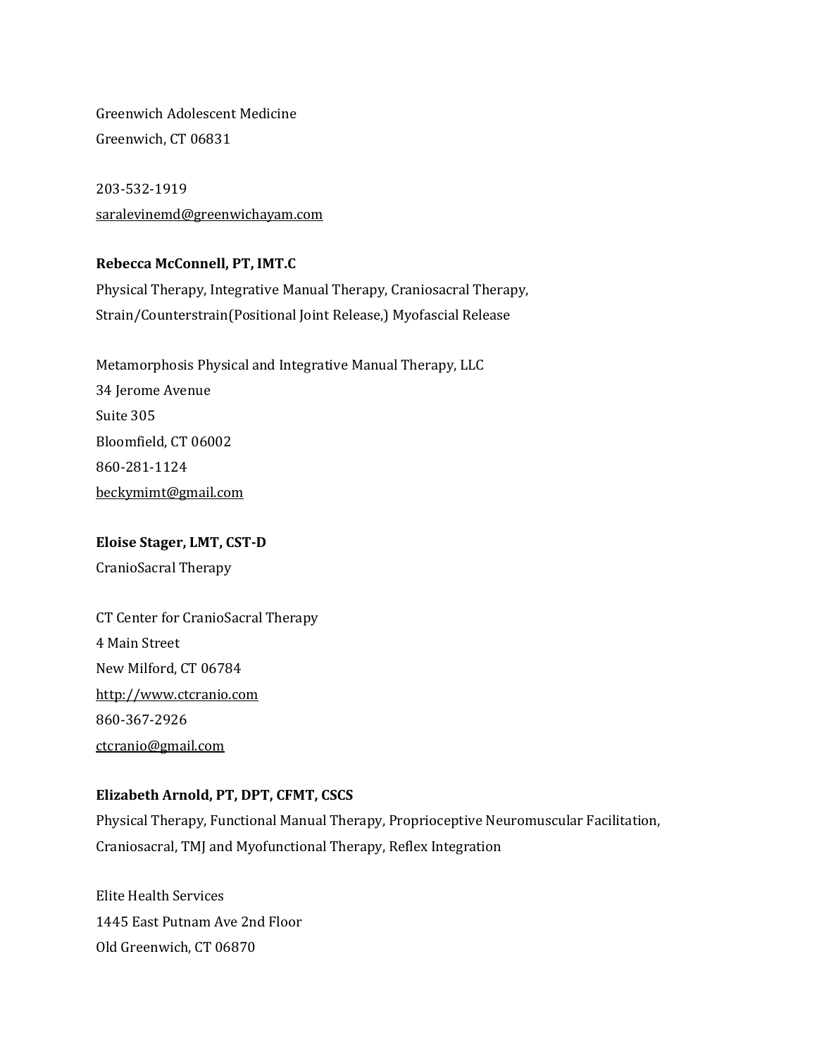Greenwich Adolescent Medicine
Greenwich, CT 06831

203-532-1919
saralevinemd@greenwichayam.com

**Rebecca McConnell, PT, IMT.C**
Physical Therapy, Integrative Manual Therapy, Craniosacral Therapy,
Strain/Counterstrain(Positional Joint Release,) Myofascial Release

Metamorphosis Physical and Integrative Manual Therapy, LLC
34 Jerome Avenue
Suite 305
Bloomfield, CT 06002
860-281-1124
beckymimt@gmail.com

**Eloise Stager, LMT, CST-D**
CranioSacral Therapy

CT Center for CranioSacral Therapy
4 Main Street
New Milford, CT 06784
http://www.ctcranio.com
860-367-2926
ctcranio@gmail.com

**Elizabeth Arnold, PT, DPT, CFMT, CSCS**
Physical Therapy, Functional Manual Therapy, Proprioceptive Neuromuscular Facilitation,
Craniosacral, TMJ and Myofunctional Therapy, Reflex Integration

Elite Health Services
1445 East Putnam Ave 2nd Floor
Old Greenwich, CT 06870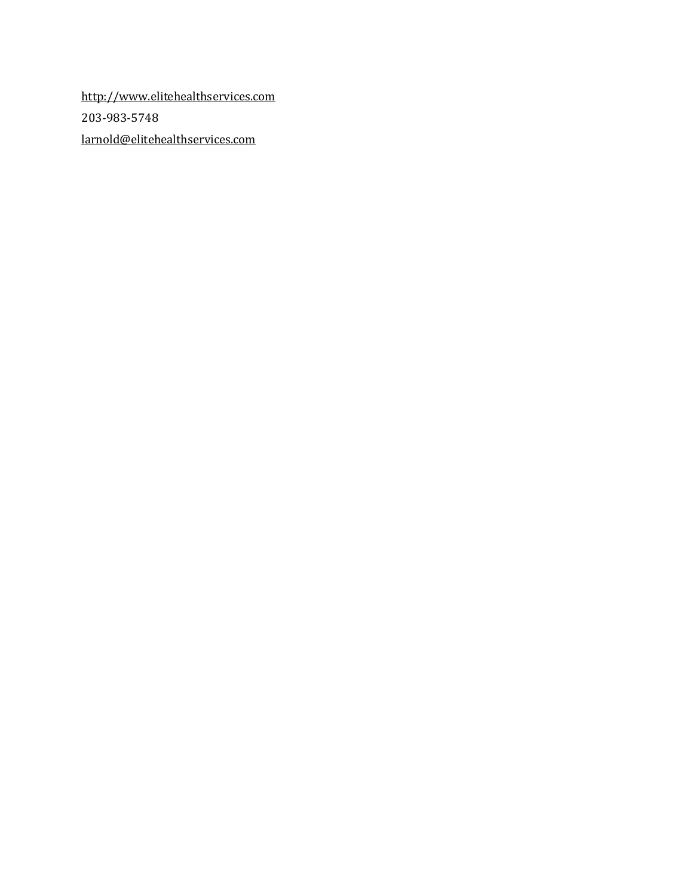http://www.elitehealthservices.com

203-983-5748

larnold@elitehealthservices.com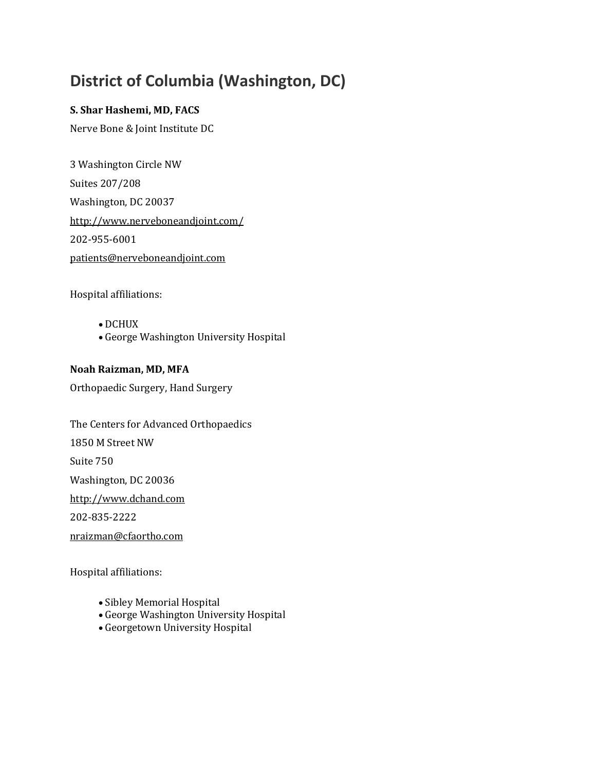# District of Columbia (Washington, DC)

**S. Shar Hashemi, MD, FACS**

Nerve Bone & Joint Institute DC

3 Washington Circle NW

Suites 207/208

Washington, DC 20037

http://www.nerveboneandjoint.com/

202-955-6001

patients@nerveboneandjoint.com

Hospital affiliations:

- DCHUX
- George Washington University Hospital

**Noah Raizman, MD, MFA**

Orthopaedic Surgery, Hand Surgery

The Centers for Advanced Orthopaedics

1850 M Street NW

Suite 750

Washington, DC 20036

http://www.dchand.com

202-835-2222

nraizman@cfaortho.com

Hospital affiliations:

- Sibley Memorial Hospital
- George Washington University Hospital
- Georgetown University Hospital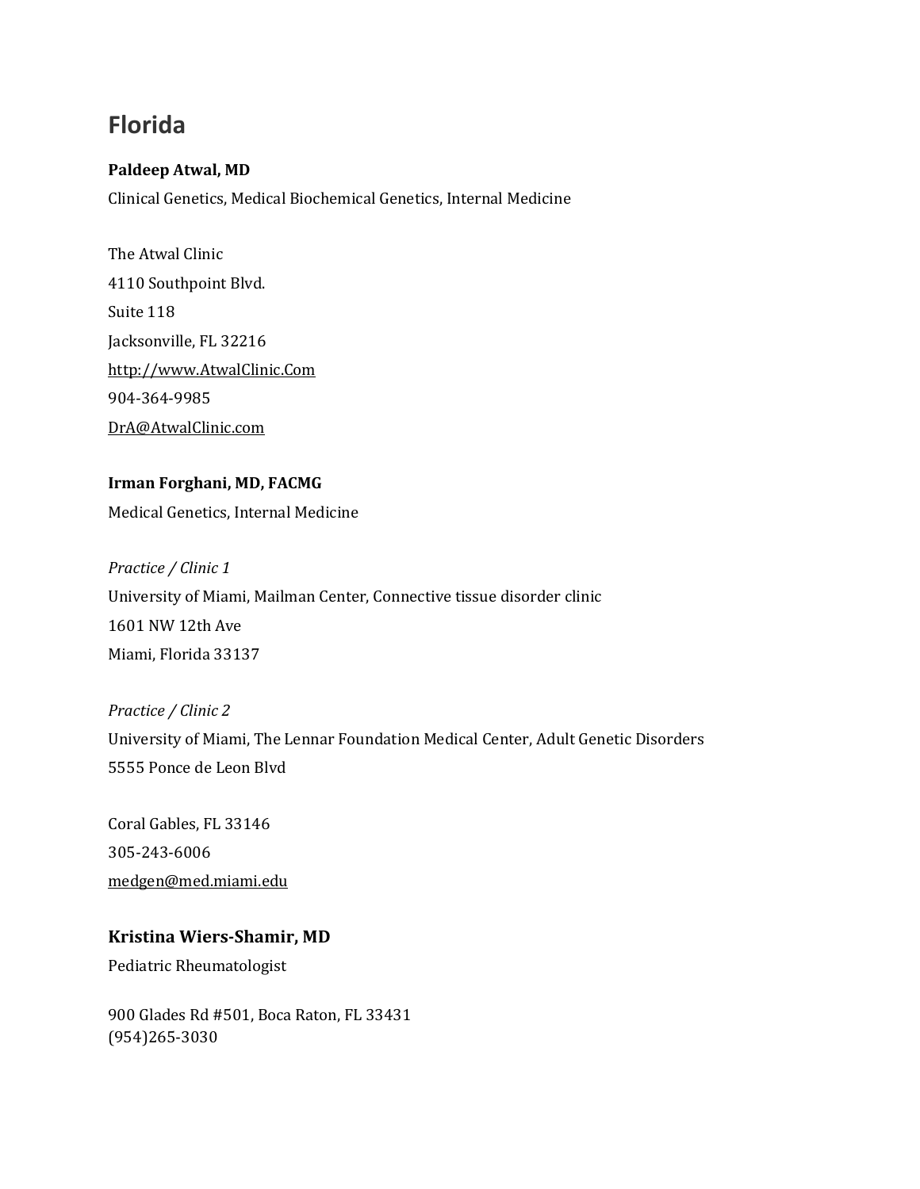# Florida

**Paldeep Atwal, MD**

Clinical Genetics, Medical Biochemical Genetics, Internal Medicine

The Atwal Clinic
4110 Southpoint Blvd.
Suite 118
Jacksonville, FL 32216
http://www.AtwalClinic.Com
904-364-9985
DrA@AtwalClinic.com

**Irman Forghani, MD, FACMG**

Medical Genetics, Internal Medicine

*Practice / Clinic 1*
University of Miami, Mailman Center, Connective tissue disorder clinic
1601 NW 12th Ave
Miami, Florida 33137

*Practice / Clinic 2*
University of Miami, The Lennar Foundation Medical Center, Adult Genetic Disorders
5555 Ponce de Leon Blvd

Coral Gables, FL 33146
305-243-6006
medgen@med.miami.edu

**Kristina Wiers-Shamir, MD**

Pediatric Rheumatologist

900 Glades Rd #501, Boca Raton, FL 33431
(954)265-3030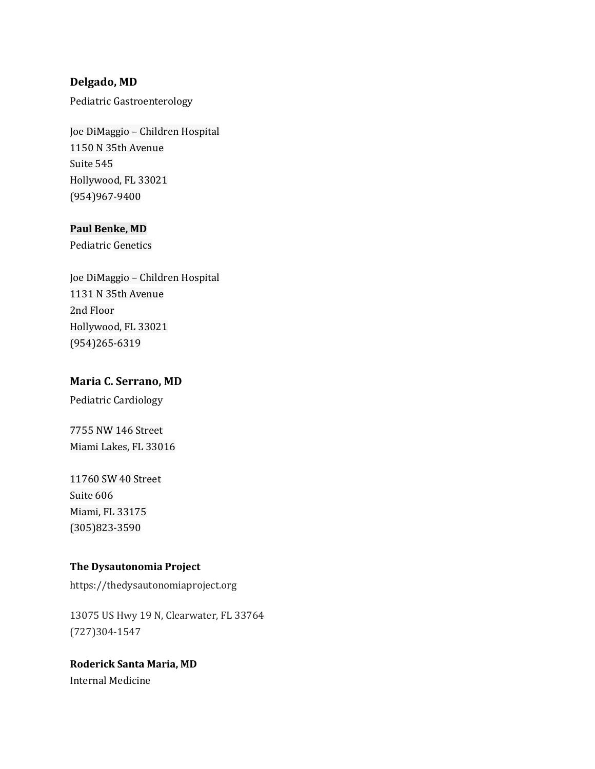**Delgado, MD**

Pediatric Gastroenterology

Joe DiMaggio – Children Hospital
1150 N 35th Avenue
Suite 545
Hollywood, FL 33021
(954)967-9400

**Paul Benke, MD**
Pediatric Genetics

Joe DiMaggio – Children Hospital
1131 N 35th Avenue
2nd Floor
Hollywood, FL 33021
(954)265-6319

**Maria C. Serrano, MD**
Pediatric Cardiology

7755 NW 146 Street
Miami Lakes, FL 33016

11760 SW 40 Street
Suite 606
Miami, FL 33175
(305)823-3590

**The Dysautonomia Project**
https://thedysautonomiaproject.org

13075 US Hwy 19 N, Clearwater, FL 33764
(727)304-1547

**Roderick Santa Maria, MD**
Internal Medicine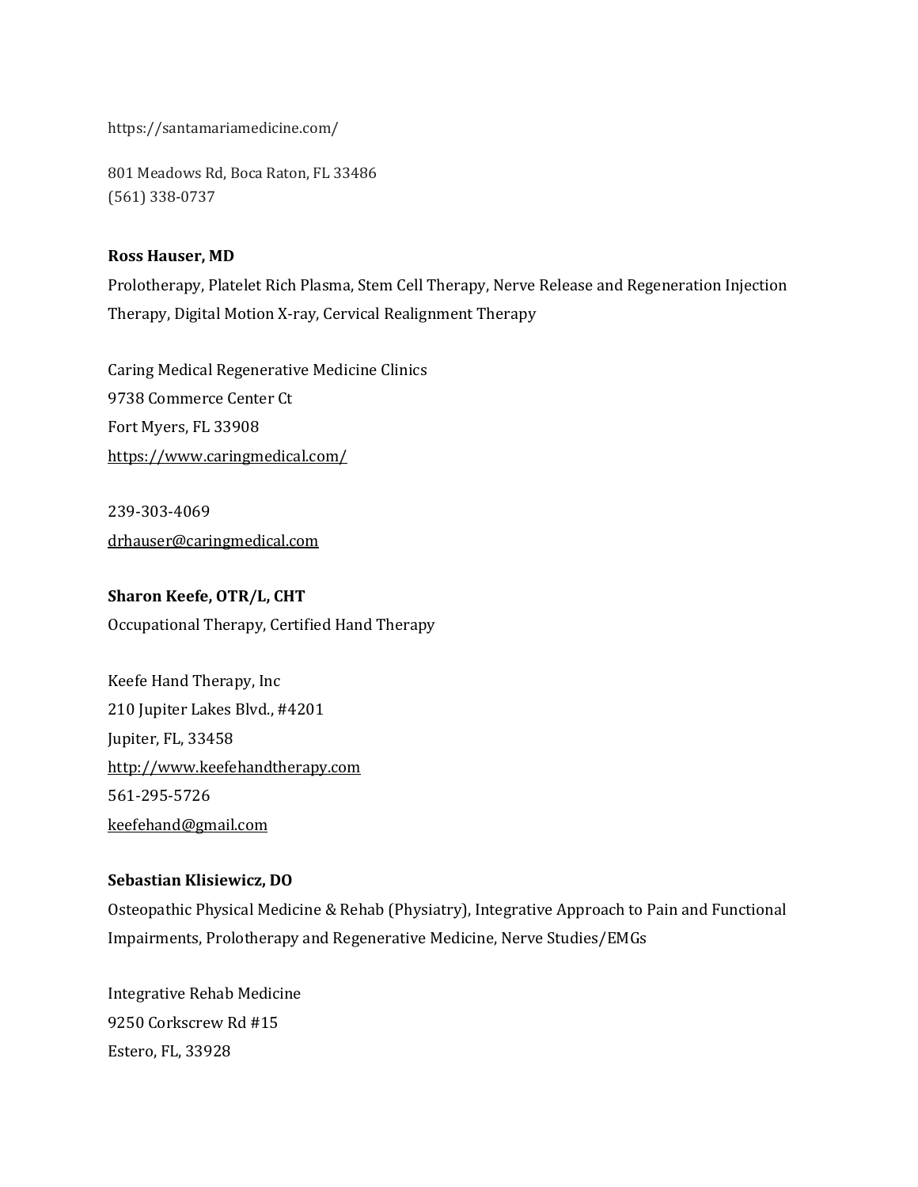https://santamariamedicine.com/

801 Meadows Rd, Boca Raton, FL 33486
(561) 338-0737

**Ross Hauser, MD**
Prolotherapy, Platelet Rich Plasma, Stem Cell Therapy, Nerve Release and Regeneration Injection Therapy, Digital Motion X-ray, Cervical Realignment Therapy

Caring Medical Regenerative Medicine Clinics
9738 Commerce Center Ct
Fort Myers, FL 33908
https://www.caringmedical.com/

239-303-4069
drhauser@caringmedical.com

**Sharon Keefe, OTR/L, CHT**
Occupational Therapy, Certified Hand Therapy

Keefe Hand Therapy, Inc
210 Jupiter Lakes Blvd., #4201
Jupiter, FL, 33458
http://www.keefehandtherapy.com
561-295-5726
keefehand@gmail.com

**Sebastian Klisiewicz, DO**
Osteopathic Physical Medicine & Rehab (Physiatry), Integrative Approach to Pain and Functional Impairments, Prolotherapy and Regenerative Medicine, Nerve Studies/EMGs

Integrative Rehab Medicine
9250 Corkscrew Rd #15
Estero, FL, 33928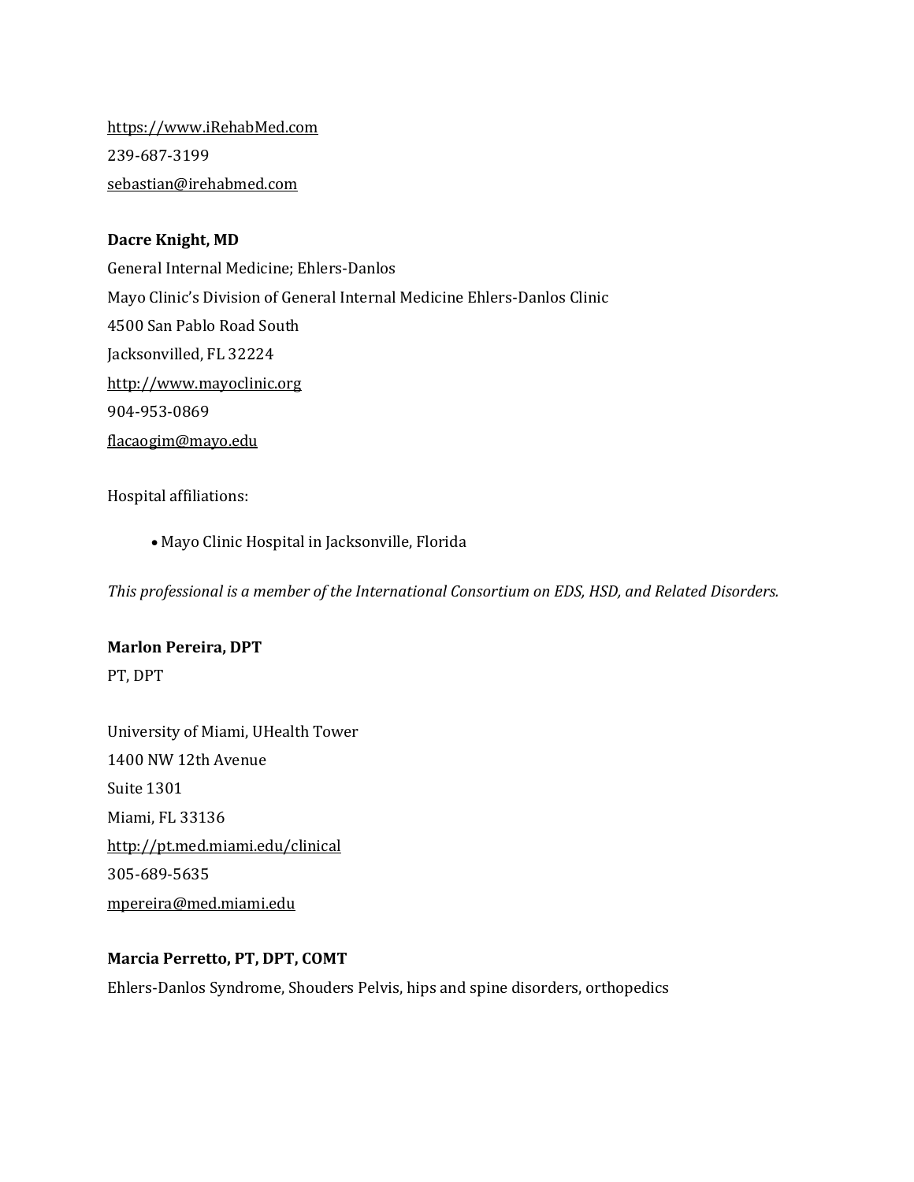https://www.iRehabMed.com
239-687-3199
sebastian@irehabmed.com

**Dacre Knight, MD**
General Internal Medicine; Ehlers-Danlos
Mayo Clinic's Division of General Internal Medicine Ehlers-Danlos Clinic
4500 San Pablo Road South
Jacksonvilled, FL 32224
http://www.mayoclinic.org
904-953-0869
flacaogim@mayo.edu

Hospital affiliations:

- Mayo Clinic Hospital in Jacksonville, Florida

*This professional is a member of the International Consortium on EDS, HSD, and Related Disorders.*

**Marlon Pereira, DPT**
PT, DPT

University of Miami, UHealth Tower
1400 NW 12th Avenue
Suite 1301
Miami, FL 33136
http://pt.med.miami.edu/clinical
305-689-5635
mpereira@med.miami.edu

**Marcia Perretto, PT, DPT, COMT**
Ehlers-Danlos Syndrome, Shouders Pelvis, hips and spine disorders, orthopedics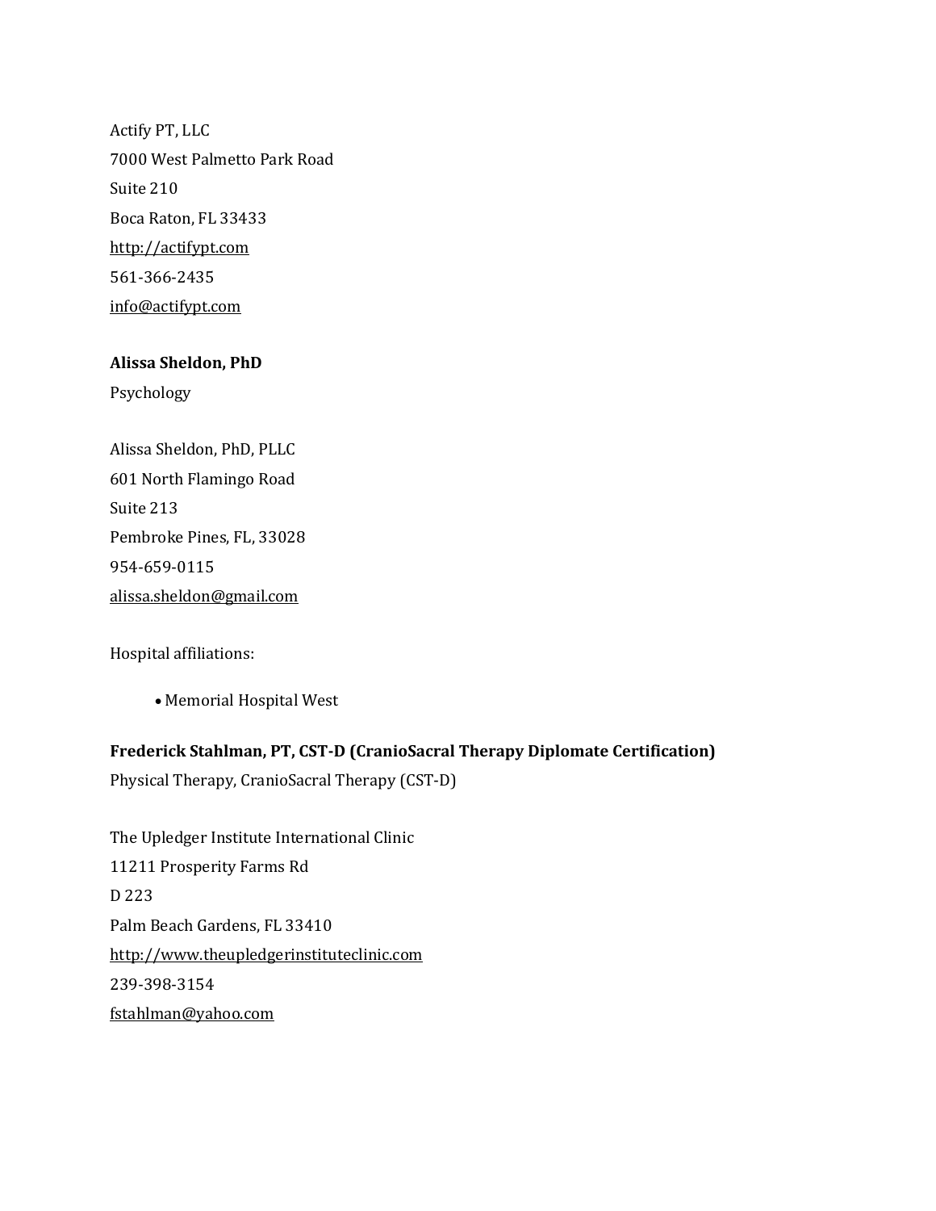Actify PT, LLC

7000 West Palmetto Park Road

Suite 210

Boca Raton, FL 33433

http://actifypt.com

561-366-2435

info@actifypt.com

**Alissa Sheldon, PhD**

Psychology

Alissa Sheldon, PhD, PLLC

601 North Flamingo Road

Suite 213

Pembroke Pines, FL, 33028

954-659-0115

alissa.sheldon@gmail.com

Hospital affiliations:

- Memorial Hospital West

**Frederick Stahlman, PT, CST-D (CranioSacral Therapy Diplomate Certification)**

Physical Therapy, CranioSacral Therapy (CST-D)

The Upledger Institute International Clinic

11211 Prosperity Farms Rd

D 223

Palm Beach Gardens, FL 33410

http://www.theupledgerinstituteclinic.com

239-398-3154

fstahlman@yahoo.com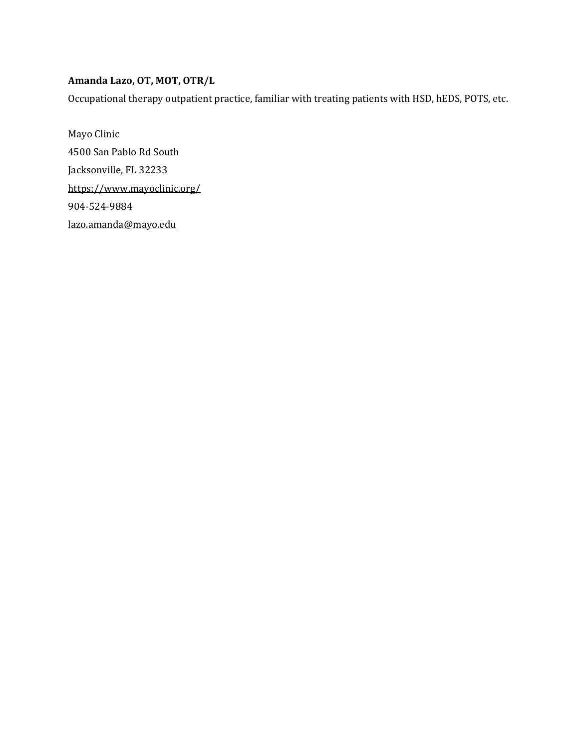**Amanda Lazo, OT, MOT, OTR/L**

Occupational therapy outpatient practice, familiar with treating patients with HSD, hEDS, POTS, etc.

Mayo Clinic
4500 San Pablo Rd South
Jacksonville, FL 32233
https://www.mayoclinic.org/
904-524-9884
lazo.amanda@mayo.edu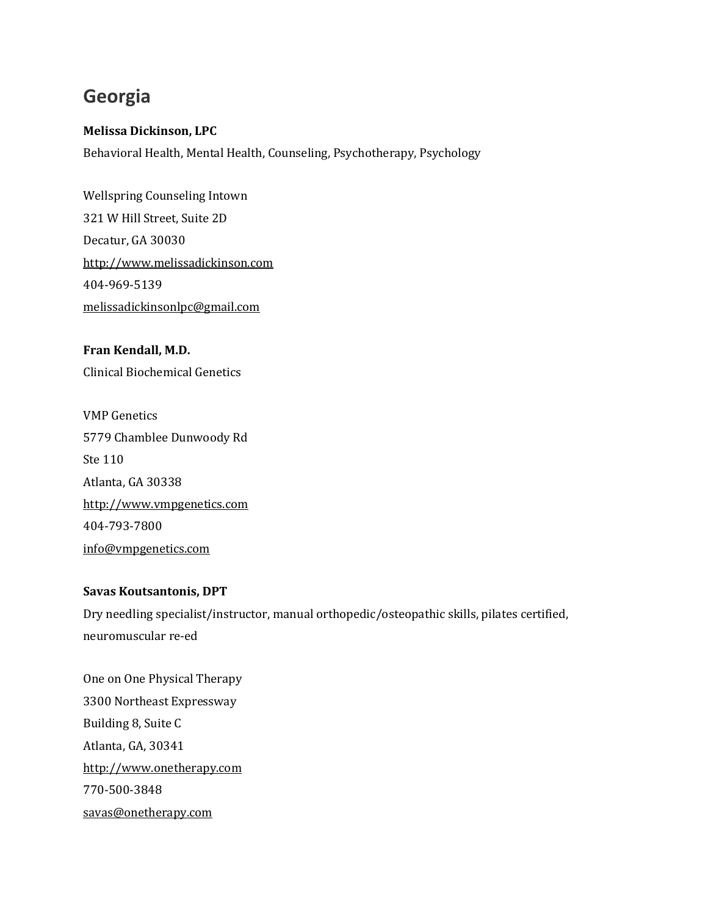# Georgia

**Melissa Dickinson, LPC**

Behavioral Health, Mental Health, Counseling, Psychotherapy, Psychology

Wellspring Counseling Intown
321 W Hill Street, Suite 2D
Decatur, GA 30030
http://www.melissadickinson.com
404-969-5139
melissadickinsonlpc@gmail.com

**Fran Kendall, M.D.**

Clinical Biochemical Genetics

VMP Genetics
5779 Chamblee Dunwoody Rd
Ste 110
Atlanta, GA 30338
http://www.vmpgenetics.com
404-793-7800
info@vmpgenetics.com

**Savas Koutsantonis, DPT**

Dry needling specialist/instructor, manual orthopedic/osteopathic skills, pilates certified, neuromuscular re-ed

One on One Physical Therapy
3300 Northeast Expressway
Building 8, Suite C
Atlanta, GA, 30341
http://www.onetherapy.com
770-500-3848
savas@onetherapy.com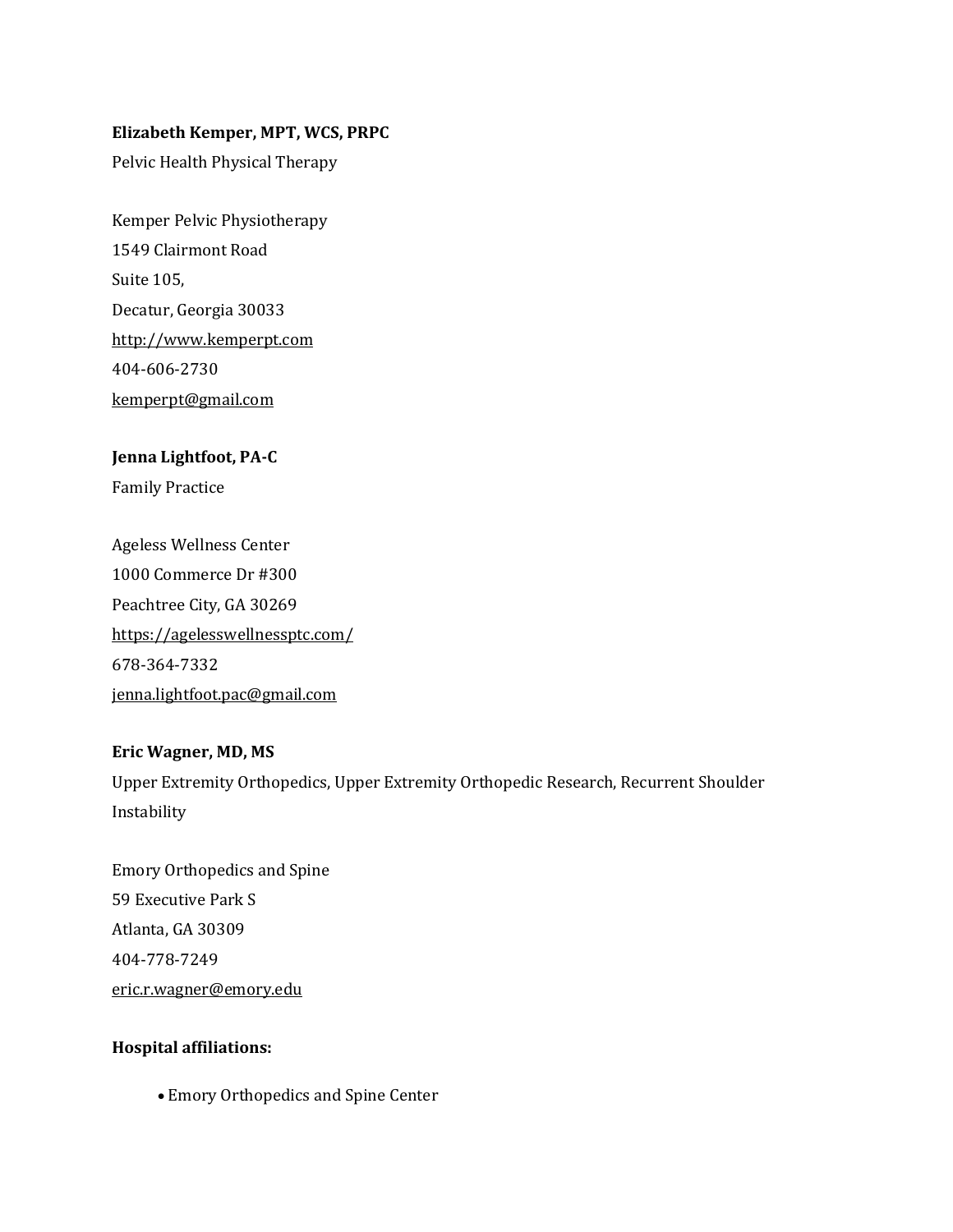**Elizabeth Kemper, MPT, WCS, PRPC**

Pelvic Health Physical Therapy

Kemper Pelvic Physiotherapy
1549 Clairmont Road
Suite 105,
Decatur, Georgia 30033
http://www.kemperpt.com
404-606-2730
kemperpt@gmail.com

**Jenna Lightfoot, PA-C**

Family Practice

Ageless Wellness Center
1000 Commerce Dr #300
Peachtree City, GA 30269
https://agelesswellnessptc.com/
678-364-7332
jenna.lightfoot.pac@gmail.com

**Eric Wagner, MD, MS**

Upper Extremity Orthopedics, Upper Extremity Orthopedic Research, Recurrent Shoulder Instability

Emory Orthopedics and Spine
59 Executive Park S
Atlanta, GA 30309
404-778-7249
eric.r.wagner@emory.edu

**Hospital affiliations:**

- Emory Orthopedics and Spine Center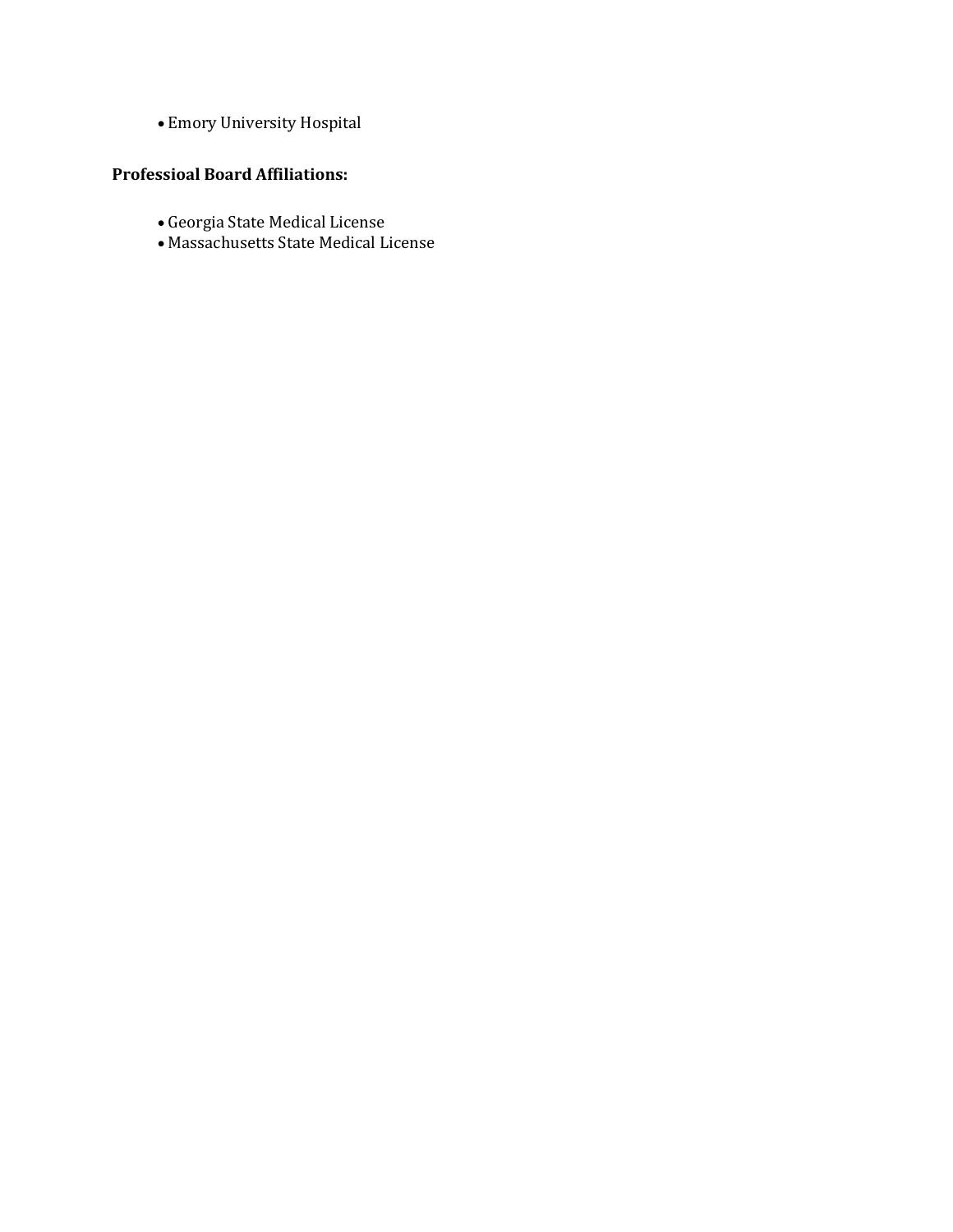- Emory University Hospital

**Professioal Board Affiliations:**

- Georgia State Medical License
- Massachusetts State Medical License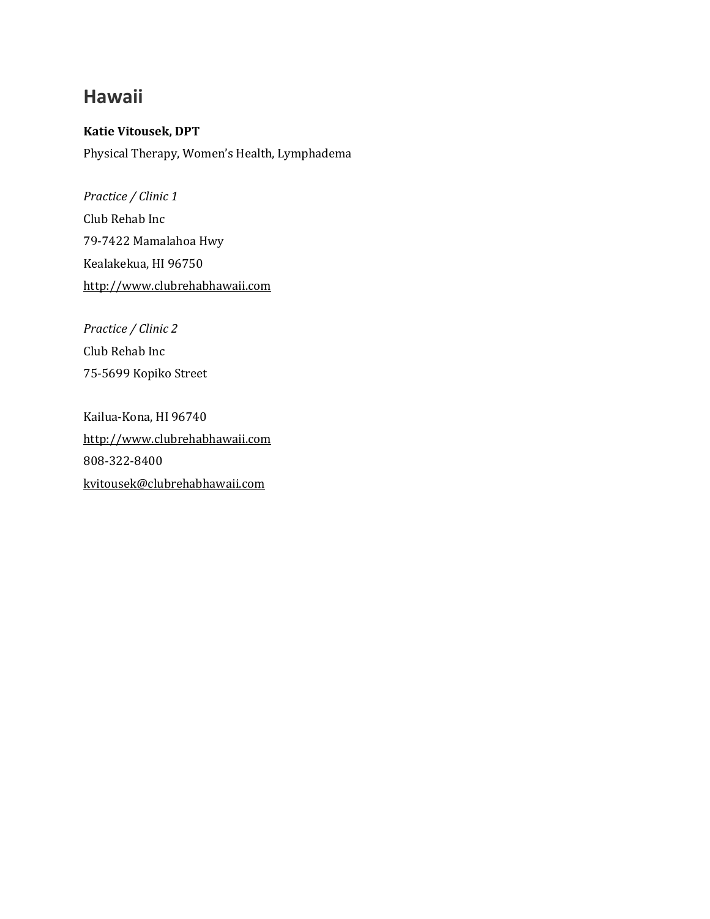## Hawaii

**Katie Vitousek, DPT**

Physical Therapy, Women's Health, Lymphadema

*Practice / Clinic 1*

Club Rehab Inc

79-7422 Mamalahoa Hwy

Kealakekua, HI 96750

http://www.clubrehabhawaii.com

*Practice / Clinic 2*

Club Rehab Inc

75-5699 Kopiko Street

Kailua-Kona, HI 96740

http://www.clubrehabhawaii.com

808-322-8400

kvitousek@clubrehabhawaii.com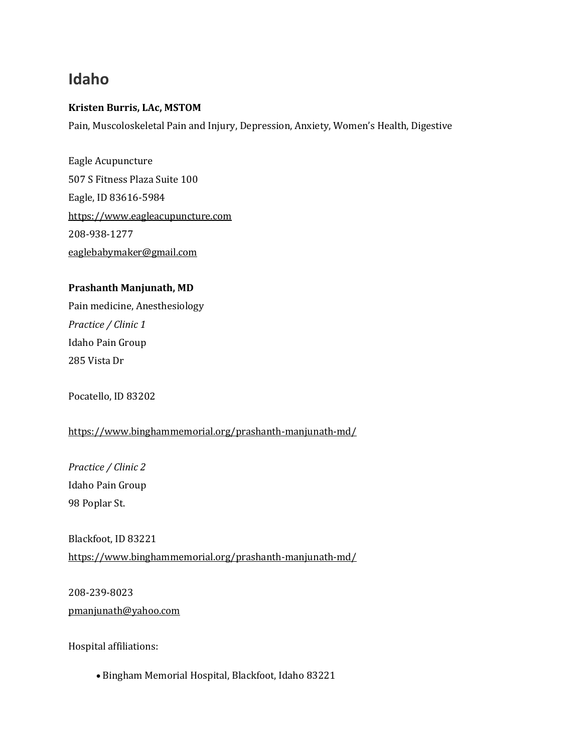# Idaho

**Kristen Burris, LAc, MSTOM**

Pain, Muscoloskeletal Pain and Injury, Depression, Anxiety, Women's Health, Digestive

Eagle Acupuncture
507 S Fitness Plaza Suite 100
Eagle, ID 83616-5984
https://www.eagleacupuncture.com
208-938-1277
eaglebabymaker@gmail.com

**Prashanth Manjunath, MD**

Pain medicine, Anesthesiology

*Practice / Clinic 1*
Idaho Pain Group
285 Vista Dr

Pocatello, ID 83202

https://www.binghammemorial.org/prashanth-manjunath-md/

*Practice / Clinic 2*
Idaho Pain Group
98 Poplar St.

Blackfoot, ID 83221
https://www.binghammemorial.org/prashanth-manjunath-md/

208-239-8023
pmanjunath@yahoo.com

Hospital affiliations:

- Bingham Memorial Hospital, Blackfoot, Idaho 83221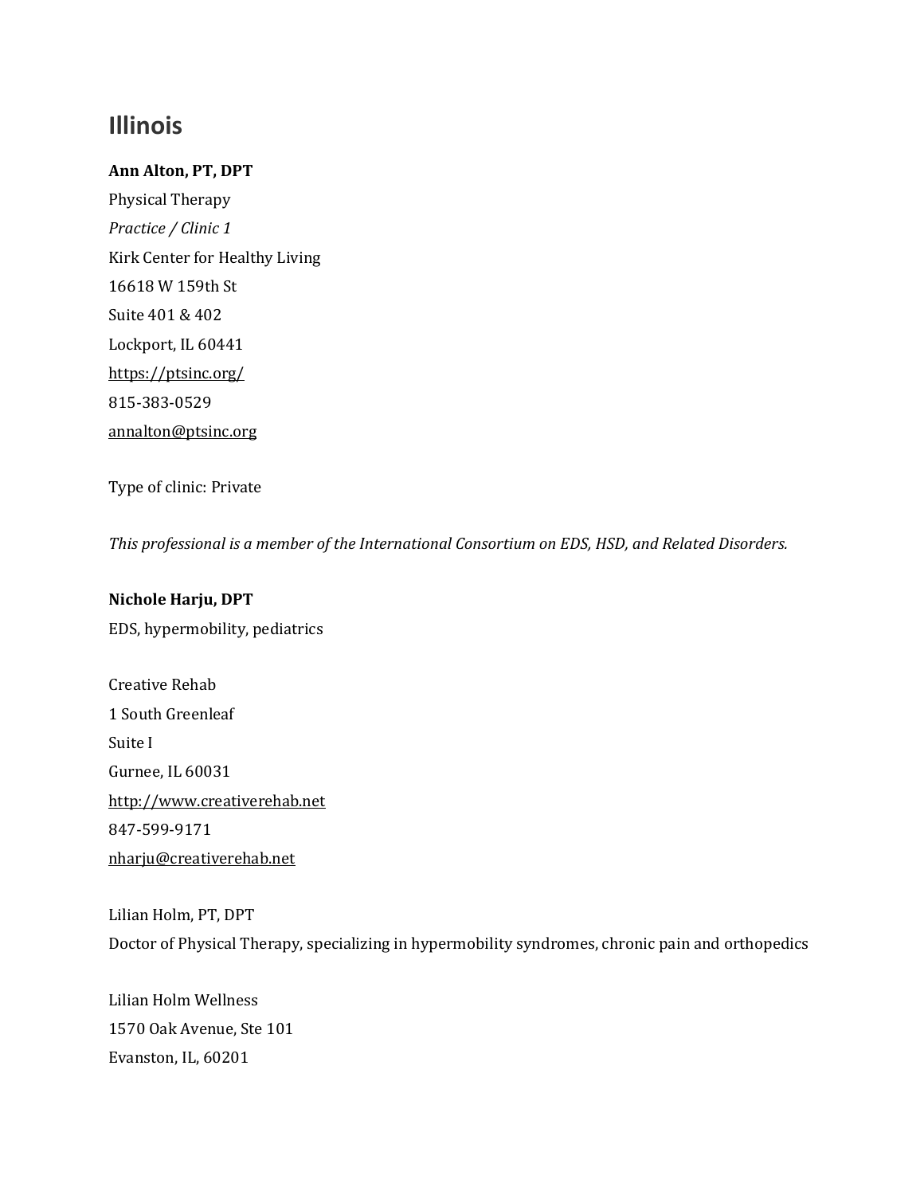# Illinois

**Ann Alton, PT, DPT**

Physical Therapy

*Practice / Clinic 1*

Kirk Center for Healthy Living

16618 W 159th St

Suite 401 & 402

Lockport, IL 60441

https://ptsinc.org/

815-383-0529

annalton@ptsinc.org

Type of clinic: Private

*This professional is a member of the International Consortium on EDS, HSD, and Related Disorders.*

**Nichole Harju, DPT**

EDS, hypermobility, pediatrics

Creative Rehab

1 South Greenleaf

Suite I

Gurnee, IL 60031

http://www.creativerehab.net

847-599-9171

nharju@creativerehab.net

Lilian Holm, PT, DPT

Doctor of Physical Therapy, specializing in hypermobility syndromes, chronic pain and orthopedics

Lilian Holm Wellness

1570 Oak Avenue, Ste 101

Evanston, IL, 60201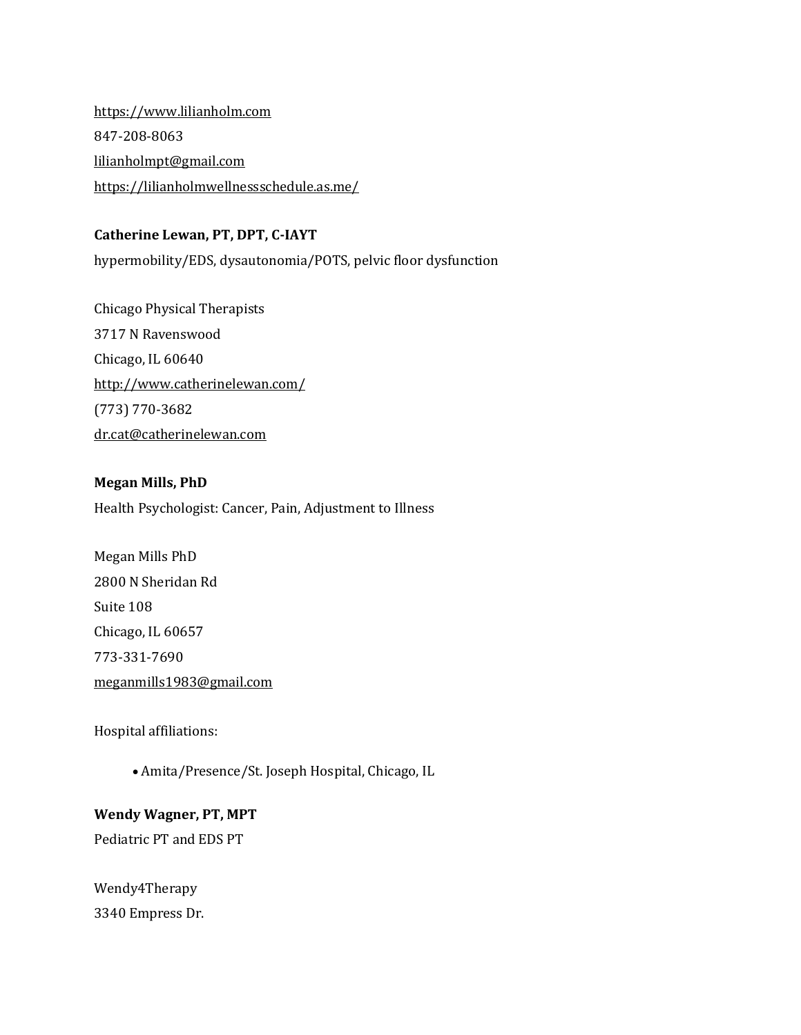https://www.lilianholm.com
847-208-8063
lilianholmpt@gmail.com
https://lilianholmwellnessschedule.as.me/

**Catherine Lewan, PT, DPT, C-IAYT**
hypermobility/EDS, dysautonomia/POTS, pelvic floor dysfunction

Chicago Physical Therapists
3717 N Ravenswood
Chicago, IL 60640
http://www.catherinelewan.com/
(773) 770-3682
dr.cat@catherinelewan.com

**Megan Mills, PhD**
Health Psychologist: Cancer, Pain, Adjustment to Illness

Megan Mills PhD
2800 N Sheridan Rd
Suite 108
Chicago, IL 60657
773-331-7690
meganmills1983@gmail.com

Hospital affiliations:

- Amita/Presence/St. Joseph Hospital, Chicago, IL

**Wendy Wagner, PT, MPT**
Pediatric PT and EDS PT

Wendy4Therapy
3340 Empress Dr.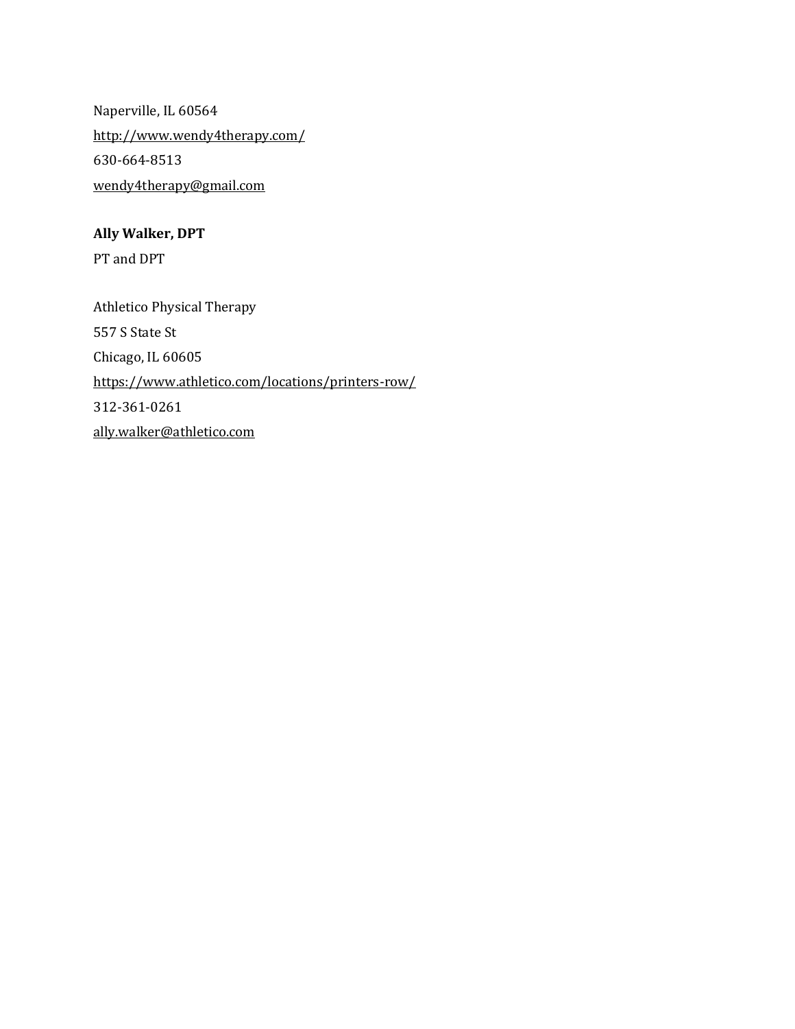Naperville, IL 60564

http://www.wendy4therapy.com/

630-664-8513

wendy4therapy@gmail.com

**Ally Walker, DPT**

PT and DPT

Athletico Physical Therapy

557 S State St

Chicago, IL 60605

https://www.athletico.com/locations/printers-row/

312-361-0261

ally.walker@athletico.com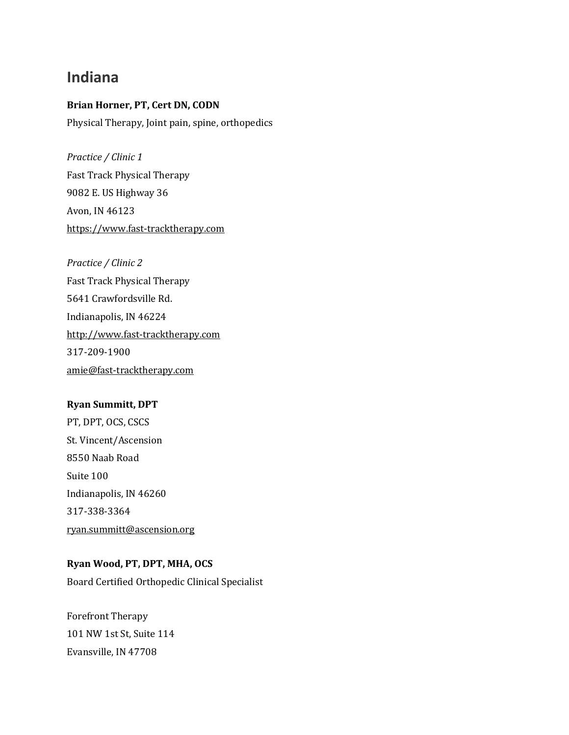# Indiana

**Brian Horner, PT, Cert DN, CODN**

Physical Therapy, Joint pain, spine, orthopedics

*Practice / Clinic 1*

Fast Track Physical Therapy
9082 E. US Highway 36
Avon, IN 46123
https://www.fast-tracktherapy.com

*Practice / Clinic 2*

Fast Track Physical Therapy
5641 Crawfordsville Rd.
Indianapolis, IN 46224
http://www.fast-tracktherapy.com
317-209-1900
amie@fast-tracktherapy.com

**Ryan Summitt, DPT**

PT, DPT, OCS, CSCS
St. Vincent/Ascension
8550 Naab Road
Suite 100
Indianapolis, IN 46260
317-338-3364
ryan.summitt@ascension.org

**Ryan Wood, PT, DPT, MHA, OCS**

Board Certified Orthopedic Clinical Specialist

Forefront Therapy
101 NW 1st St, Suite 114
Evansville, IN 47708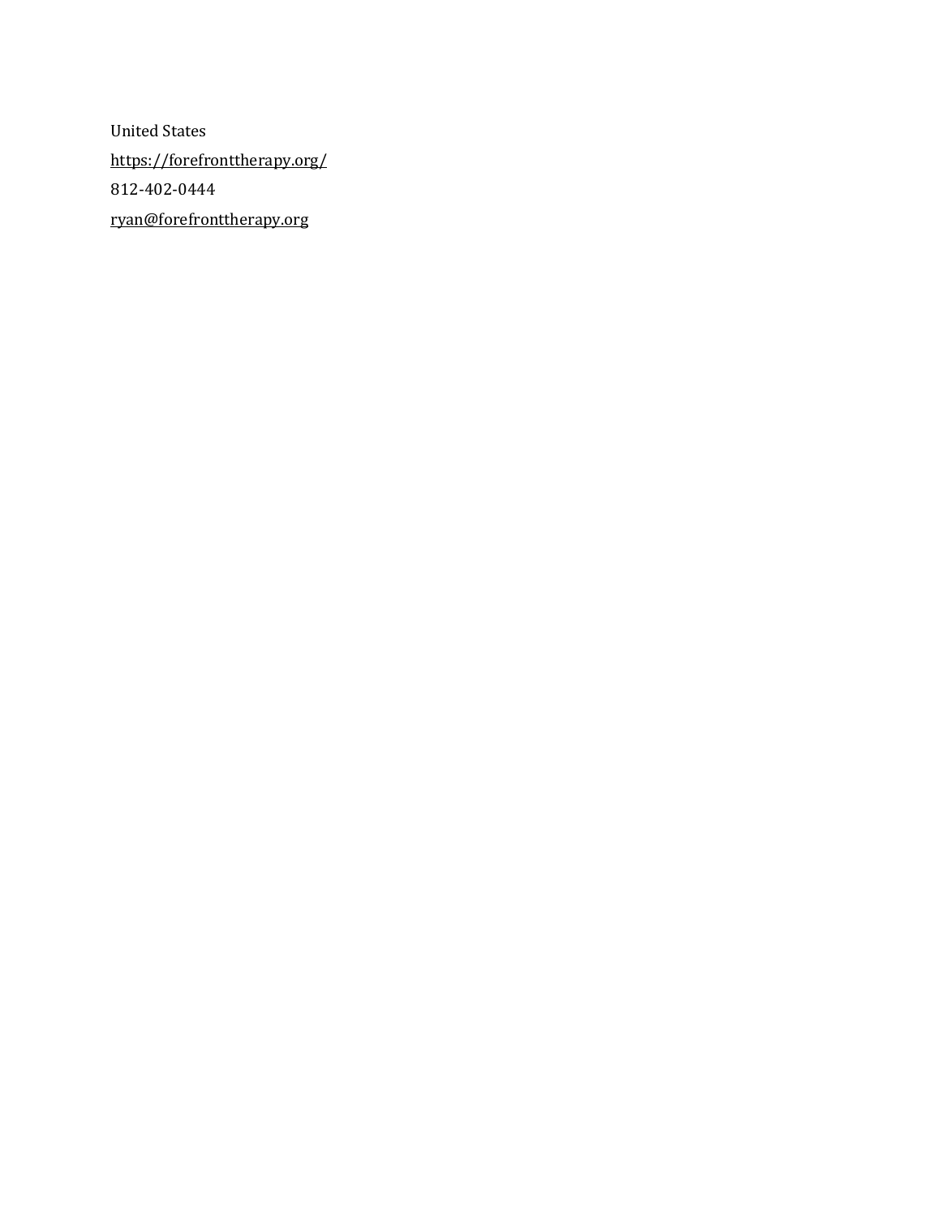United States

https://forefronttherapy.org/

812-402-0444

ryan@forefronttherapy.org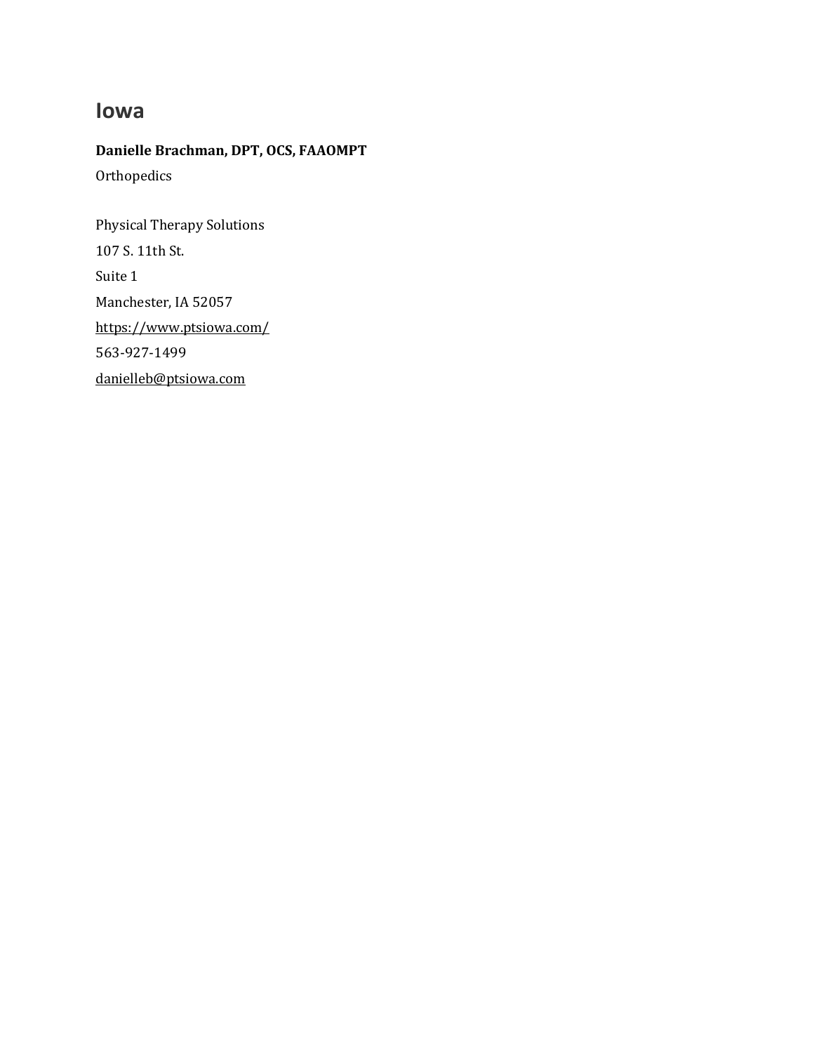## Iowa

**Danielle Brachman, DPT, OCS, FAAOMPT**

Orthopedics

Physical Therapy Solutions

107 S. 11th St.

Suite 1

Manchester, IA 52057

https://www.ptsiowa.com/

563-927-1499

danielleb@ptsiowa.com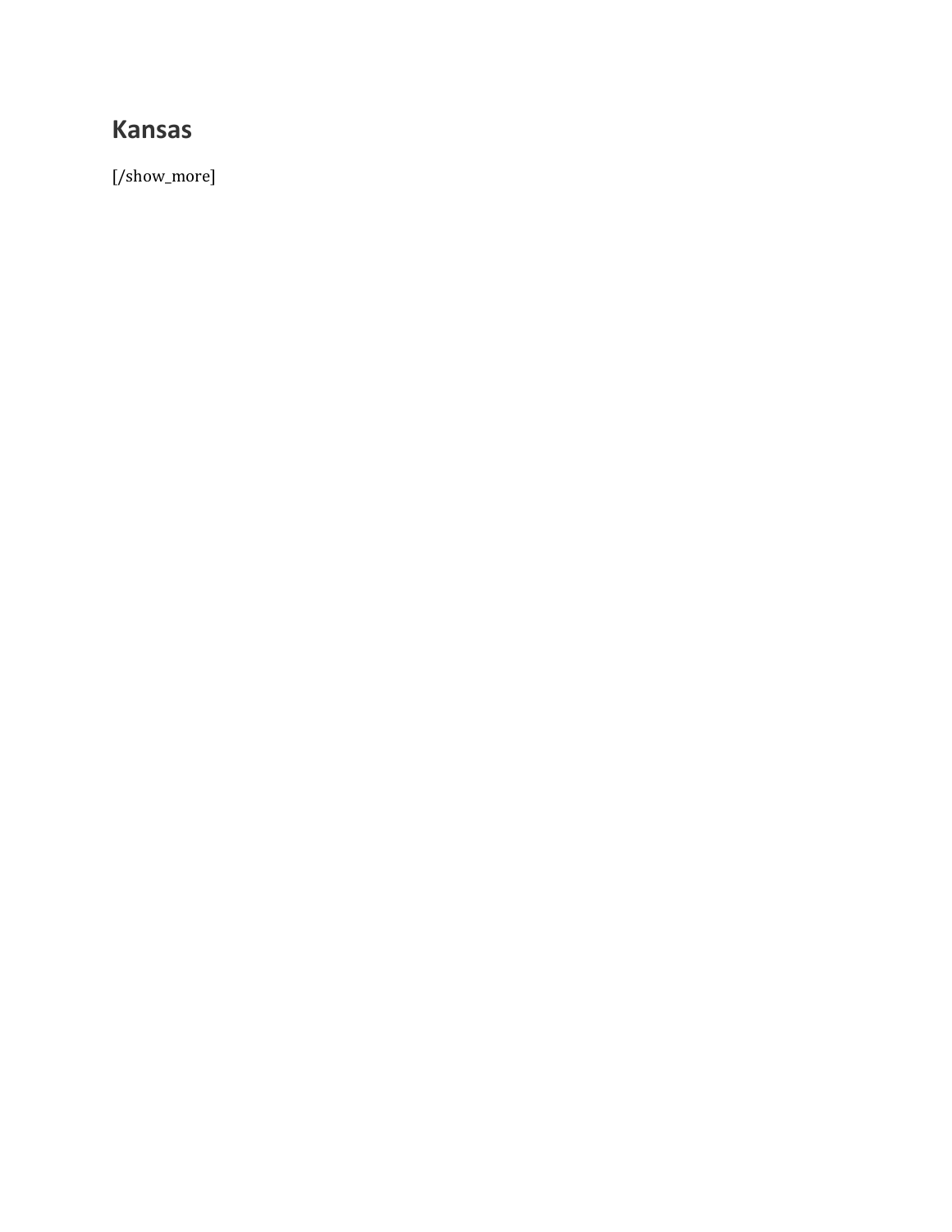## Kansas

[/show_more]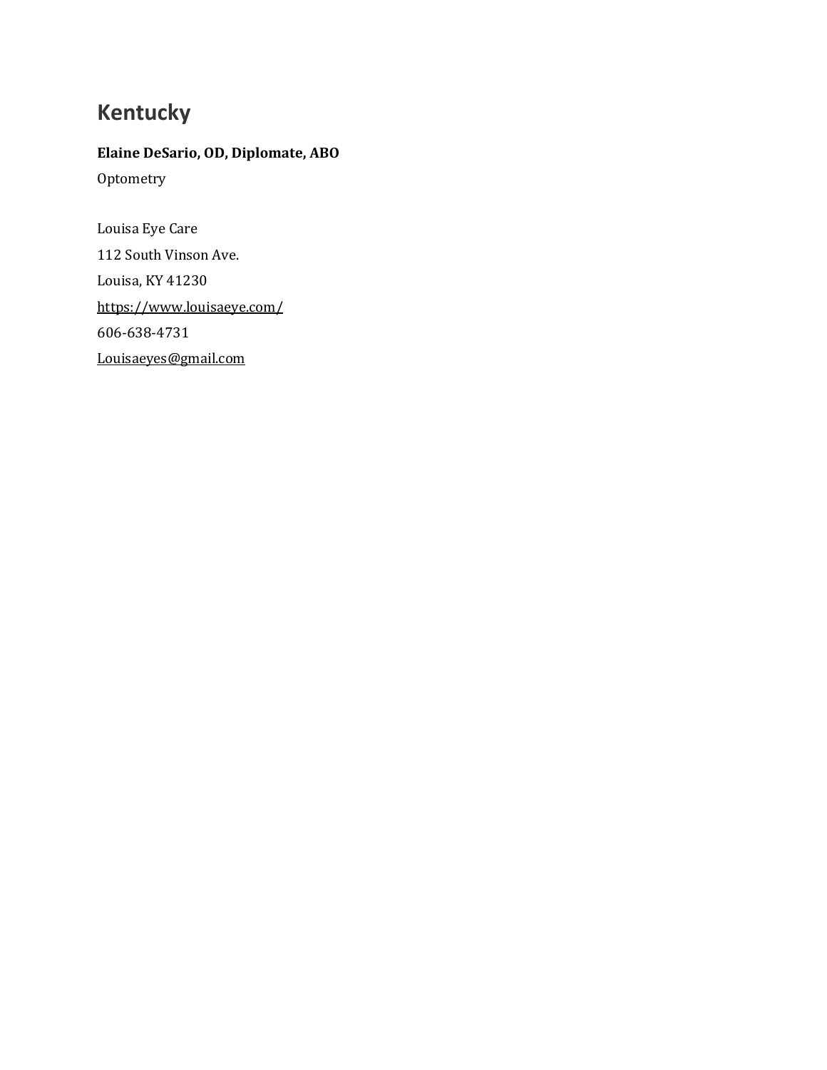# Kentucky

**Elaine DeSario, OD, Diplomate, ABO**

Optometry

Louisa Eye Care

112 South Vinson Ave.

Louisa, KY 41230

https://www.louisaeye.com/

606-638-4731

Louisaeyes@gmail.com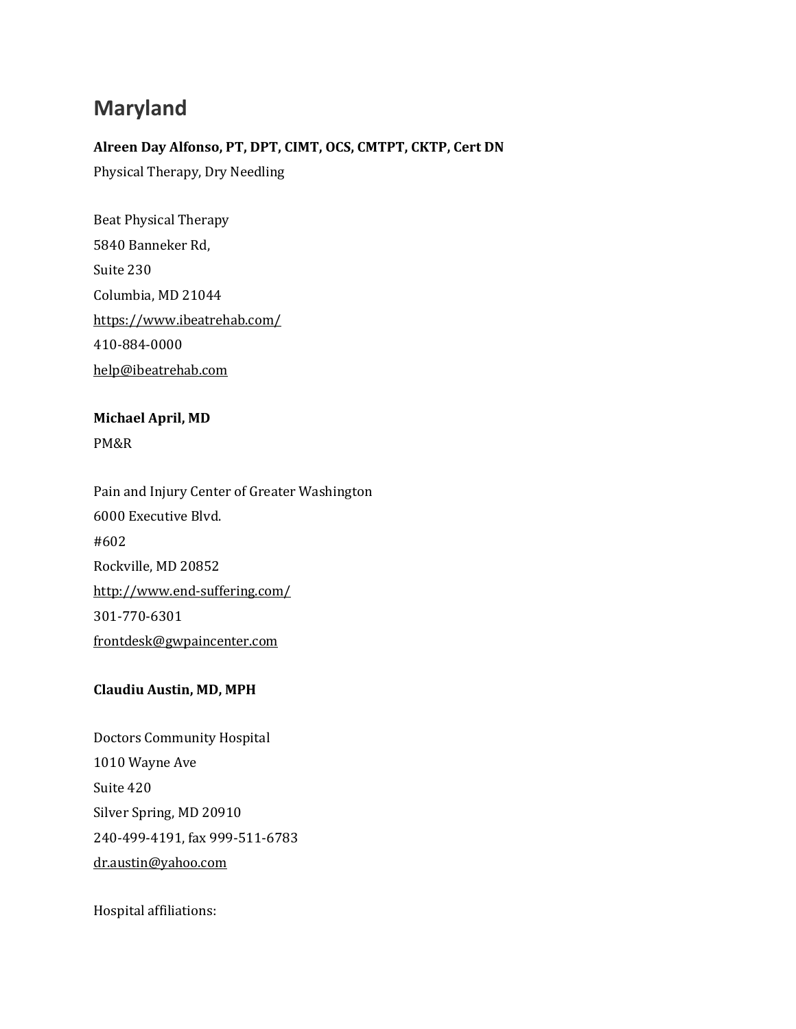# Maryland

**Alreen Day Alfonso, PT, DPT, CIMT, OCS, CMTPT, CKTP, Cert DN**
Physical Therapy, Dry Needling

Beat Physical Therapy
5840 Banneker Rd,
Suite 230
Columbia, MD 21044
https://www.ibeatrehab.com/
410-884-0000
help@ibeatrehab.com

**Michael April, MD**
PM&R

Pain and Injury Center of Greater Washington
6000 Executive Blvd.
#602
Rockville, MD 20852
http://www.end-suffering.com/
301-770-6301
frontdesk@gwpaincenter.com

**Claudiu Austin, MD, MPH**

Doctors Community Hospital
1010 Wayne Ave
Suite 420
Silver Spring, MD 20910
240-499-4191, fax 999-511-6783
dr.austin@yahoo.com

Hospital affiliations: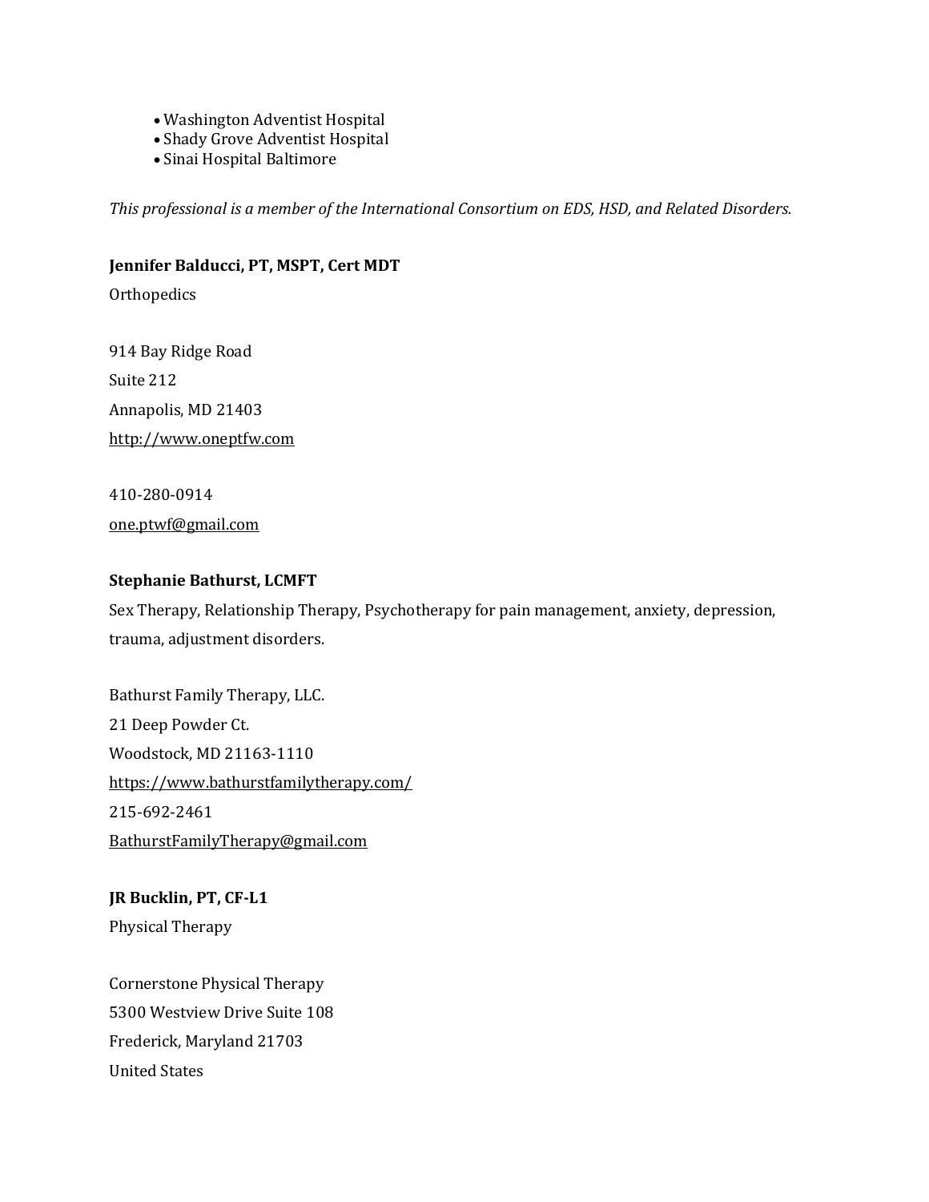- Washington Adventist Hospital
- Shady Grove Adventist Hospital
- Sinai Hospital Baltimore

*This professional is a member of the International Consortium on EDS, HSD, and Related Disorders.*

**Jennifer Balducci, PT, MSPT, Cert MDT**

Orthopedics

914 Bay Ridge Road

Suite 212

Annapolis, MD 21403

http://www.oneptfw.com

410-280-0914

one.ptwf@gmail.com

**Stephanie Bathurst, LCMFT**

Sex Therapy, Relationship Therapy, Psychotherapy for pain management, anxiety, depression, trauma, adjustment disorders.

Bathurst Family Therapy, LLC.

21 Deep Powder Ct.

Woodstock, MD 21163-1110

https://www.bathurstfamilytherapy.com/

215-692-2461

BathurstFamilyTherapy@gmail.com

**JR Bucklin, PT, CF-L1**

Physical Therapy

Cornerstone Physical Therapy

5300 Westview Drive Suite 108

Frederick, Maryland 21703

United States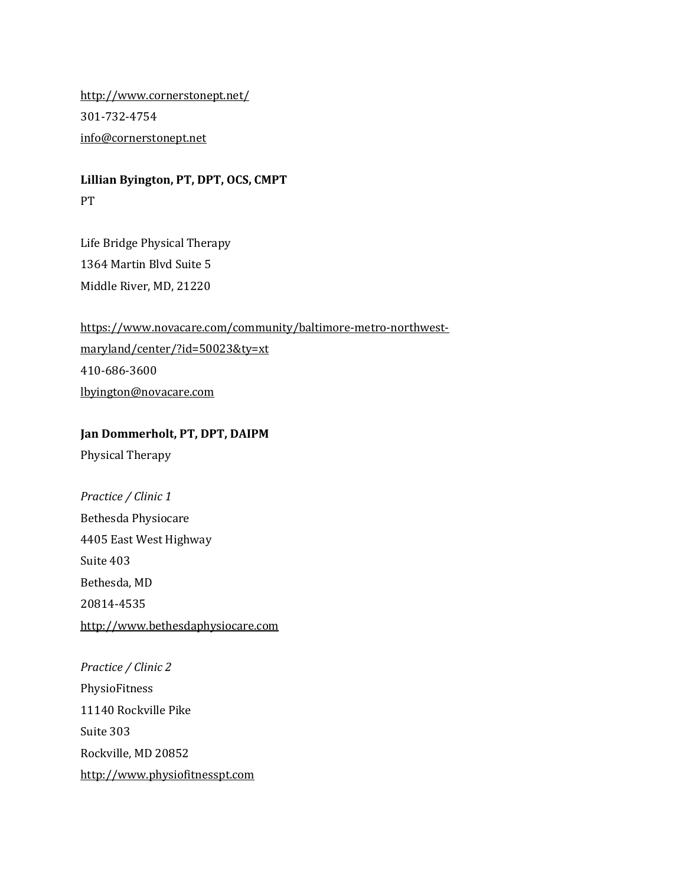http://www.cornerstonept.net/
301-732-4754
info@cornerstonept.net

**Lillian Byington, PT, DPT, OCS, CMPT**
PT

Life Bridge Physical Therapy
1364 Martin Blvd Suite 5
Middle River, MD, 21220

https://www.novacare.com/community/baltimore-metro-northwest-maryland/center/?id=50023&ty=xt
410-686-3600
lbyington@novacare.com

**Jan Dommerholt, PT, DPT, DAIPM**
Physical Therapy

*Practice / Clinic 1*
Bethesda Physiocare
4405 East West Highway
Suite 403
Bethesda, MD
20814-4535
http://www.bethesdaphysiocare.com

*Practice / Clinic 2*
PhysioFitness
11140 Rockville Pike
Suite 303
Rockville, MD 20852
http://www.physiofitnesspt.com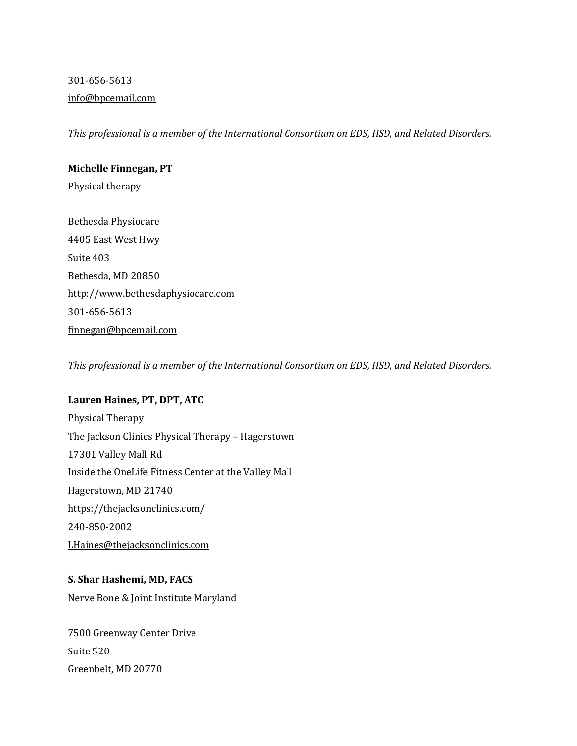301-656-5613

info@bpcemail.com

*This professional is a member of the International Consortium on EDS, HSD, and Related Disorders.*

**Michelle Finnegan, PT**

Physical therapy

Bethesda Physiocare

4405 East West Hwy

Suite 403

Bethesda, MD 20850

http://www.bethesdaphysiocare.com

301-656-5613

finnegan@bpcemail.com

*This professional is a member of the International Consortium on EDS, HSD, and Related Disorders.*

**Lauren Haines, PT, DPT, ATC**

Physical Therapy

The Jackson Clinics Physical Therapy – Hagerstown

17301 Valley Mall Rd

Inside the OneLife Fitness Center at the Valley Mall

Hagerstown, MD 21740

https://thejacksonclinics.com/

240-850-2002

LHaines@thejacksonclinics.com

**S. Shar Hashemi, MD, FACS**

Nerve Bone & Joint Institute Maryland

7500 Greenway Center Drive

Suite 520

Greenbelt, MD 20770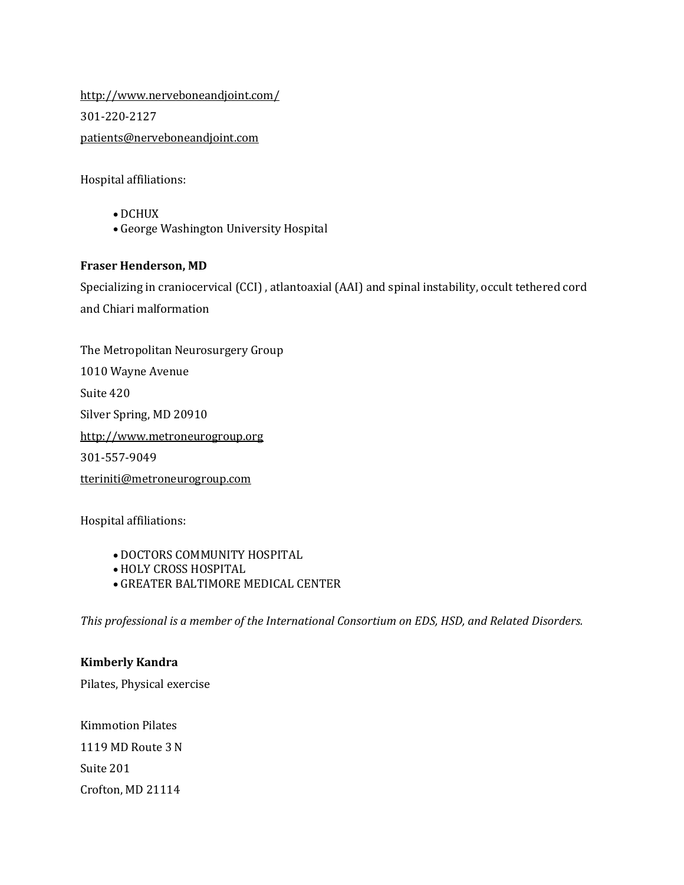http://www.nerveboneandjoint.com/

301-220-2127

patients@nerveboneandjoint.com

Hospital affiliations:

- DCHUX
- George Washington University Hospital

**Fraser Henderson, MD**

Specializing in craniocervical (CCI) , atlantoaxial (AAI) and spinal instability, occult tethered cord and Chiari malformation

The Metropolitan Neurosurgery Group

1010 Wayne Avenue

Suite 420

Silver Spring, MD 20910

http://www.metroneurogroup.org

301-557-9049

tteriniti@metroneurogroup.com

Hospital affiliations:

- DOCTORS COMMUNITY HOSPITAL
- HOLY CROSS HOSPITAL
- GREATER BALTIMORE MEDICAL CENTER

*This professional is a member of the International Consortium on EDS, HSD, and Related Disorders.*

**Kimberly Kandra**

Pilates, Physical exercise

Kimmotion Pilates

1119 MD Route 3 N

Suite 201

Crofton, MD 21114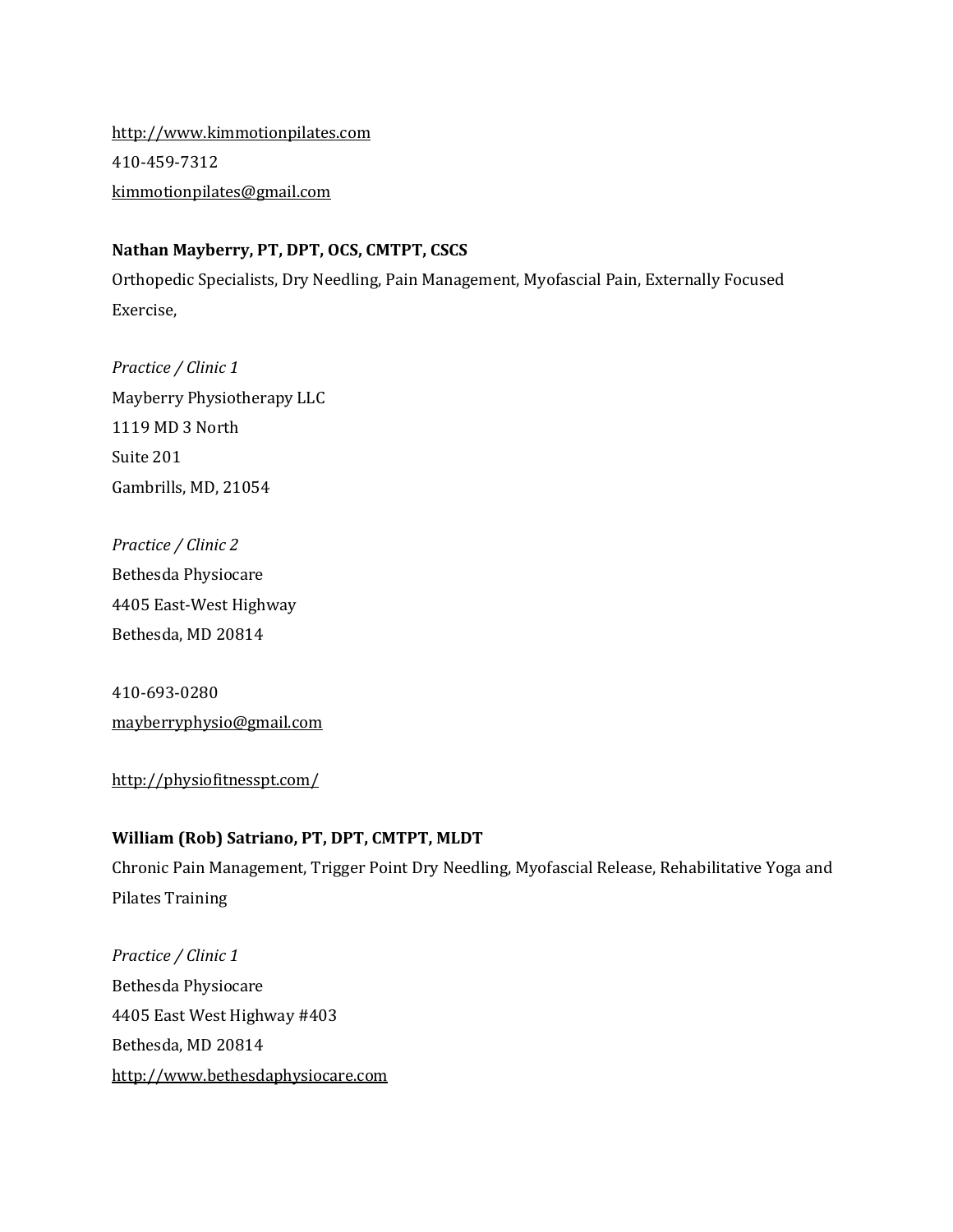http://www.kimmotionpilates.com

410-459-7312

kimmotionpilates@gmail.com

**Nathan Mayberry, PT, DPT, OCS, CMTPT, CSCS**

Orthopedic Specialists, Dry Needling, Pain Management, Myofascial Pain, Externally Focused Exercise,

*Practice / Clinic 1*

Mayberry Physiotherapy LLC
1119 MD 3 North
Suite 201
Gambrills, MD, 21054

*Practice / Clinic 2*

Bethesda Physiocare
4405 East-West Highway
Bethesda, MD 20814

410-693-0280

mayberryphysio@gmail.com

http://physiofitnesspt.com/

**William (Rob) Satriano, PT, DPT, CMTPT, MLDT**

Chronic Pain Management, Trigger Point Dry Needling, Myofascial Release, Rehabilitative Yoga and Pilates Training

*Practice / Clinic 1*

Bethesda Physiocare
4405 East West Highway #403
Bethesda, MD 20814
http://www.bethesdaphysiocare.com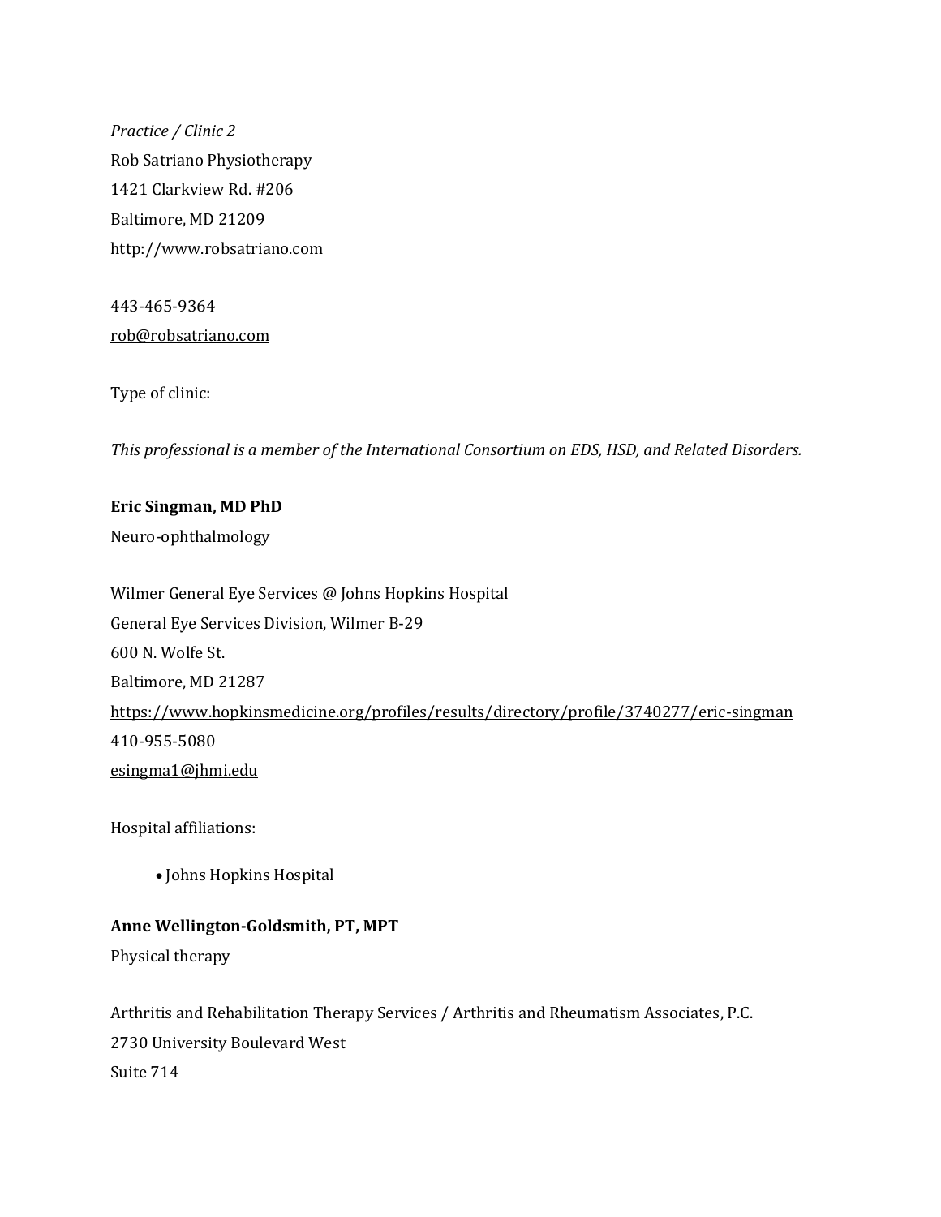*Practice / Clinic 2*

Rob Satriano Physiotherapy

1421 Clarkview Rd. #206

Baltimore, MD 21209

http://www.robsatriano.com

443-465-9364

rob@robsatriano.com

Type of clinic:

*This professional is a member of the International Consortium on EDS, HSD, and Related Disorders.*

**Eric Singman, MD PhD**

Neuro-ophthalmology

Wilmer General Eye Services @ Johns Hopkins Hospital

General Eye Services Division, Wilmer B-29

600 N. Wolfe St.

Baltimore, MD 21287

https://www.hopkinsmedicine.org/profiles/results/directory/profile/3740277/eric-singman

410-955-5080

esingma1@jhmi.edu

Hospital affiliations:

- Johns Hopkins Hospital

**Anne Wellington-Goldsmith, PT, MPT**

Physical therapy

Arthritis and Rehabilitation Therapy Services / Arthritis and Rheumatism Associates, P.C.

2730 University Boulevard West

Suite 714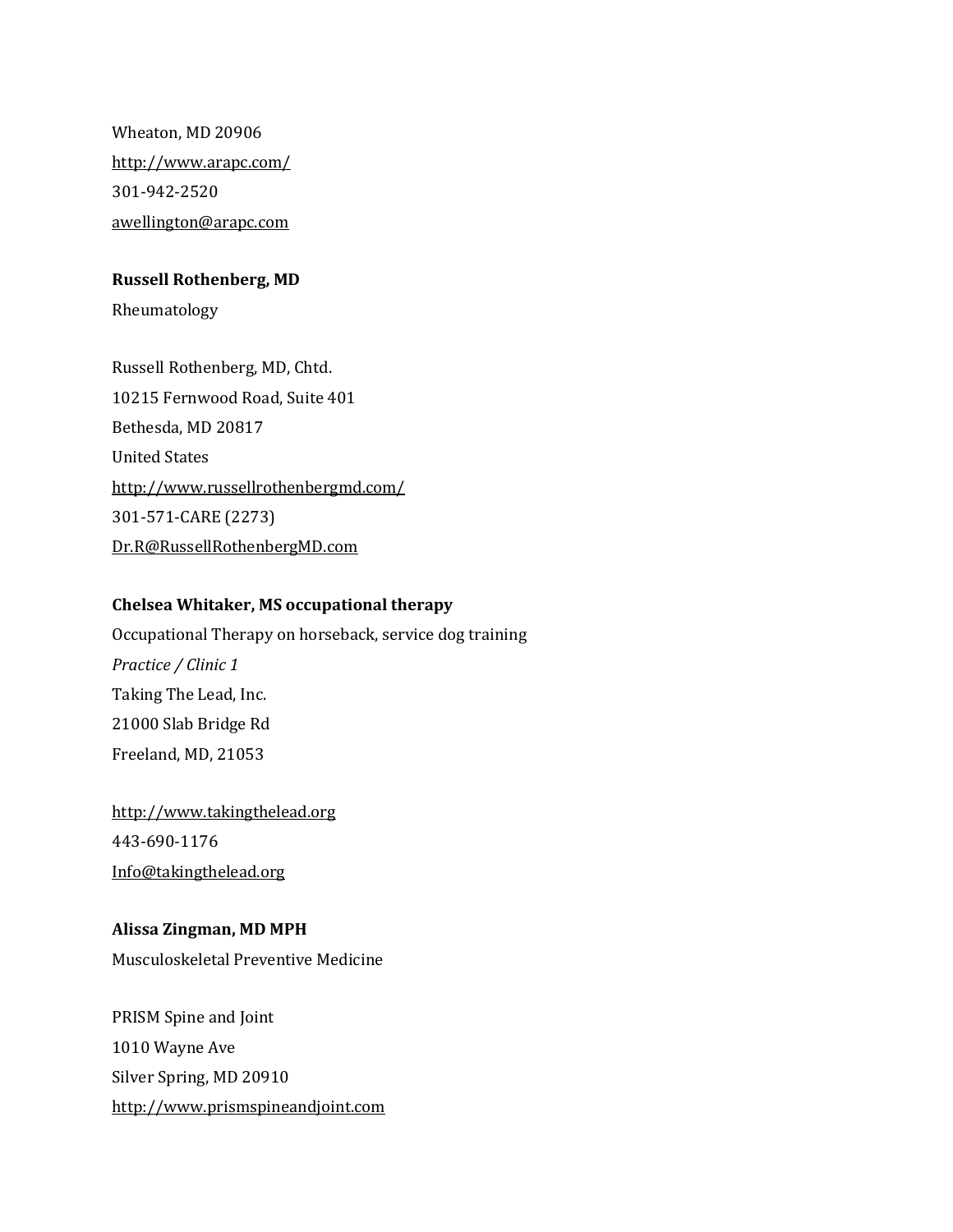Wheaton, MD 20906

http://www.arapc.com/

301-942-2520

awellington@arapc.com

**Russell Rothenberg, MD**

Rheumatology

Russell Rothenberg, MD, Chtd.

10215 Fernwood Road, Suite 401

Bethesda, MD 20817

United States

http://www.russellrothenbergmd.com/

301-571-CARE (2273)

Dr.R@RussellRothenbergMD.com

**Chelsea Whitaker, MS occupational therapy**

Occupational Therapy on horseback, service dog training

*Practice / Clinic 1*

Taking The Lead, Inc.

21000 Slab Bridge Rd

Freeland, MD, 21053

http://www.takingthelead.org

443-690-1176

Info@takingthelead.org

**Alissa Zingman, MD MPH**

Musculoskeletal Preventive Medicine

PRISM Spine and Joint

1010 Wayne Ave

Silver Spring, MD 20910

http://www.prismspineandjoint.com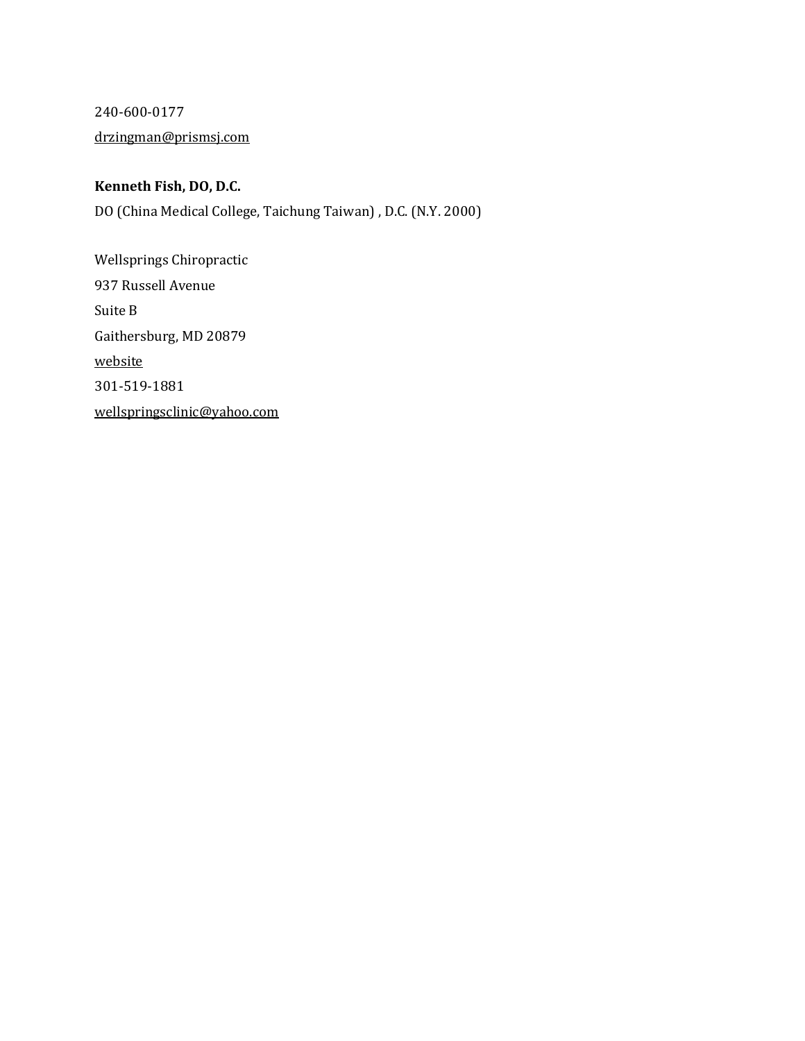240-600-0177

drzingman@prismsj.com

**Kenneth Fish, DO, D.C.**

DO (China Medical College, Taichung Taiwan) , D.C. (N.Y. 2000)

Wellsprings Chiropractic

937 Russell Avenue

Suite B

Gaithersburg, MD 20879

website

301-519-1881

wellspringsclinic@yahoo.com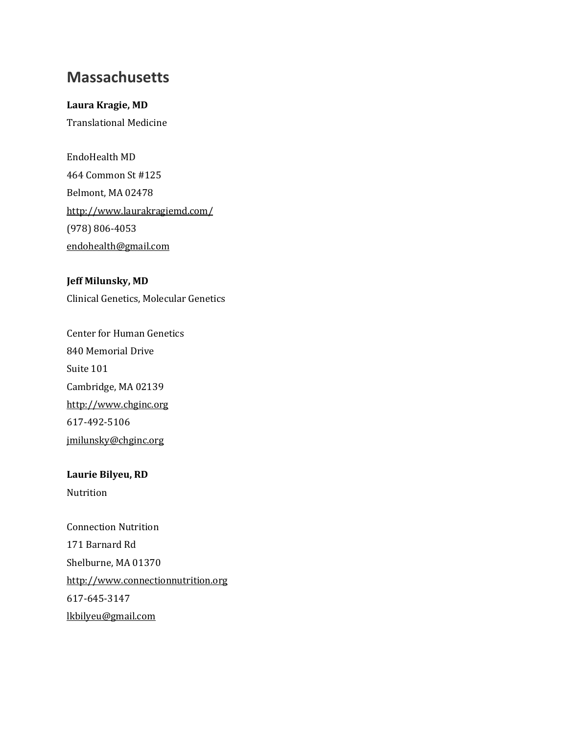# Massachusetts

**Laura Kragie, MD**
Translational Medicine

EndoHealth MD
464 Common St #125
Belmont, MA 02478
http://www.laurakragiemd.com/
(978) 806-4053
endohealth@gmail.com

**Jeff Milunsky, MD**
Clinical Genetics, Molecular Genetics

Center for Human Genetics
840 Memorial Drive
Suite 101
Cambridge, MA 02139
http://www.chginc.org
617-492-5106
jmilunsky@chginc.org

**Laurie Bilyeu, RD**
Nutrition

Connection Nutrition
171 Barnard Rd
Shelburne, MA 01370
http://www.connectionnutrition.org
617-645-3147
lkbilyeu@gmail.com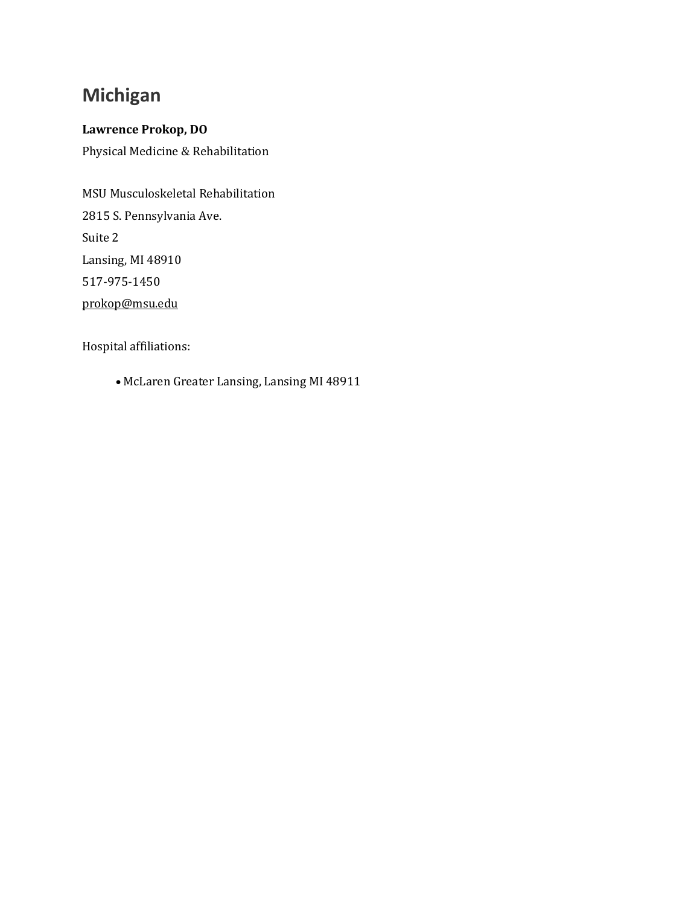## Michigan

**Lawrence Prokop, DO**

Physical Medicine & Rehabilitation

MSU Musculoskeletal Rehabilitation
2815 S. Pennsylvania Ave.
Suite 2
Lansing, MI 48910
517-975-1450
prokop@msu.edu

Hospital affiliations:

- McLaren Greater Lansing, Lansing MI 48911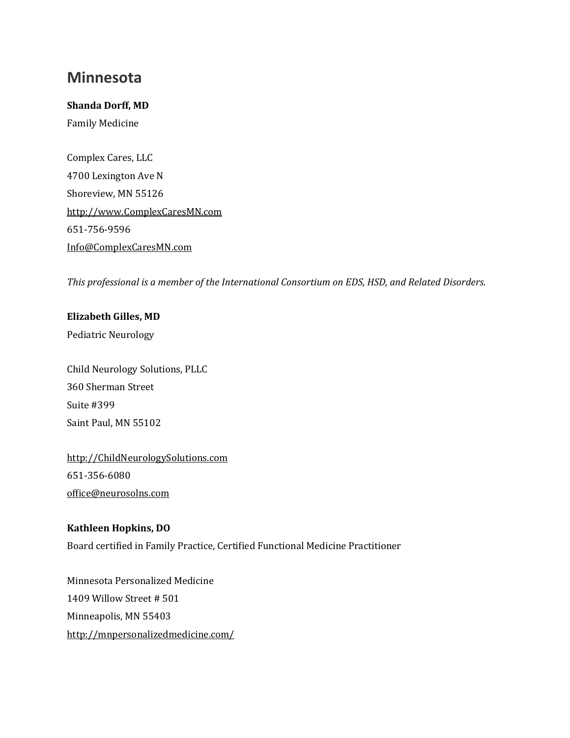## Minnesota

**Shanda Dorff, MD**
Family Medicine

Complex Cares, LLC
4700 Lexington Ave N
Shoreview, MN 55126
http://www.ComplexCaresMN.com
651-756-9596
Info@ComplexCaresMN.com

*This professional is a member of the International Consortium on EDS, HSD, and Related Disorders.*

**Elizabeth Gilles, MD**
Pediatric Neurology

Child Neurology Solutions, PLLC
360 Sherman Street
Suite #399
Saint Paul, MN 55102

http://ChildNeurologySolutions.com
651-356-6080
office@neurosolns.com

**Kathleen Hopkins, DO**
Board certified in Family Practice, Certified Functional Medicine Practitioner

Minnesota Personalized Medicine
1409 Willow Street # 501
Minneapolis, MN 55403
http://mnpersonalizedmedicine.com/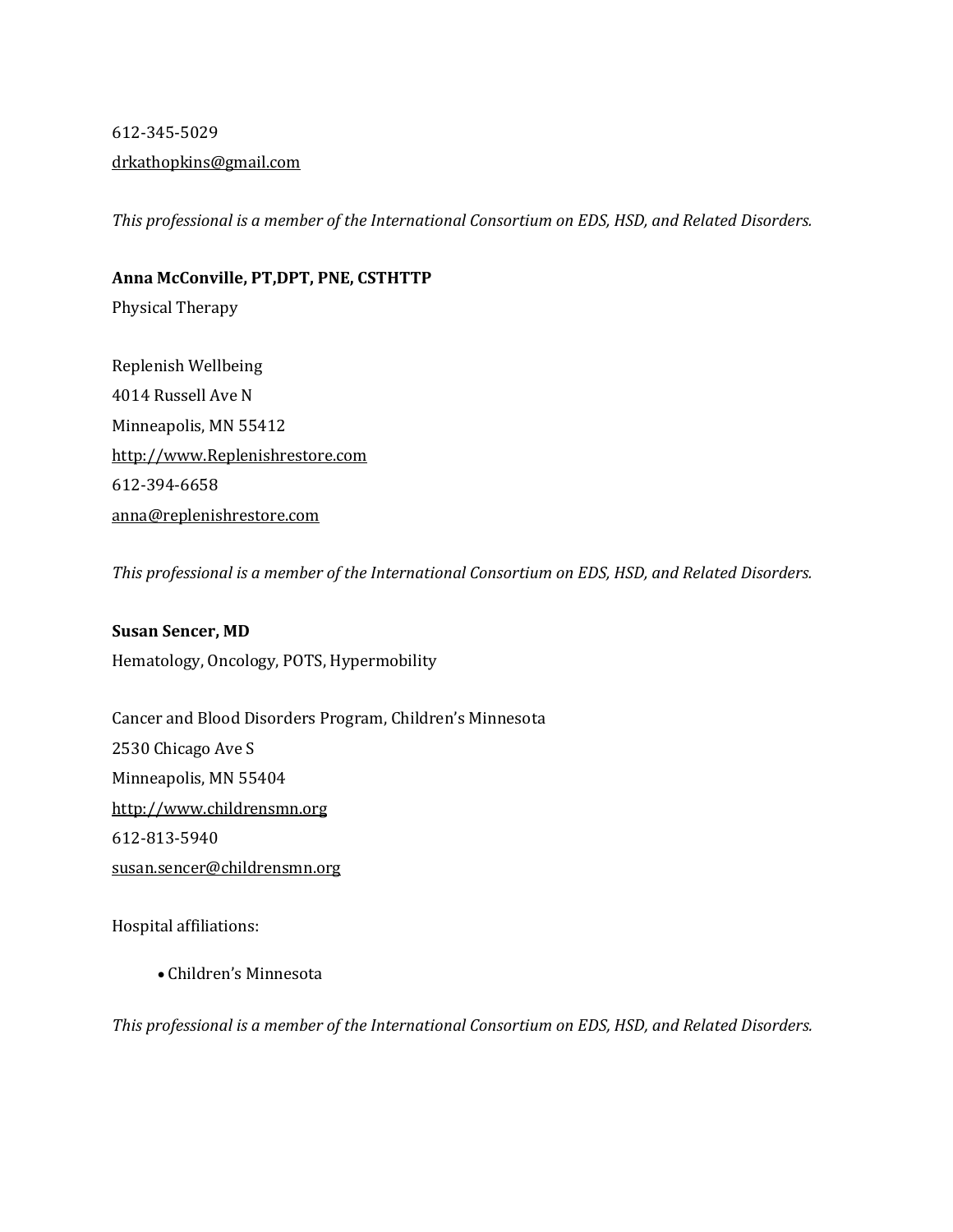612-345-5029

drkathopkins@gmail.com

*This professional is a member of the International Consortium on EDS, HSD, and Related Disorders.*

**Anna McConville, PT,DPT, PNE, CSTHTTP**

Physical Therapy

Replenish Wellbeing

4014 Russell Ave N

Minneapolis, MN 55412

http://www.Replenishrestore.com

612-394-6658

anna@replenishrestore.com

*This professional is a member of the International Consortium on EDS, HSD, and Related Disorders.*

**Susan Sencer, MD**

Hematology, Oncology, POTS, Hypermobility

Cancer and Blood Disorders Program, Children's Minnesota

2530 Chicago Ave S

Minneapolis, MN 55404

http://www.childrensmn.org

612-813-5940

susan.sencer@childrensmn.org

Hospital affiliations:

- Children's Minnesota

*This professional is a member of the International Consortium on EDS, HSD, and Related Disorders.*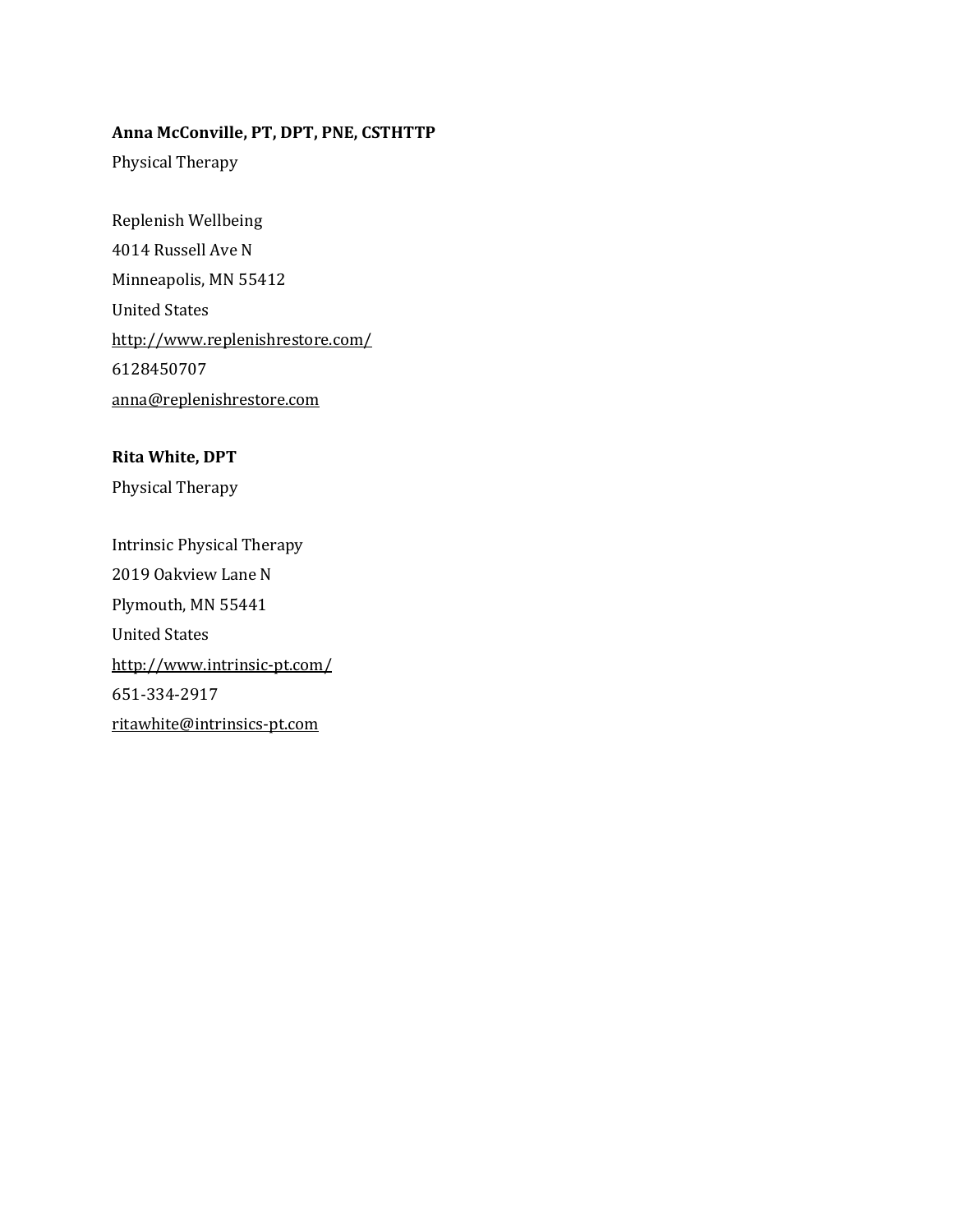**Anna McConville, PT, DPT, PNE, CSTHTTP**
Physical Therapy

Replenish Wellbeing
4014 Russell Ave N
Minneapolis, MN 55412
United States
http://www.replenishrestore.com/
6128450707
anna@replenishrestore.com

**Rita White, DPT**
Physical Therapy

Intrinsic Physical Therapy
2019 Oakview Lane N
Plymouth, MN 55441
United States
http://www.intrinsic-pt.com/
651-334-2917
ritawhite@intrinsics-pt.com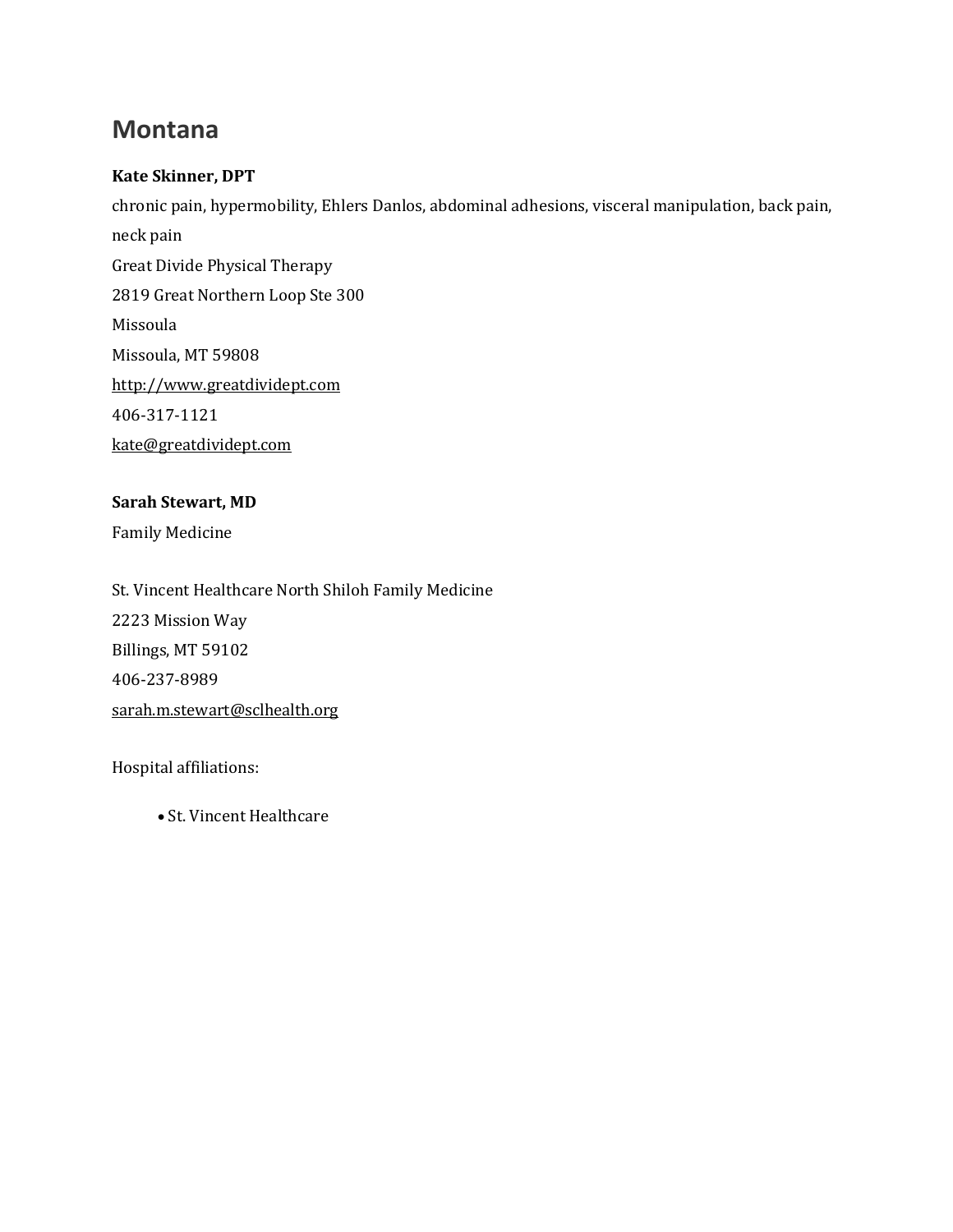# Montana

**Kate Skinner, DPT**

chronic pain, hypermobility, Ehlers Danlos, abdominal adhesions, visceral manipulation, back pain, neck pain

Great Divide Physical Therapy

2819 Great Northern Loop Ste 300

Missoula

Missoula, MT 59808

http://www.greatdividept.com

406-317-1121

kate@greatdividept.com

**Sarah Stewart, MD**

Family Medicine

St. Vincent Healthcare North Shiloh Family Medicine

2223 Mission Way

Billings, MT 59102

406-237-8989

sarah.m.stewart@sclhealth.org

Hospital affiliations:

- St. Vincent Healthcare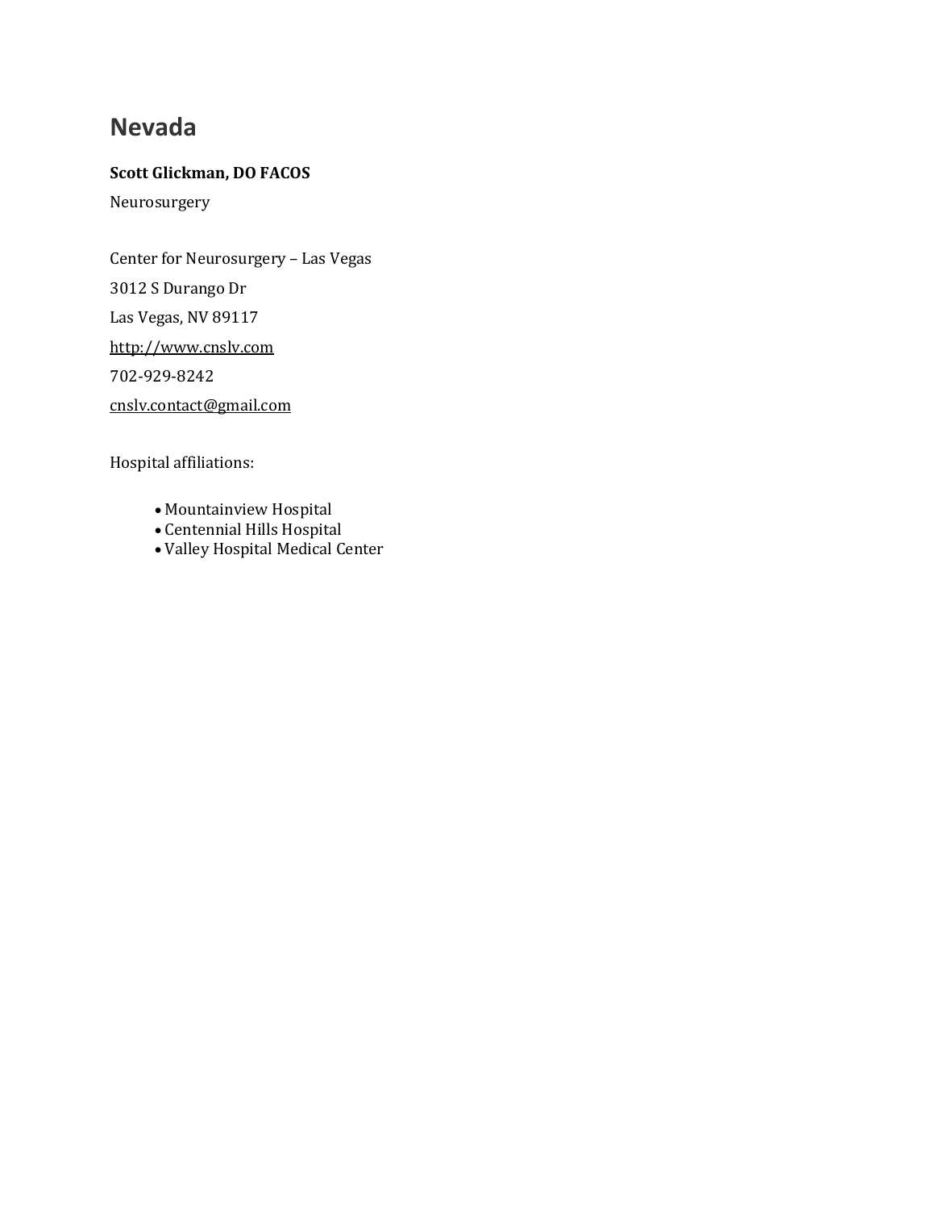# Nevada

**Scott Glickman, DO FACOS**

Neurosurgery

Center for Neurosurgery – Las Vegas

3012 S Durango Dr

Las Vegas, NV 89117

http://www.cnslv.com

702-929-8242

cnslv.contact@gmail.com

Hospital affiliations:

- Mountainview Hospital
- Centennial Hills Hospital
- Valley Hospital Medical Center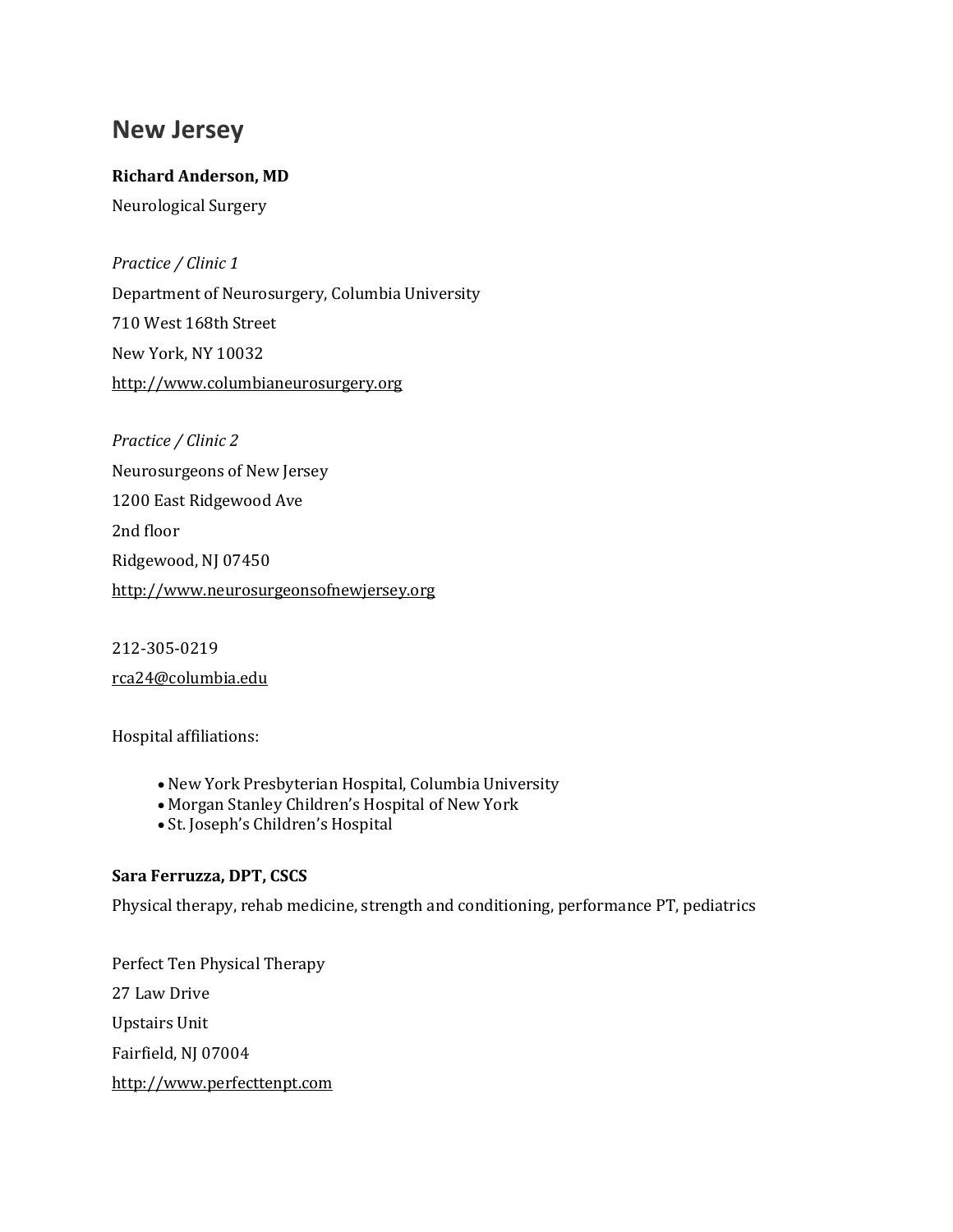# New Jersey

**Richard Anderson, MD**

Neurological Surgery

*Practice / Clinic 1*

Department of Neurosurgery, Columbia University

710 West 168th Street

New York, NY 10032

http://www.columbianeurosurgery.org

*Practice / Clinic 2*

Neurosurgeons of New Jersey

1200 East Ridgewood Ave

2nd floor

Ridgewood, NJ 07450

http://www.neurosurgeonsofnewjersey.org

212-305-0219

rca24@columbia.edu

Hospital affiliations:

- New York Presbyterian Hospital, Columbia University
- Morgan Stanley Children's Hospital of New York
- St. Joseph's Children's Hospital

**Sara Ferruzza, DPT, CSCS**

Physical therapy, rehab medicine, strength and conditioning, performance PT, pediatrics

Perfect Ten Physical Therapy

27 Law Drive

Upstairs Unit

Fairfield, NJ 07004

http://www.perfecttenpt.com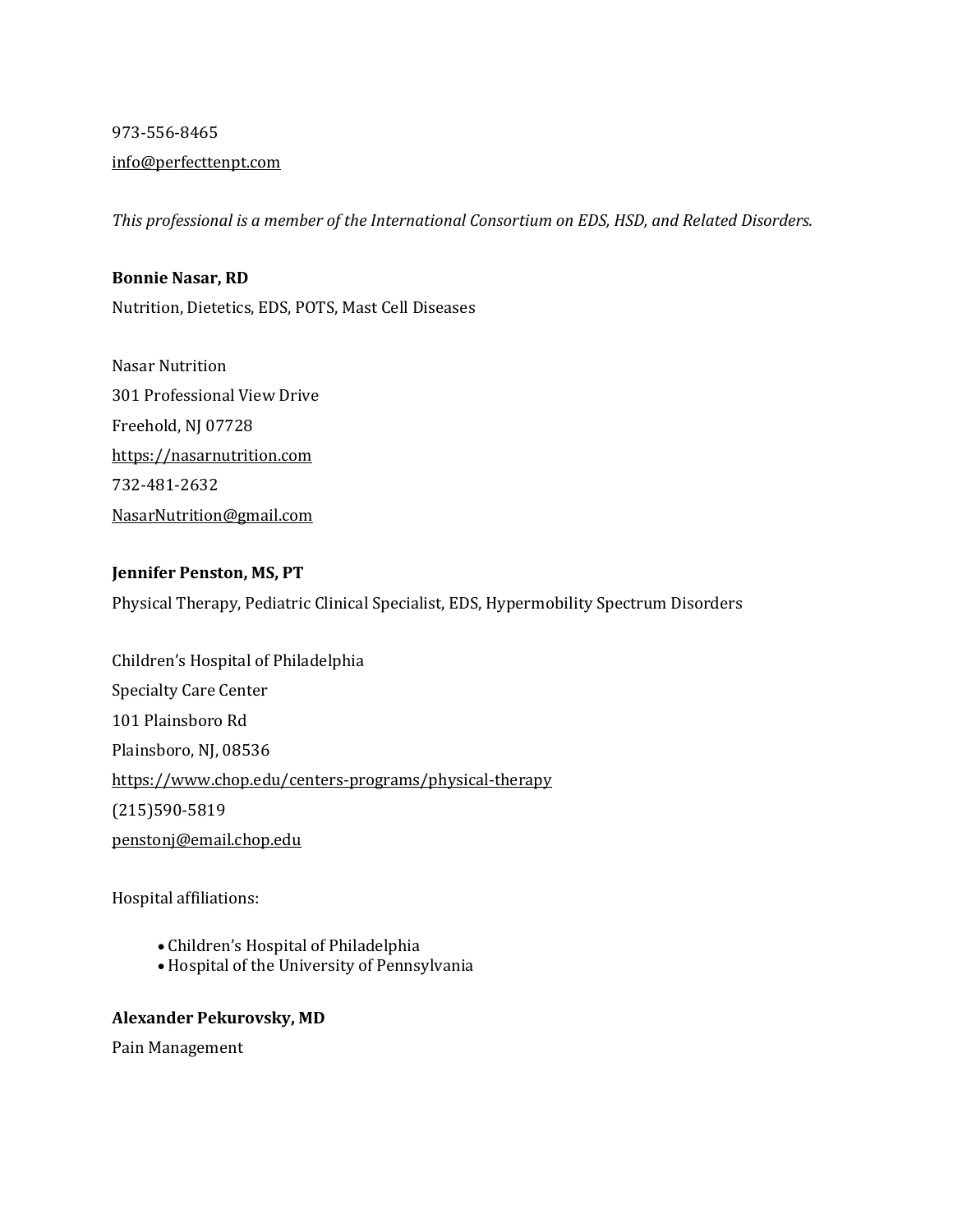973-556-8465

info@perfecttenpt.com

*This professional is a member of the International Consortium on EDS, HSD, and Related Disorders.*

**Bonnie Nasar, RD**

Nutrition, Dietetics, EDS, POTS, Mast Cell Diseases

Nasar Nutrition

301 Professional View Drive

Freehold, NJ 07728

https://nasarnutrition.com

732-481-2632

NasarNutrition@gmail.com

**Jennifer Penston, MS, PT**

Physical Therapy, Pediatric Clinical Specialist, EDS, Hypermobility Spectrum Disorders

Children's Hospital of Philadelphia

Specialty Care Center

101 Plainsboro Rd

Plainsboro, NJ, 08536

https://www.chop.edu/centers-programs/physical-therapy

(215)590-5819

penstonj@email.chop.edu

Hospital affiliations:

- Children's Hospital of Philadelphia
- Hospital of the University of Pennsylvania

**Alexander Pekurovsky, MD**

Pain Management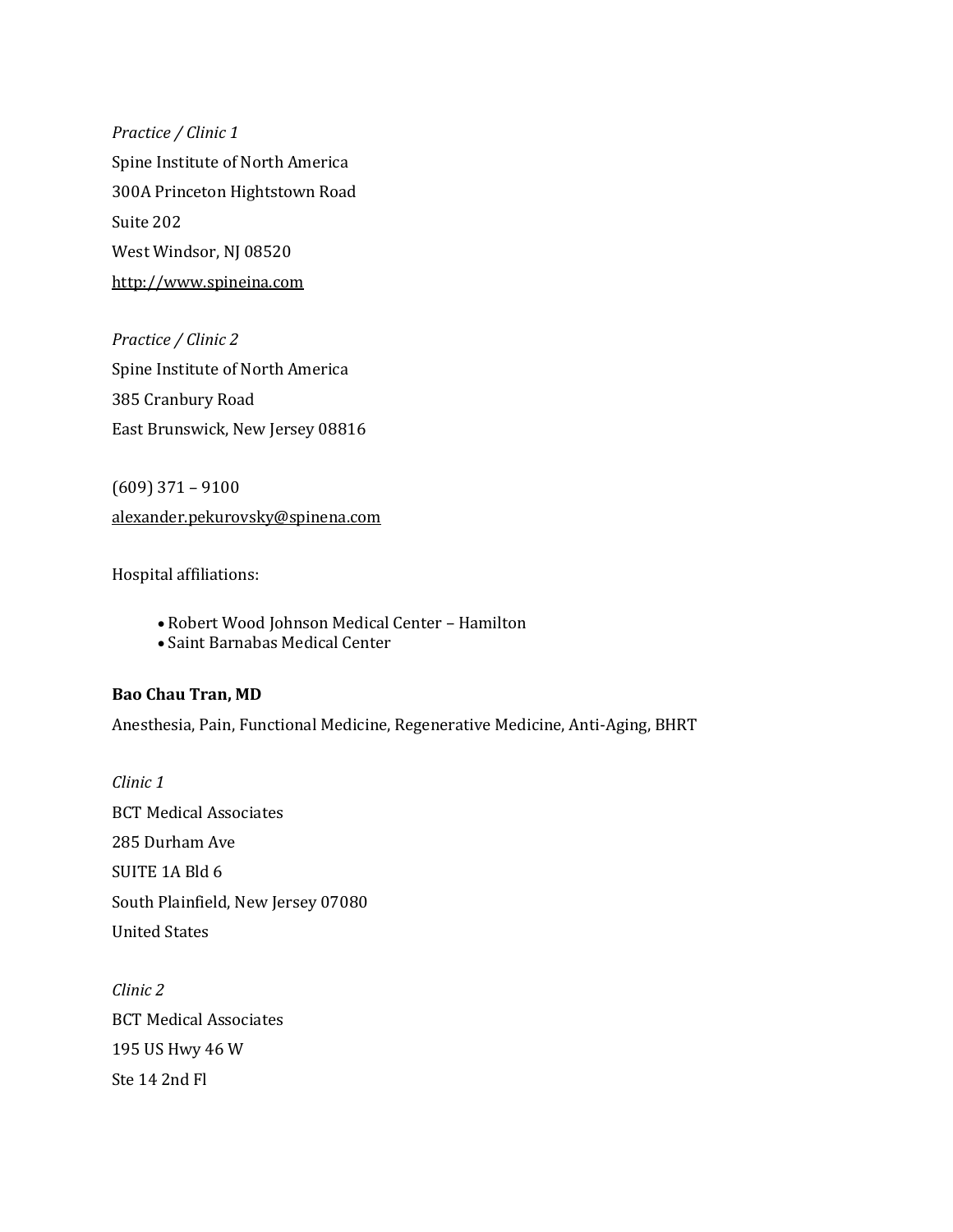*Practice / Clinic 1*

Spine Institute of North America

300A Princeton Hightstown Road

Suite 202

West Windsor, NJ 08520

http://www.spineina.com

*Practice / Clinic 2*

Spine Institute of North America

385 Cranbury Road

East Brunswick, New Jersey 08816

(609) 371 – 9100

alexander.pekurovsky@spinena.com

Hospital affiliations:

- Robert Wood Johnson Medical Center – Hamilton
- Saint Barnabas Medical Center

**Bao Chau Tran, MD**

Anesthesia, Pain, Functional Medicine, Regenerative Medicine, Anti-Aging, BHRT

*Clinic 1*

BCT Medical Associates

285 Durham Ave

SUITE 1A Bld 6

South Plainfield, New Jersey 07080

United States

*Clinic 2*

BCT Medical Associates

195 US Hwy 46 W

Ste 14 2nd Fl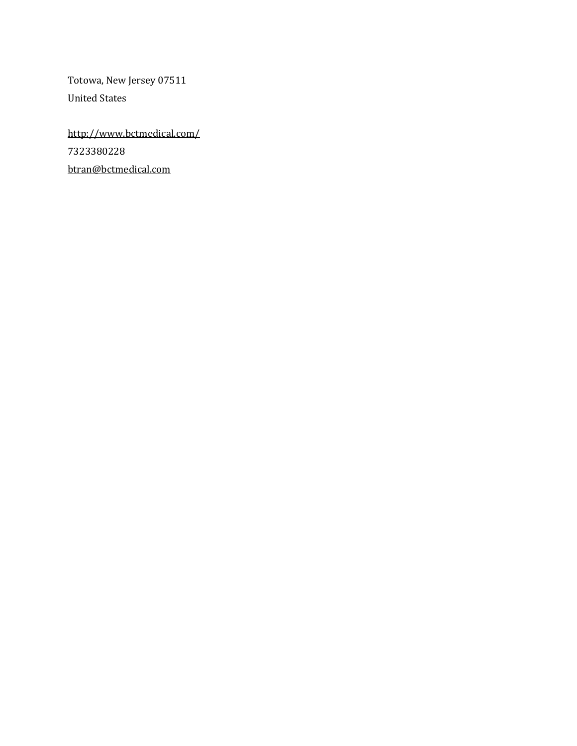Totowa, New Jersey 07511

United States

http://www.bctmedical.com/

7323380228

btran@bctmedical.com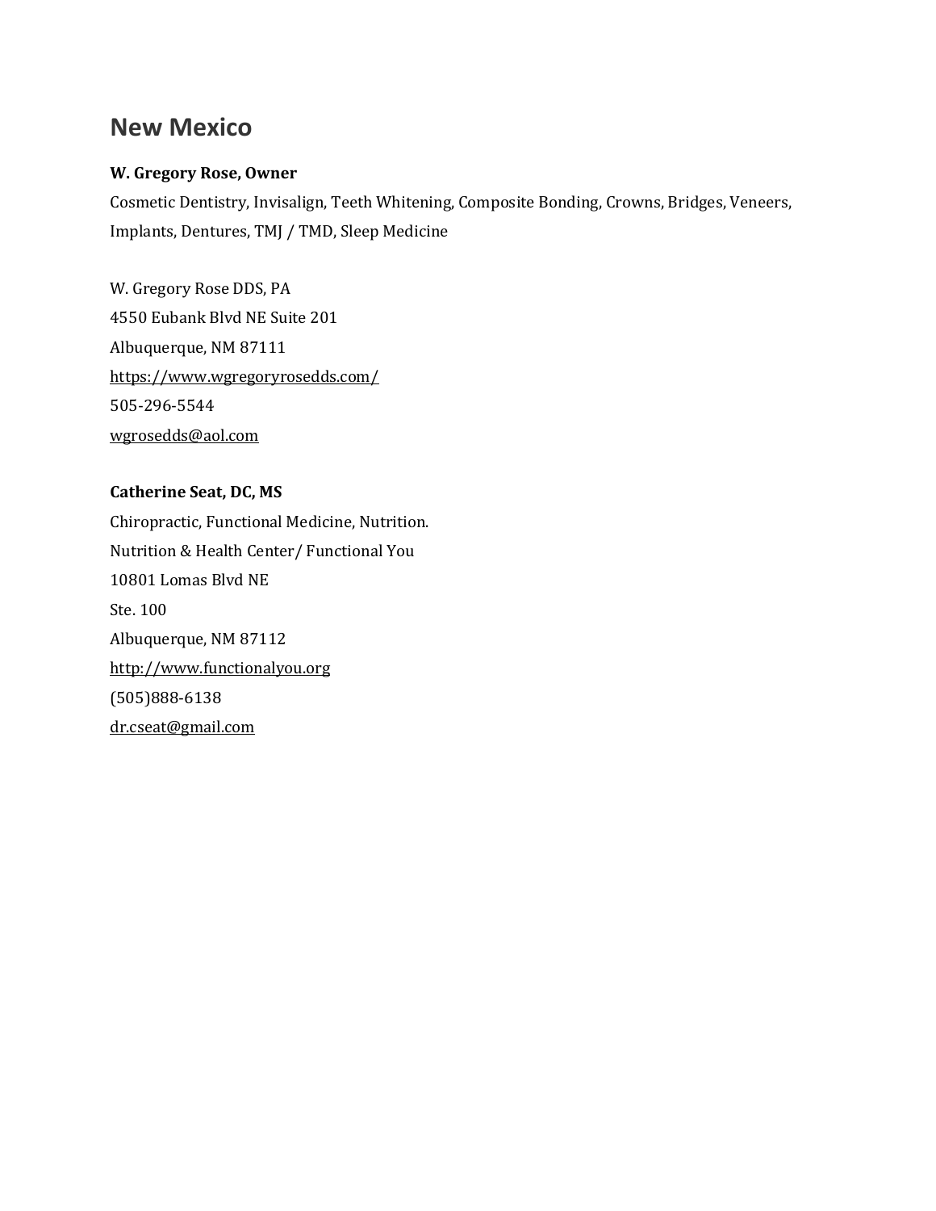## New Mexico

**W. Gregory Rose, Owner**

Cosmetic Dentistry, Invisalign, Teeth Whitening, Composite Bonding, Crowns, Bridges, Veneers, Implants, Dentures, TMJ / TMD, Sleep Medicine

W. Gregory Rose DDS, PA
4550 Eubank Blvd NE Suite 201
Albuquerque, NM 87111
https://www.wgregoryrosedds.com/
505-296-5544
wgrosedds@aol.com

**Catherine Seat, DC, MS**

Chiropractic, Functional Medicine, Nutrition.
Nutrition & Health Center/ Functional You
10801 Lomas Blvd NE
Ste. 100
Albuquerque, NM 87112
http://www.functionalyou.org
(505)888-6138
dr.cseat@gmail.com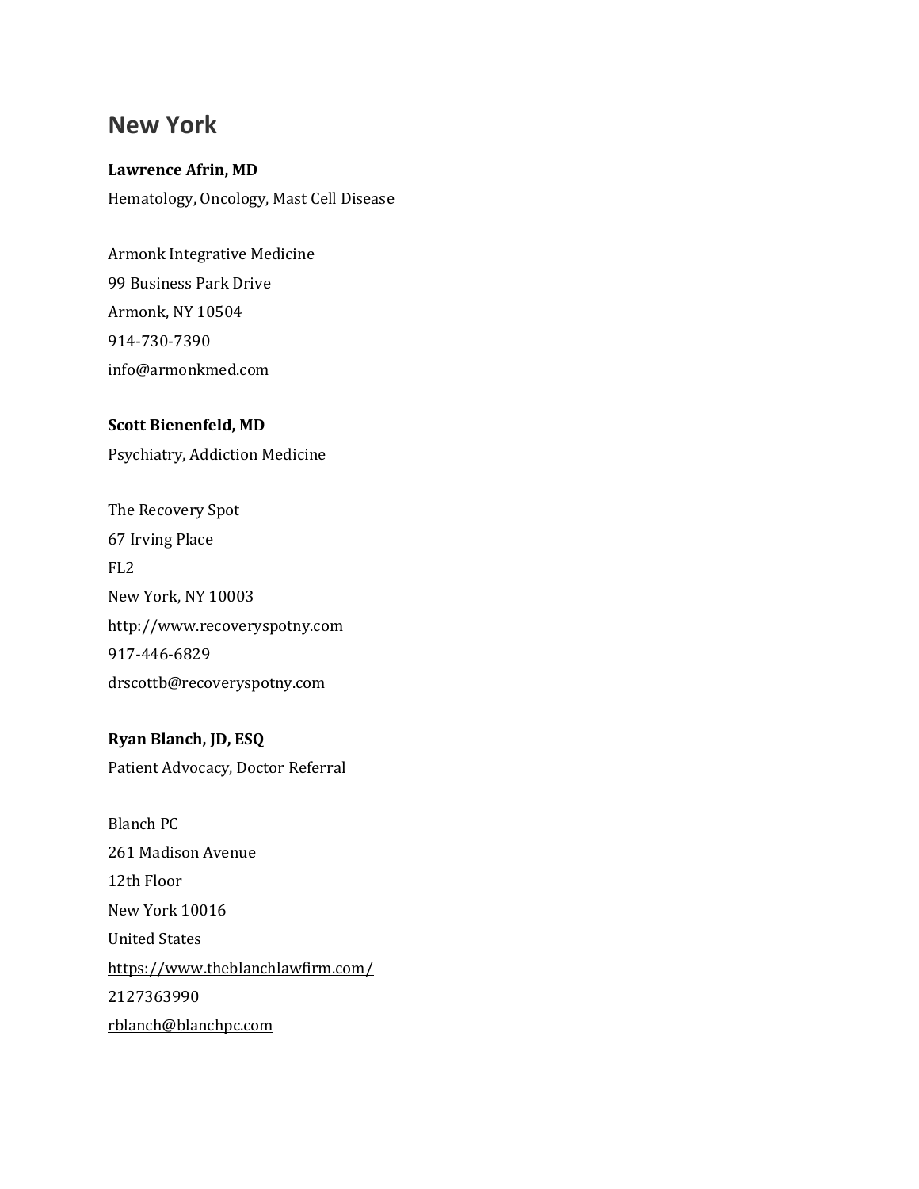## New York

**Lawrence Afrin, MD**

Hematology, Oncology, Mast Cell Disease

Armonk Integrative Medicine  
99 Business Park Drive  
Armonk, NY 10504  
914-730-7390  
info@armonkmed.com

**Scott Bienenfeld, MD**

Psychiatry, Addiction Medicine

The Recovery Spot  
67 Irving Place  
FL2  
New York, NY 10003  
http://www.recoveryspotny.com  
917-446-6829  
drscottb@recoveryspotny.com

**Ryan Blanch, JD, ESQ**

Patient Advocacy, Doctor Referral

Blanch PC  
261 Madison Avenue  
12th Floor  
New York 10016  
United States  
https://www.theblanchlawfirm.com/  
2127363990  
rblanch@blanchpc.com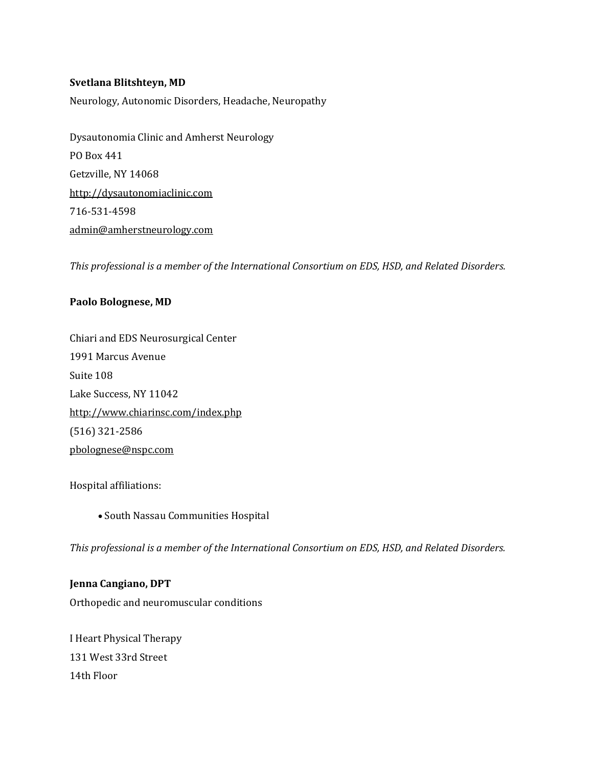**Svetlana Blitshteyn, MD**

Neurology, Autonomic Disorders, Headache, Neuropathy

Dysautonomia Clinic and Amherst Neurology
PO Box 441
Getzville, NY 14068
http://dysautonomiaclinic.com
716-531-4598
admin@amherstneurology.com

*This professional is a member of the International Consortium on EDS, HSD, and Related Disorders.*

**Paolo Bolognese, MD**

Chiari and EDS Neurosurgical Center
1991 Marcus Avenue
Suite 108
Lake Success, NY 11042
http://www.chiarinsc.com/index.php
(516) 321-2586
pbolognese@nspc.com

Hospital affiliations:

- South Nassau Communities Hospital

*This professional is a member of the International Consortium on EDS, HSD, and Related Disorders.*

**Jenna Cangiano, DPT**

Orthopedic and neuromuscular conditions

I Heart Physical Therapy
131 West 33rd Street
14th Floor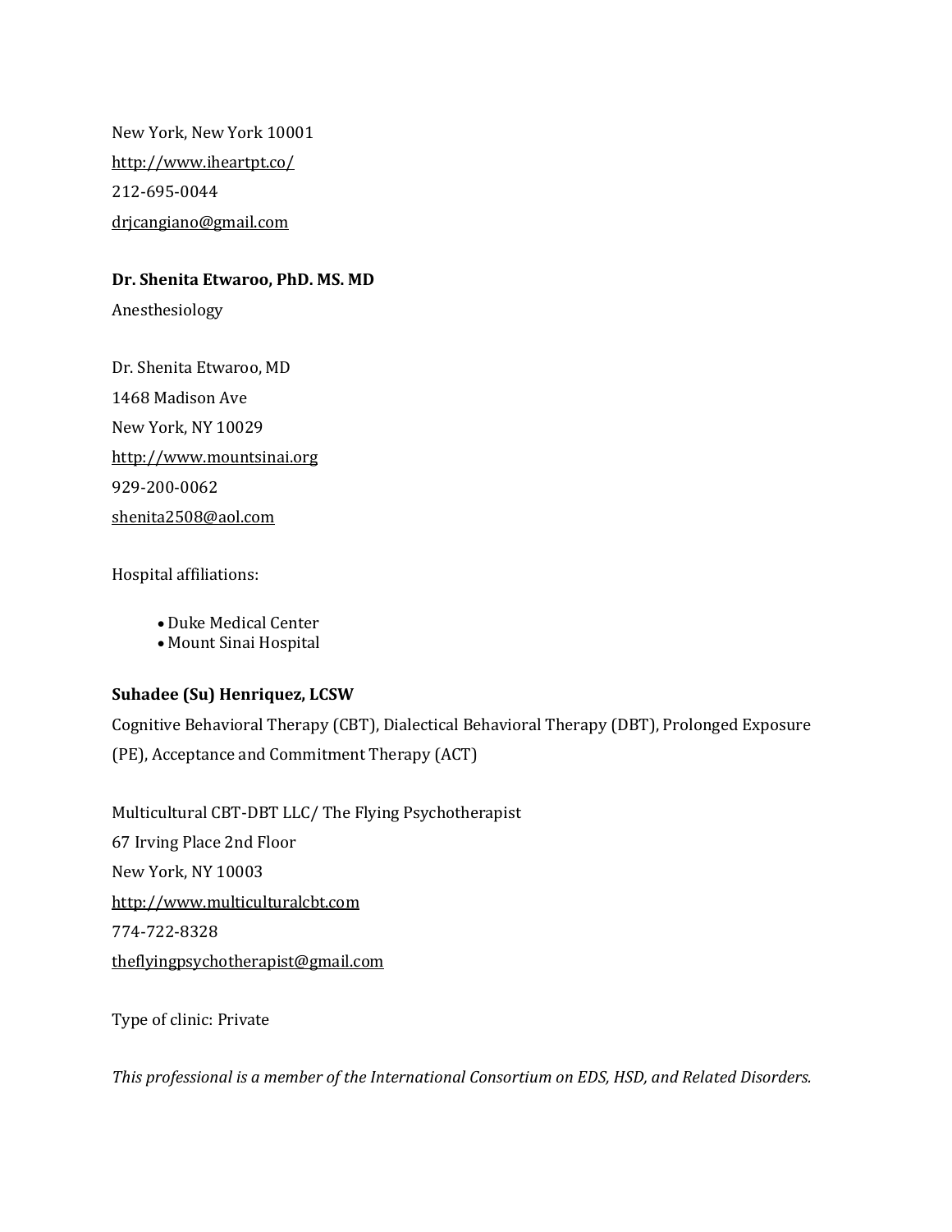New York, New York 10001

http://www.iheartpt.co/

212-695-0044

drjcangiano@gmail.com

**Dr. Shenita Etwaroo, PhD. MS. MD**

Anesthesiology

Dr. Shenita Etwaroo, MD

1468 Madison Ave

New York, NY 10029

http://www.mountsinai.org

929-200-0062

shenita2508@aol.com

Hospital affiliations:

- Duke Medical Center
- Mount Sinai Hospital

**Suhadee (Su) Henriquez, LCSW**

Cognitive Behavioral Therapy (CBT), Dialectical Behavioral Therapy (DBT), Prolonged Exposure (PE), Acceptance and Commitment Therapy (ACT)

Multicultural CBT-DBT LLC/ The Flying Psychotherapist

67 Irving Place 2nd Floor

New York, NY 10003

http://www.multiculturalcbt.com

774-722-8328

theflyingpsychotherapist@gmail.com

Type of clinic: Private

*This professional is a member of the International Consortium on EDS, HSD, and Related Disorders.*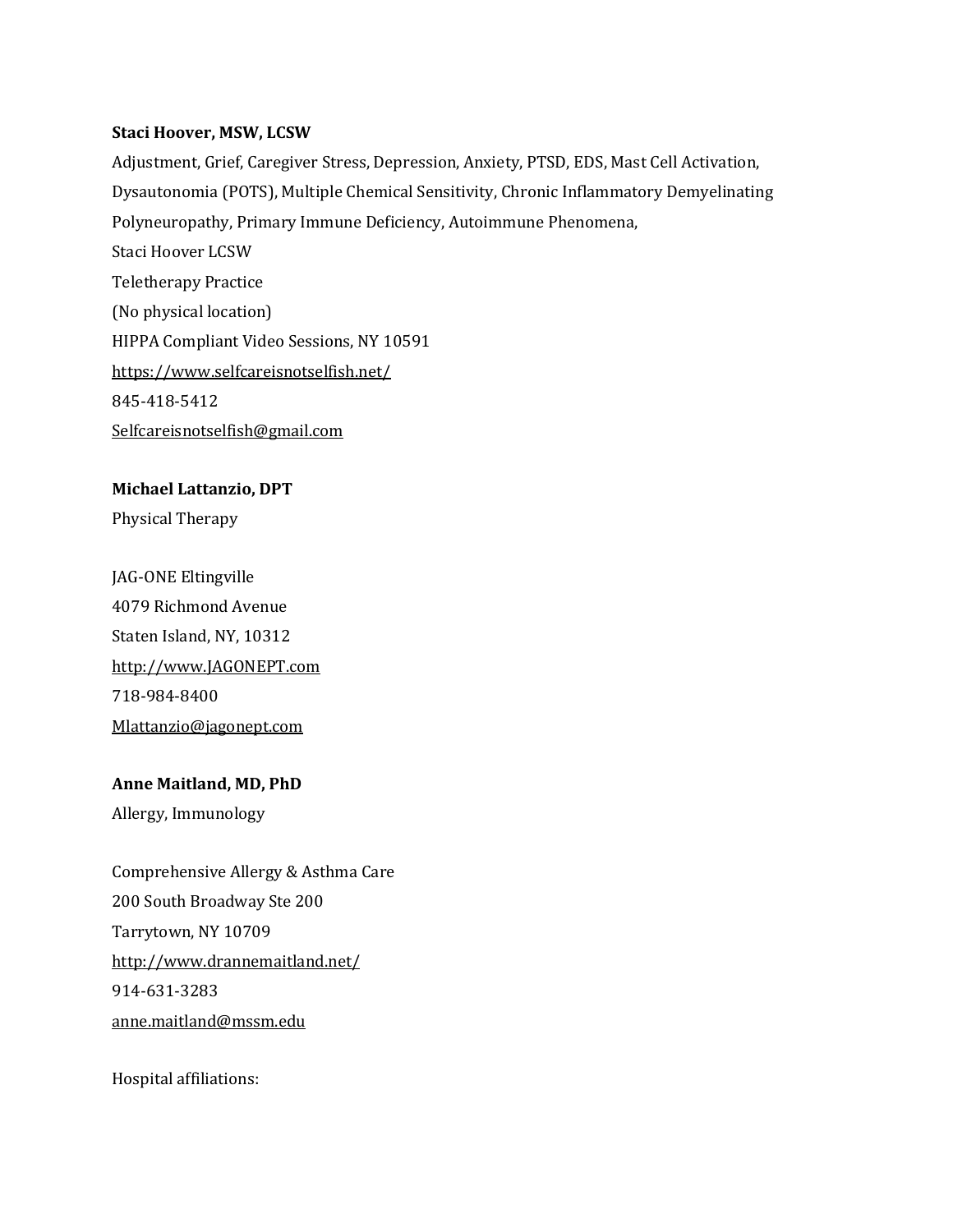**Staci Hoover, MSW, LCSW**

Adjustment, Grief, Caregiver Stress, Depression, Anxiety, PTSD, EDS, Mast Cell Activation, Dysautonomia (POTS), Multiple Chemical Sensitivity, Chronic Inflammatory Demyelinating Polyneuropathy, Primary Immune Deficiency, Autoimmune Phenomena,

Staci Hoover LCSW

Teletherapy Practice

(No physical location)

HIPPA Compliant Video Sessions, NY 10591

https://www.selfcareisnotselfish.net/

845-418-5412

Selfcareisnotselfish@gmail.com

**Michael Lattanzio, DPT**

Physical Therapy

JAG-ONE Eltingville

4079 Richmond Avenue

Staten Island, NY, 10312

http://www.JAGONEPT.com

718-984-8400

Mlattanzio@jagonept.com

**Anne Maitland, MD, PhD**

Allergy, Immunology

Comprehensive Allergy & Asthma Care

200 South Broadway Ste 200

Tarrytown, NY 10709

http://www.drannemaitland.net/

914-631-3283

anne.maitland@mssm.edu

Hospital affiliations: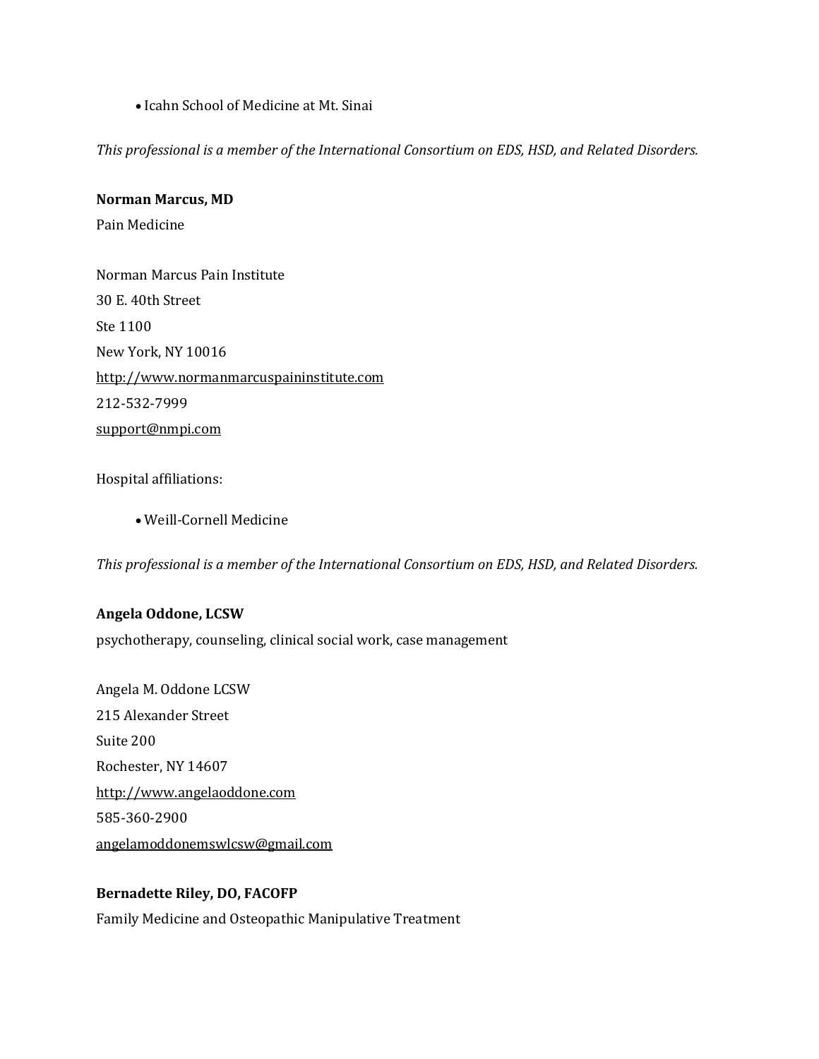- Icahn School of Medicine at Mt. Sinai

*This professional is a member of the International Consortium on EDS, HSD, and Related Disorders.*

**Norman Marcus, MD**

Pain Medicine

Norman Marcus Pain Institute

30 E. 40th Street

Ste 1100

New York, NY 10016

http://www.normanmarcuspaininstitute.com

212-532-7999

support@nmpi.com

Hospital affiliations:

- Weill-Cornell Medicine

*This professional is a member of the International Consortium on EDS, HSD, and Related Disorders.*

**Angela Oddone, LCSW**

psychotherapy, counseling, clinical social work, case management

Angela M. Oddone LCSW

215 Alexander Street

Suite 200

Rochester, NY 14607

http://www.angelaoddone.com

585-360-2900

angelamoddonemswlcsw@gmail.com

**Bernadette Riley, DO, FACOFP**

Family Medicine and Osteopathic Manipulative Treatment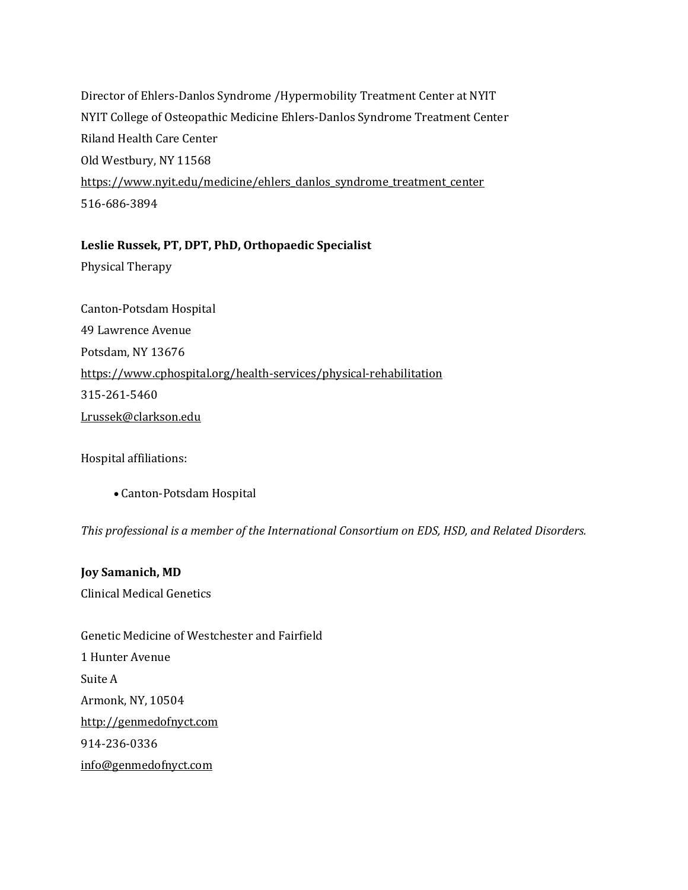Director of Ehlers-Danlos Syndrome /Hypermobility Treatment Center at NYIT
NYIT College of Osteopathic Medicine Ehlers-Danlos Syndrome Treatment Center
Riland Health Care Center
Old Westbury, NY 11568
https://www.nyit.edu/medicine/ehlers_danlos_syndrome_treatment_center
516-686-3894

**Leslie Russek, PT, DPT, PhD, Orthopaedic Specialist**
Physical Therapy

Canton-Potsdam Hospital
49 Lawrence Avenue
Potsdam, NY 13676
https://www.cphospital.org/health-services/physical-rehabilitation
315-261-5460
Lrussek@clarkson.edu

Hospital affiliations:

- Canton-Potsdam Hospital

*This professional is a member of the International Consortium on EDS, HSD, and Related Disorders.*

**Joy Samanich, MD**
Clinical Medical Genetics

Genetic Medicine of Westchester and Fairfield
1 Hunter Avenue
Suite A
Armonk, NY, 10504
http://genmedofnyct.com
914-236-0336
info@genmedofnyct.com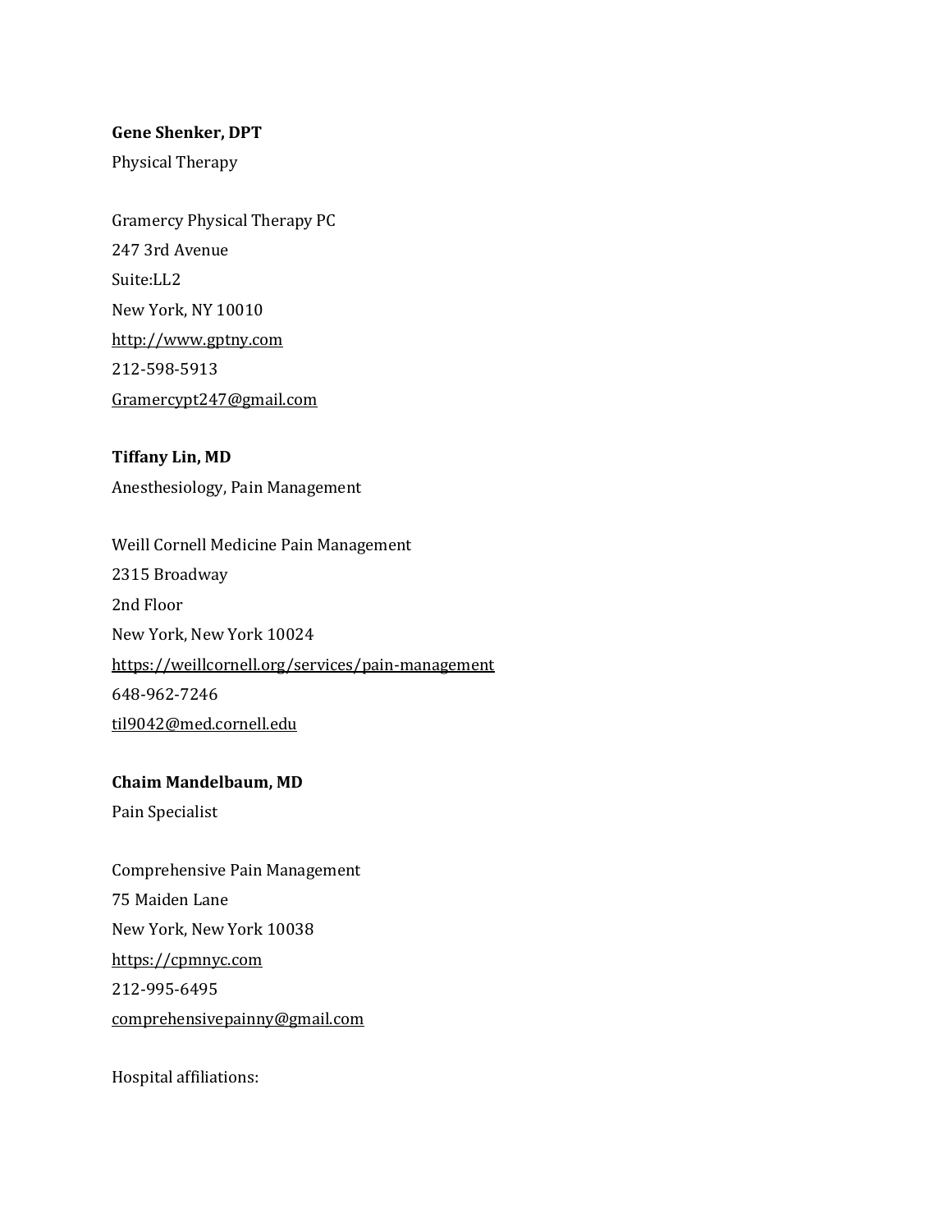**Gene Shenker, DPT**

Physical Therapy

Gramercy Physical Therapy PC

247 3rd Avenue

Suite:LL2

New York, NY 10010

http://www.gptny.com

212-598-5913

Gramercypt247@gmail.com

**Tiffany Lin, MD**

Anesthesiology, Pain Management

Weill Cornell Medicine Pain Management

2315 Broadway

2nd Floor

New York, New York 10024

https://weillcornell.org/services/pain-management

648-962-7246

til9042@med.cornell.edu

**Chaim Mandelbaum, MD**

Pain Specialist

Comprehensive Pain Management

75 Maiden Lane

New York, New York 10038

https://cpmnyc.com

212-995-6495

comprehensivepainny@gmail.com

Hospital affiliations: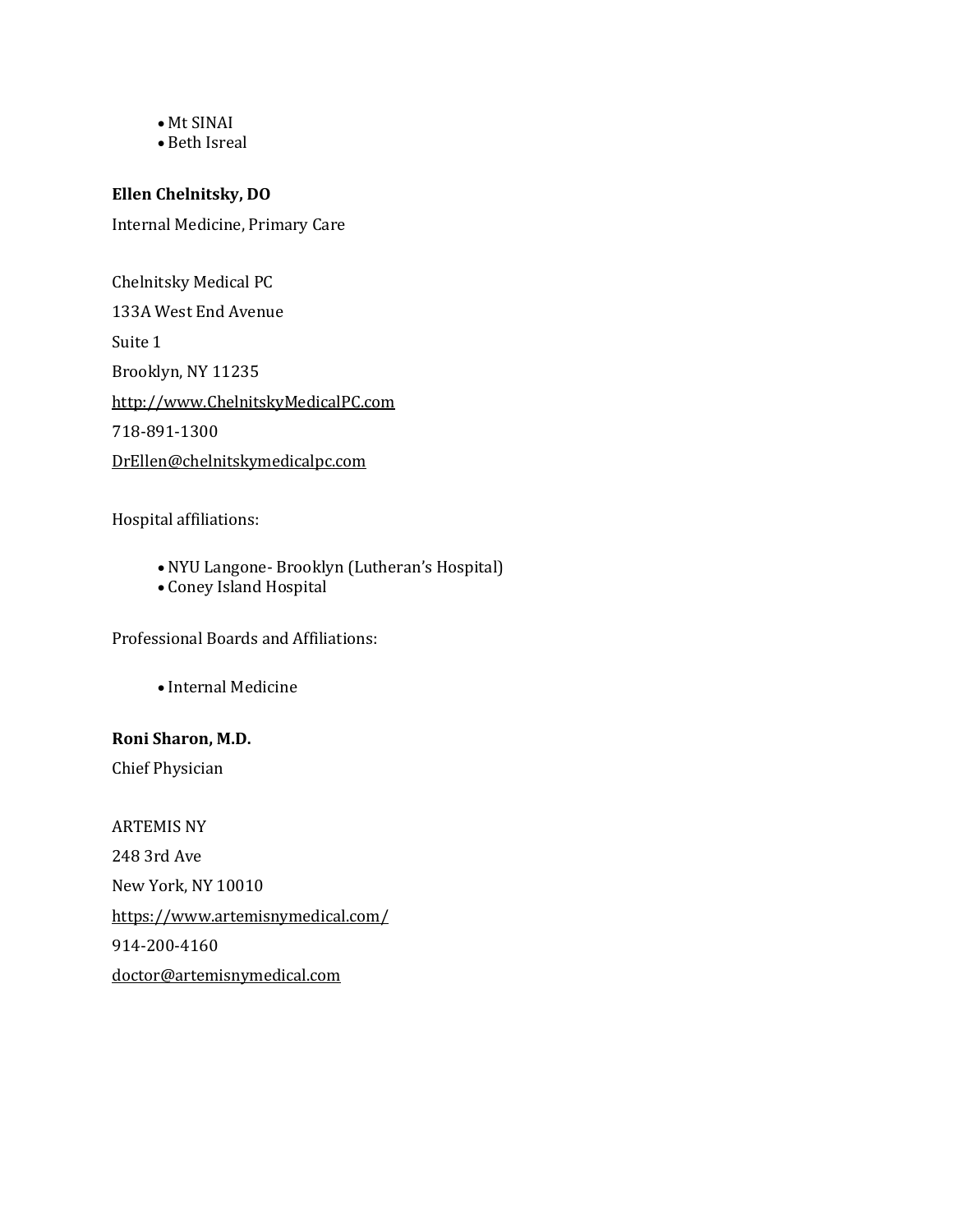- Mt SINAI
- Beth Isreal

**Ellen Chelnitsky, DO**

Internal Medicine, Primary Care

Chelnitsky Medical PC

133A West End Avenue

Suite 1

Brooklyn, NY 11235

http://www.ChelnitskyMedicalPC.com

718-891-1300

DrEllen@chelnitskymedicalpc.com

Hospital affiliations:

- NYU Langone- Brooklyn (Lutheran's Hospital)
- Coney Island Hospital

Professional Boards and Affiliations:

- Internal Medicine

**Roni Sharon, M.D.**

Chief Physician

ARTEMIS NY

248 3rd Ave

New York, NY 10010

https://www.artemisnymedical.com/

914-200-4160

doctor@artemisnymedical.com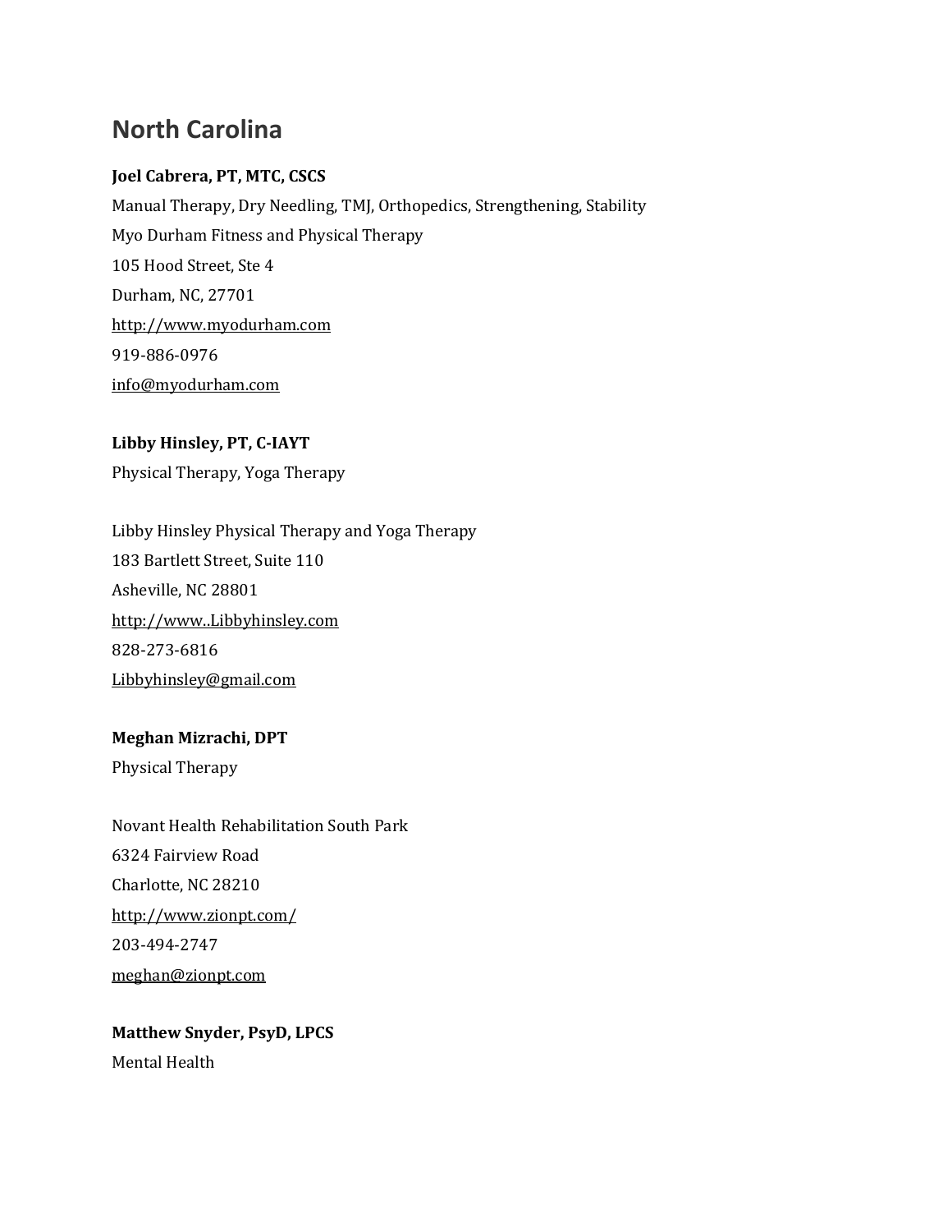# North Carolina

**Joel Cabrera, PT, MTC, CSCS**

Manual Therapy, Dry Needling, TMJ, Orthopedics, Strengthening, Stability

Myo Durham Fitness and Physical Therapy

105 Hood Street, Ste 4

Durham, NC, 27701

http://www.myodurham.com

919-886-0976

info@myodurham.com

**Libby Hinsley, PT, C-IAYT**

Physical Therapy, Yoga Therapy

Libby Hinsley Physical Therapy and Yoga Therapy

183 Bartlett Street, Suite 110

Asheville, NC 28801

http://www..Libbyhinsley.com

828-273-6816

Libbyhinsley@gmail.com

**Meghan Mizrachi, DPT**

Physical Therapy

Novant Health Rehabilitation South Park

6324 Fairview Road

Charlotte, NC 28210

http://www.zionpt.com/

203-494-2747

meghan@zionpt.com

**Matthew Snyder, PsyD, LPCS**

Mental Health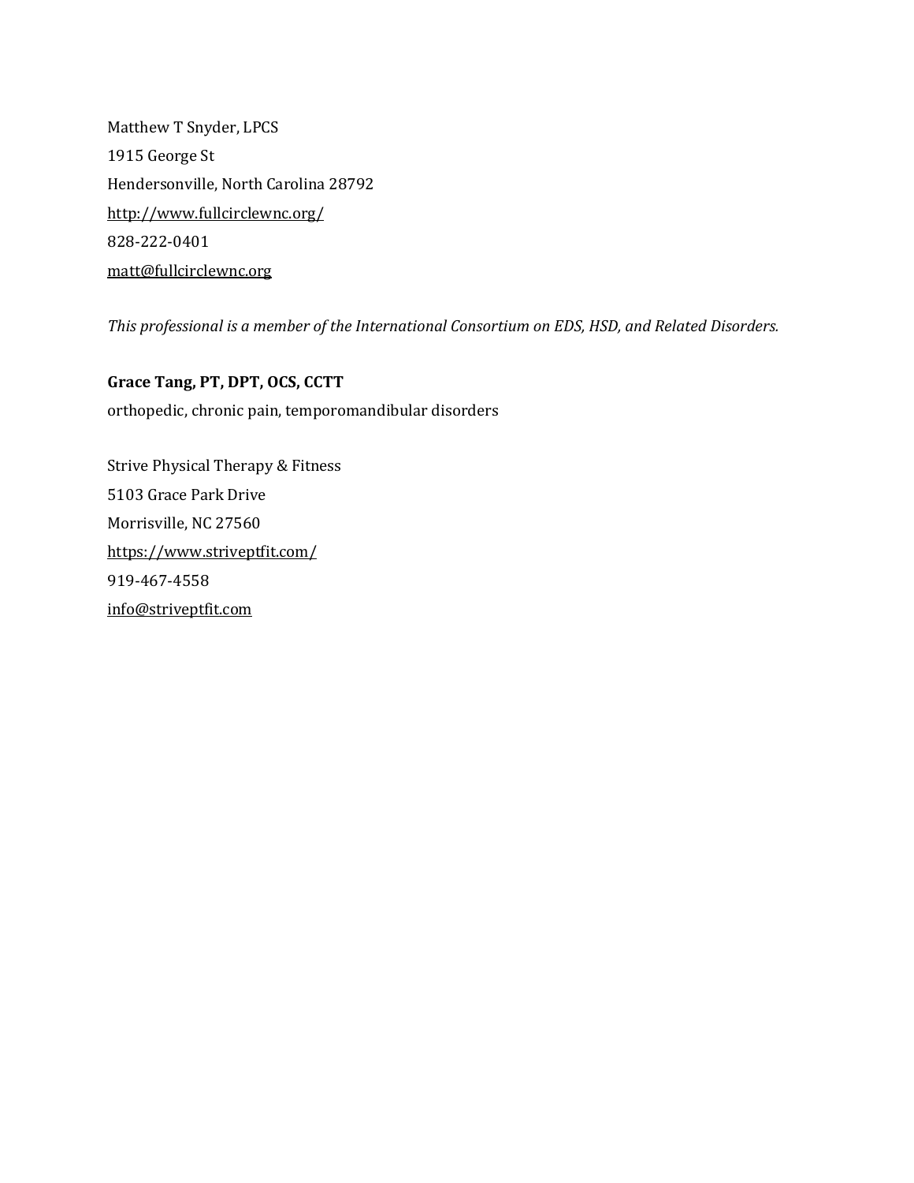Matthew T Snyder, LPCS
1915 George St
Hendersonville, North Carolina 28792
http://www.fullcirclewnc.org/
828-222-0401
matt@fullcirclewnc.org

*This professional is a member of the International Consortium on EDS, HSD, and Related Disorders.*

**Grace Tang, PT, DPT, OCS, CCTT**
orthopedic, chronic pain, temporomandibular disorders

Strive Physical Therapy & Fitness
5103 Grace Park Drive
Morrisville, NC 27560
https://www.striveptfit.com/
919-467-4558
info@striveptfit.com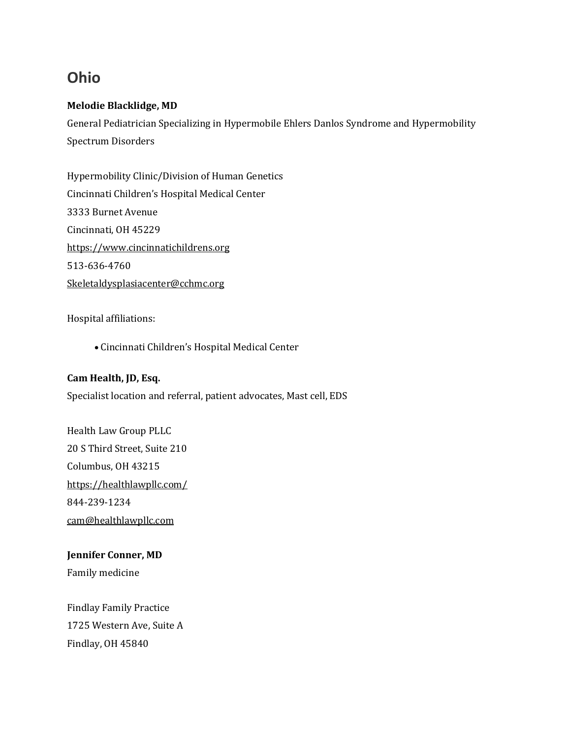## Ohio

**Melodie Blacklidge, MD**

General Pediatrician Specializing in Hypermobile Ehlers Danlos Syndrome and Hypermobility Spectrum Disorders

Hypermobility Clinic/Division of Human Genetics  
Cincinnati Children's Hospital Medical Center  
3333 Burnet Avenue  
Cincinnati, OH 45229  
https://www.cincinnatichildrens.org  
513-636-4760  
Skeletaldysplasiacenter@cchmc.org

Hospital affiliations:

- Cincinnati Children's Hospital Medical Center

**Cam Health, JD, Esq.**

Specialist location and referral, patient advocates, Mast cell, EDS

Health Law Group PLLC  
20 S Third Street, Suite 210  
Columbus, OH 43215  
https://healthlawpllc.com/  
844-239-1234  
cam@healthlawpllc.com

**Jennifer Conner, MD**

Family medicine

Findlay Family Practice  
1725 Western Ave, Suite A  
Findlay, OH 45840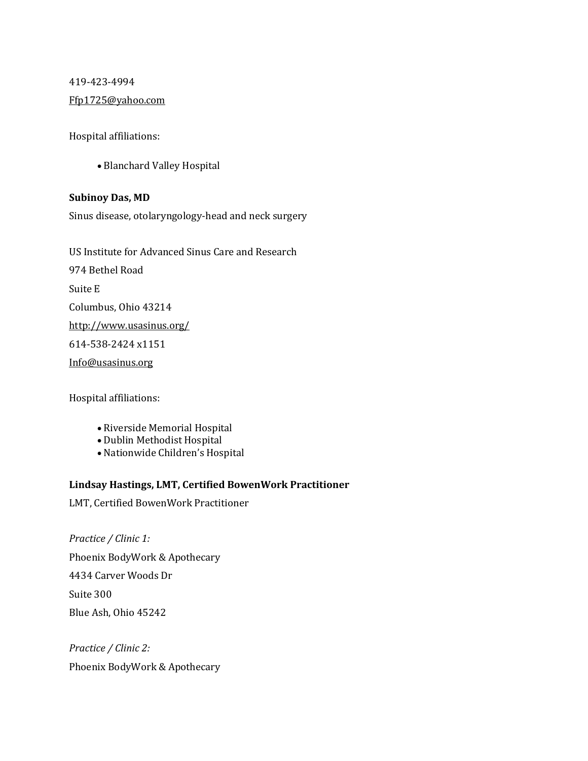419-423-4994

Ffp1725@yahoo.com

Hospital affiliations:

- Blanchard Valley Hospital

**Subinoy Das, MD**

Sinus disease, otolaryngology-head and neck surgery

US Institute for Advanced Sinus Care and Research

974 Bethel Road

Suite E

Columbus, Ohio 43214

http://www.usasinus.org/

614-538-2424 x1151

Info@usasinus.org

Hospital affiliations:

- Riverside Memorial Hospital
- Dublin Methodist Hospital
- Nationwide Children's Hospital

**Lindsay Hastings, LMT, Certified BowenWork Practitioner**

LMT, Certified BowenWork Practitioner

*Practice / Clinic 1:*

Phoenix BodyWork & Apothecary

4434 Carver Woods Dr

Suite 300

Blue Ash, Ohio 45242

*Practice / Clinic 2:*

Phoenix BodyWork & Apothecary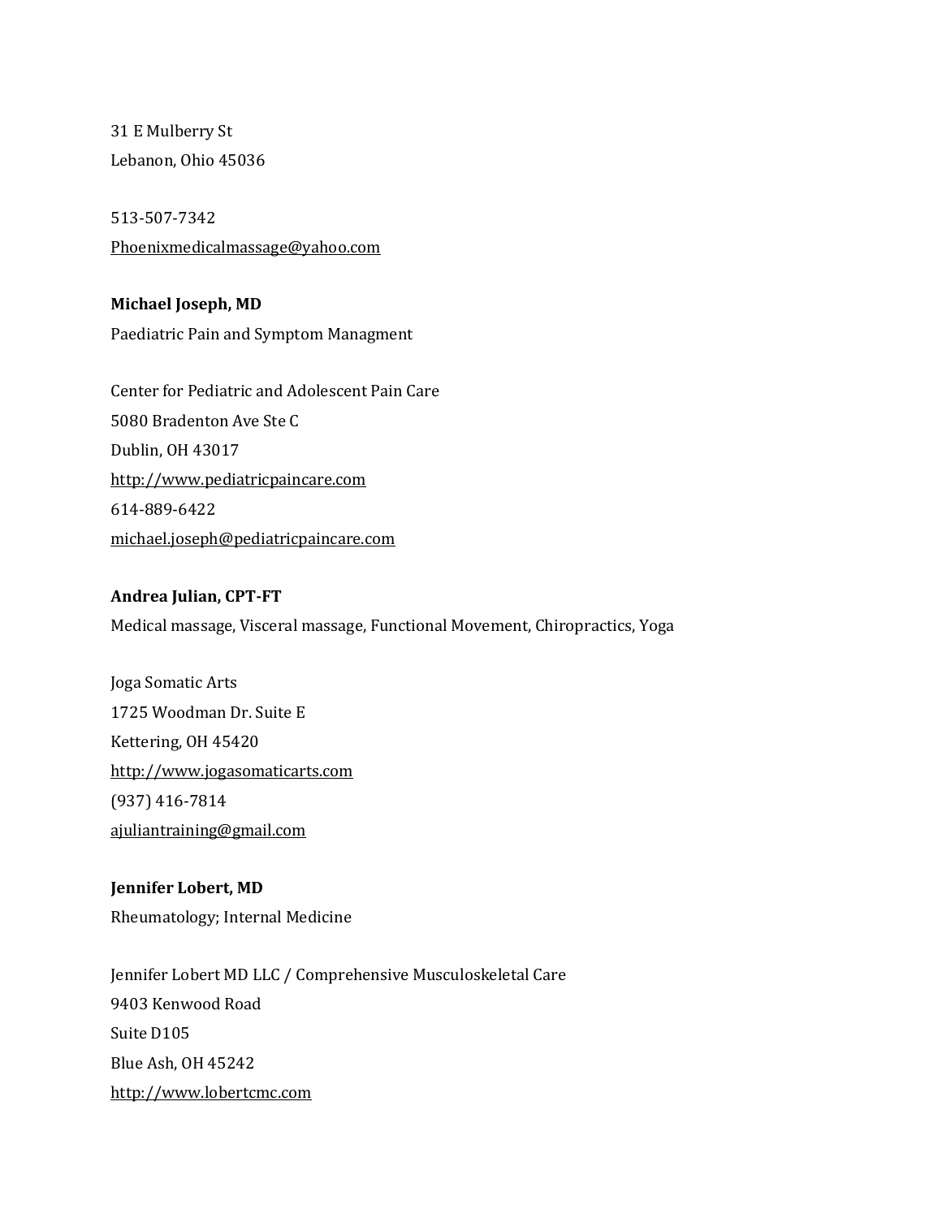31 E Mulberry St
Lebanon, Ohio 45036

513-507-7342
Phoenixmedicalmassage@yahoo.com

**Michael Joseph, MD**
Paediatric Pain and Symptom Managment

Center for Pediatric and Adolescent Pain Care
5080 Bradenton Ave Ste C
Dublin, OH 43017
http://www.pediatricpaincare.com
614-889-6422
michael.joseph@pediatricpaincare.com

**Andrea Julian, CPT-FT**
Medical massage, Visceral massage, Functional Movement, Chiropractics, Yoga

Joga Somatic Arts
1725 Woodman Dr. Suite E
Kettering, OH 45420
http://www.jogasomaticarts.com
(937) 416-7814
ajuliantraining@gmail.com

**Jennifer Lobert, MD**
Rheumatology; Internal Medicine

Jennifer Lobert MD LLC / Comprehensive Musculoskeletal Care
9403 Kenwood Road
Suite D105
Blue Ash, OH 45242
http://www.lobertcmc.com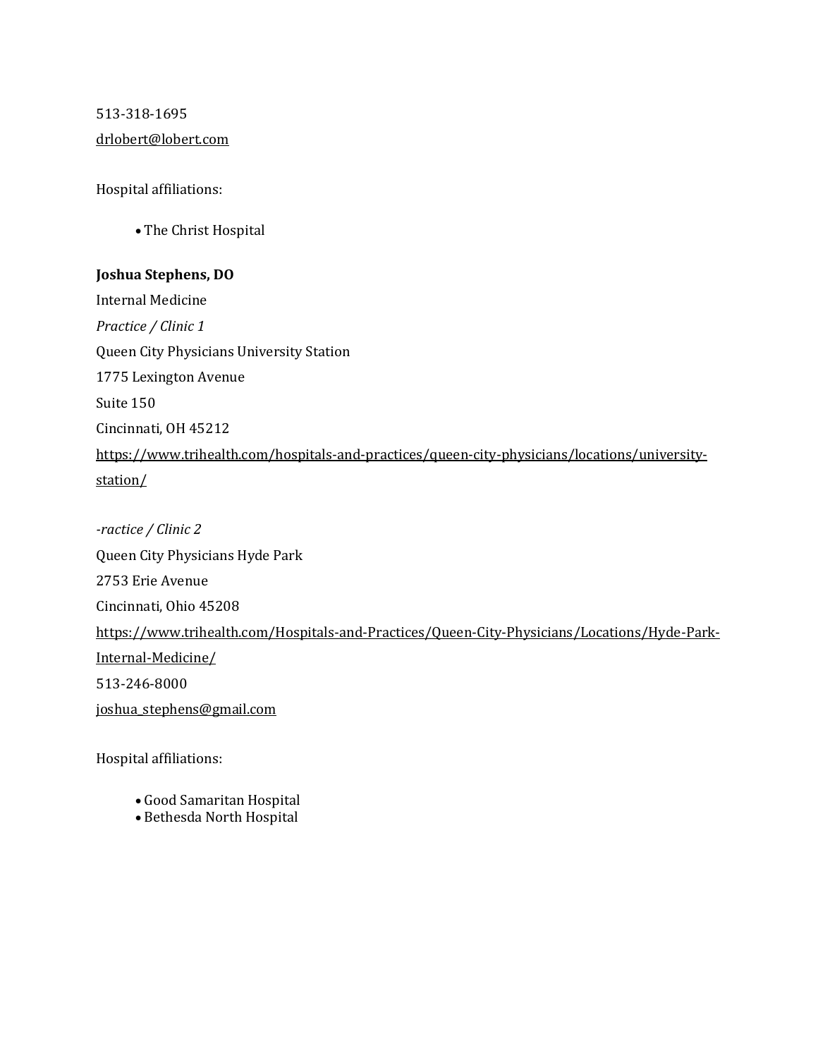513-318-1695

drlobert@lobert.com

Hospital affiliations:

- The Christ Hospital

**Joshua Stephens, DO**

Internal Medicine

*Practice / Clinic 1*

Queen City Physicians University Station

1775 Lexington Avenue

Suite 150

Cincinnati, OH 45212

https://www.trihealth.com/hospitals-and-practices/queen-city-physicians/locations/university-station/

*-ractice / Clinic 2*

Queen City Physicians Hyde Park

2753 Erie Avenue

Cincinnati, Ohio 45208

https://www.trihealth.com/Hospitals-and-Practices/Queen-City-Physicians/Locations/Hyde-Park-Internal-Medicine/

513-246-8000

joshua_stephens@gmail.com

Hospital affiliations:

- Good Samaritan Hospital
- Bethesda North Hospital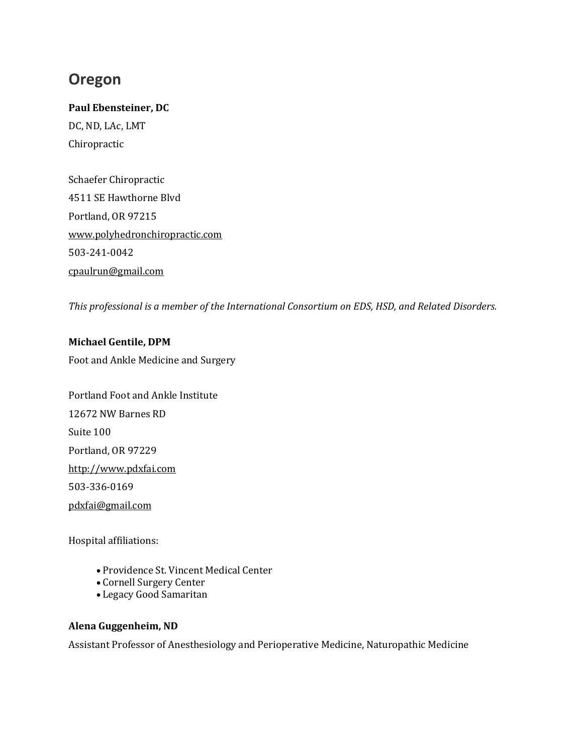# Oregon

**Paul Ebensteiner, DC**

DC, ND, LAc, LMT

Chiropractic

Schaefer Chiropractic

4511 SE Hawthorne Blvd

Portland, OR 97215

www.polyhedronchiropractic.com

503-241-0042

cpaulrun@gmail.com

*This professional is a member of the International Consortium on EDS, HSD, and Related Disorders.*

**Michael Gentile, DPM**

Foot and Ankle Medicine and Surgery

Portland Foot and Ankle Institute

12672 NW Barnes RD

Suite 100

Portland, OR 97229

http://www.pdxfai.com

503-336-0169

pdxfai@gmail.com

Hospital affiliations:

- Providence St. Vincent Medical Center
- Cornell Surgery Center
- Legacy Good Samaritan

**Alena Guggenheim, ND**

Assistant Professor of Anesthesiology and Perioperative Medicine, Naturopathic Medicine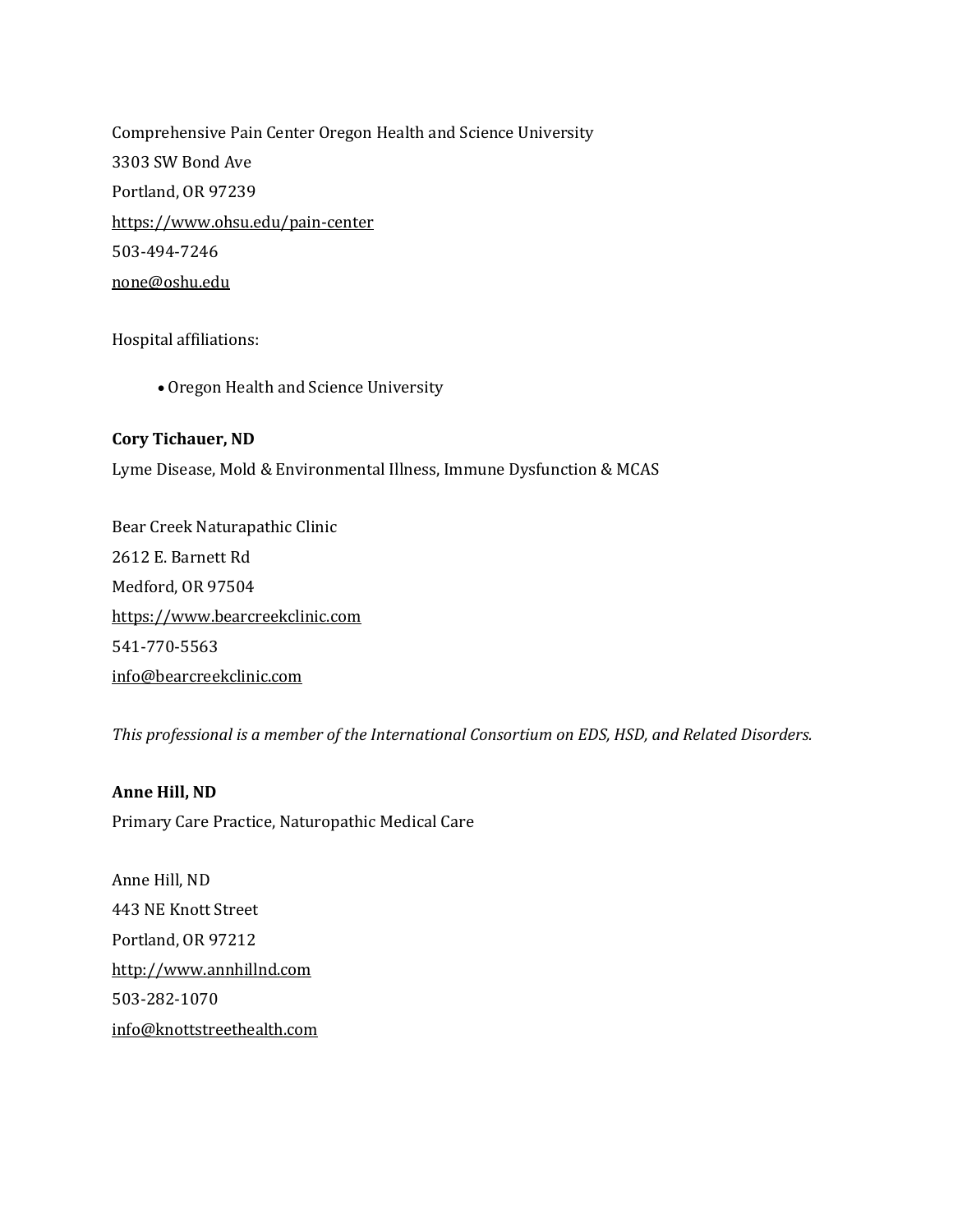Comprehensive Pain Center Oregon Health and Science University

3303 SW Bond Ave

Portland, OR 97239

https://www.ohsu.edu/pain-center

503-494-7246

none@oshu.edu

Hospital affiliations:

- Oregon Health and Science University

**Cory Tichauer, ND**

Lyme Disease, Mold & Environmental Illness, Immune Dysfunction & MCAS

Bear Creek Naturapathic Clinic

2612 E. Barnett Rd

Medford, OR 97504

https://www.bearcreekclinic.com

541-770-5563

info@bearcreekclinic.com

*This professional is a member of the International Consortium on EDS, HSD, and Related Disorders.*

**Anne Hill, ND**

Primary Care Practice, Naturopathic Medical Care

Anne Hill, ND

443 NE Knott Street

Portland, OR 97212

http://www.annhillnd.com

503-282-1070

info@knottstreethealth.com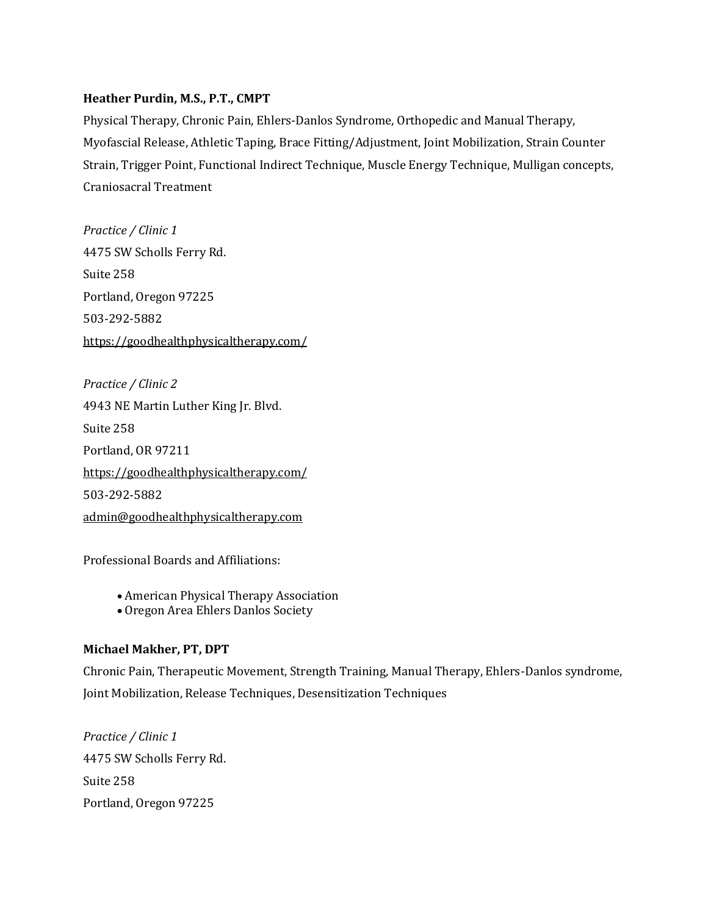**Heather Purdin, M.S., P.T., CMPT**

Physical Therapy, Chronic Pain, Ehlers-Danlos Syndrome, Orthopedic and Manual Therapy, Myofascial Release, Athletic Taping, Brace Fitting/Adjustment, Joint Mobilization, Strain Counter Strain, Trigger Point, Functional Indirect Technique, Muscle Energy Technique, Mulligan concepts, Craniosacral Treatment

*Practice / Clinic 1*
4475 SW Scholls Ferry Rd.
Suite 258
Portland, Oregon 97225
503-292-5882
https://goodhealthphysicaltherapy.com/

*Practice / Clinic 2*
4943 NE Martin Luther King Jr. Blvd.
Suite 258
Portland, OR 97211
https://goodhealthphysicaltherapy.com/
503-292-5882
admin@goodhealthphysicaltherapy.com

Professional Boards and Affiliations:

- American Physical Therapy Association
- Oregon Area Ehlers Danlos Society

**Michael Makher, PT, DPT**

Chronic Pain, Therapeutic Movement, Strength Training, Manual Therapy, Ehlers-Danlos syndrome, Joint Mobilization, Release Techniques, Desensitization Techniques

*Practice / Clinic 1*
4475 SW Scholls Ferry Rd.
Suite 258
Portland, Oregon 97225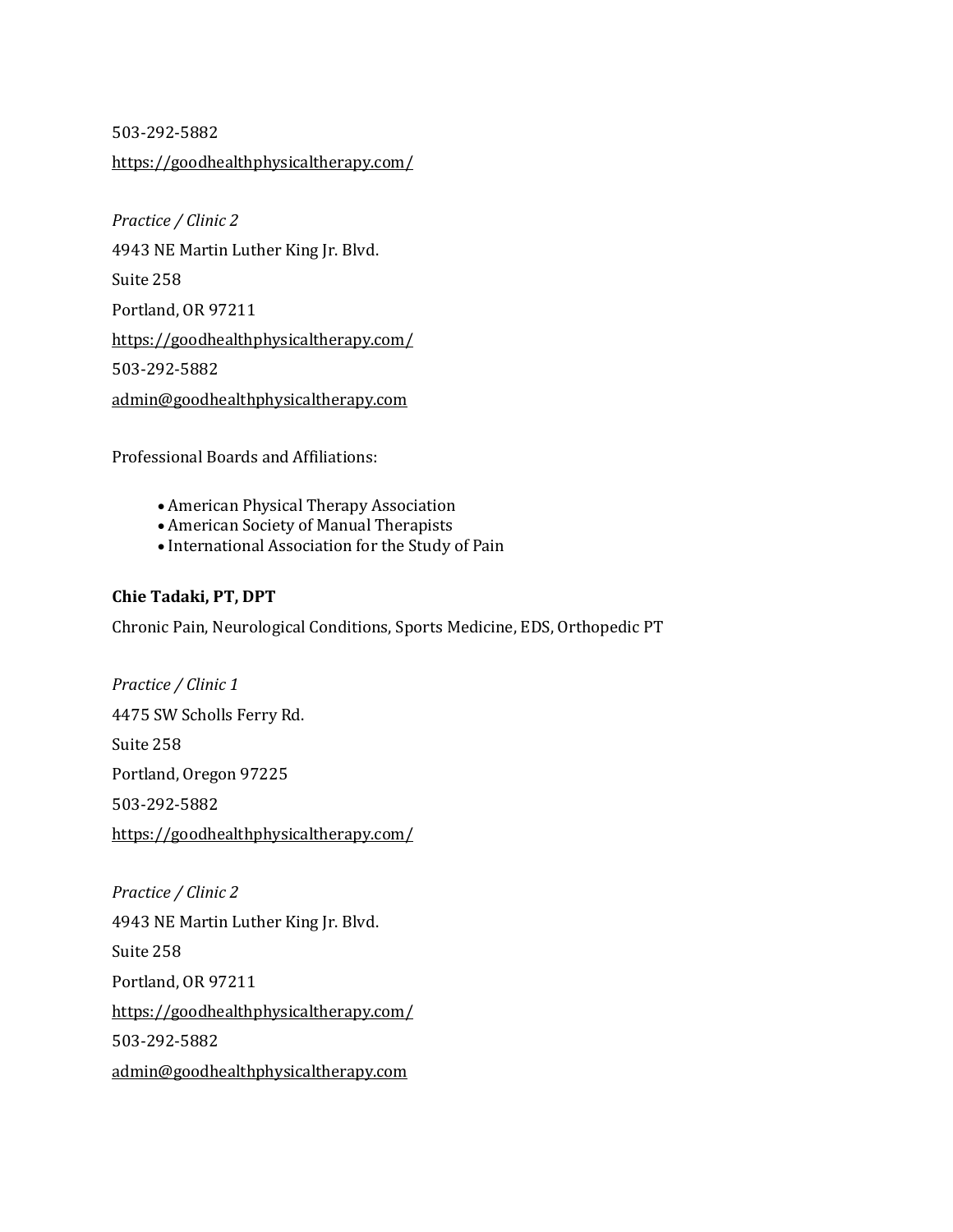503-292-5882

https://goodhealthphysicaltherapy.com/

*Practice / Clinic 2*

4943 NE Martin Luther King Jr. Blvd.

Suite 258

Portland, OR 97211

https://goodhealthphysicaltherapy.com/

503-292-5882

admin@goodhealthphysicaltherapy.com

Professional Boards and Affiliations:

- American Physical Therapy Association
- American Society of Manual Therapists
- International Association for the Study of Pain

**Chie Tadaki, PT, DPT**

Chronic Pain, Neurological Conditions, Sports Medicine, EDS, Orthopedic PT

*Practice / Clinic 1*

4475 SW Scholls Ferry Rd.

Suite 258

Portland, Oregon 97225

503-292-5882

https://goodhealthphysicaltherapy.com/

*Practice / Clinic 2*

4943 NE Martin Luther King Jr. Blvd.

Suite 258

Portland, OR 97211

https://goodhealthphysicaltherapy.com/

503-292-5882

admin@goodhealthphysicaltherapy.com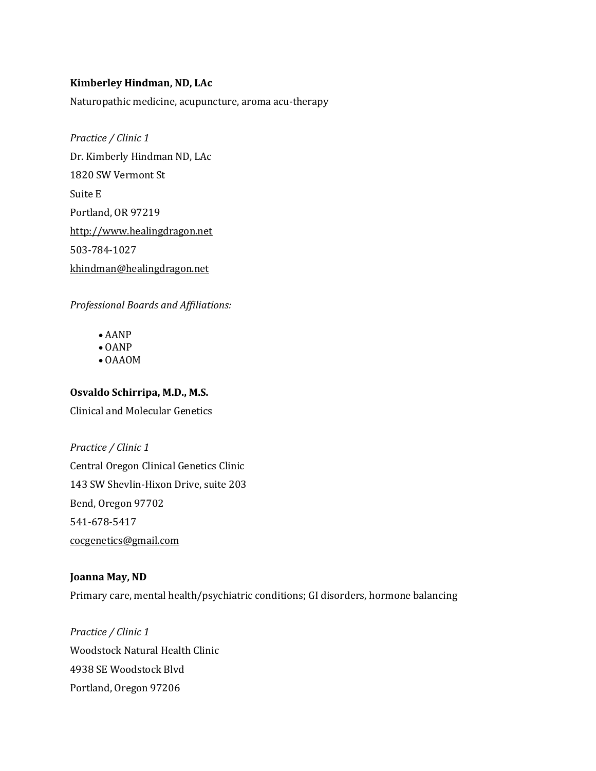**Kimberley Hindman, ND, LAc**

Naturopathic medicine, acupuncture, aroma acu-therapy

*Practice / Clinic 1*

Dr. Kimberly Hindman ND, LAc

1820 SW Vermont St

Suite E

Portland, OR 97219

http://www.healingdragon.net

503-784-1027

khindman@healingdragon.net

*Professional Boards and Affiliations:*

- AANP
- OANP
- OAAOM

**Osvaldo Schirripa, M.D., M.S.**

Clinical and Molecular Genetics

*Practice / Clinic 1*

Central Oregon Clinical Genetics Clinic

143 SW Shevlin-Hixon Drive, suite 203

Bend, Oregon 97702

541-678-5417

cocgenetics@gmail.com

**Joanna May, ND**

Primary care, mental health/psychiatric conditions; GI disorders, hormone balancing

*Practice / Clinic 1*

Woodstock Natural Health Clinic

4938 SE Woodstock Blvd

Portland, Oregon 97206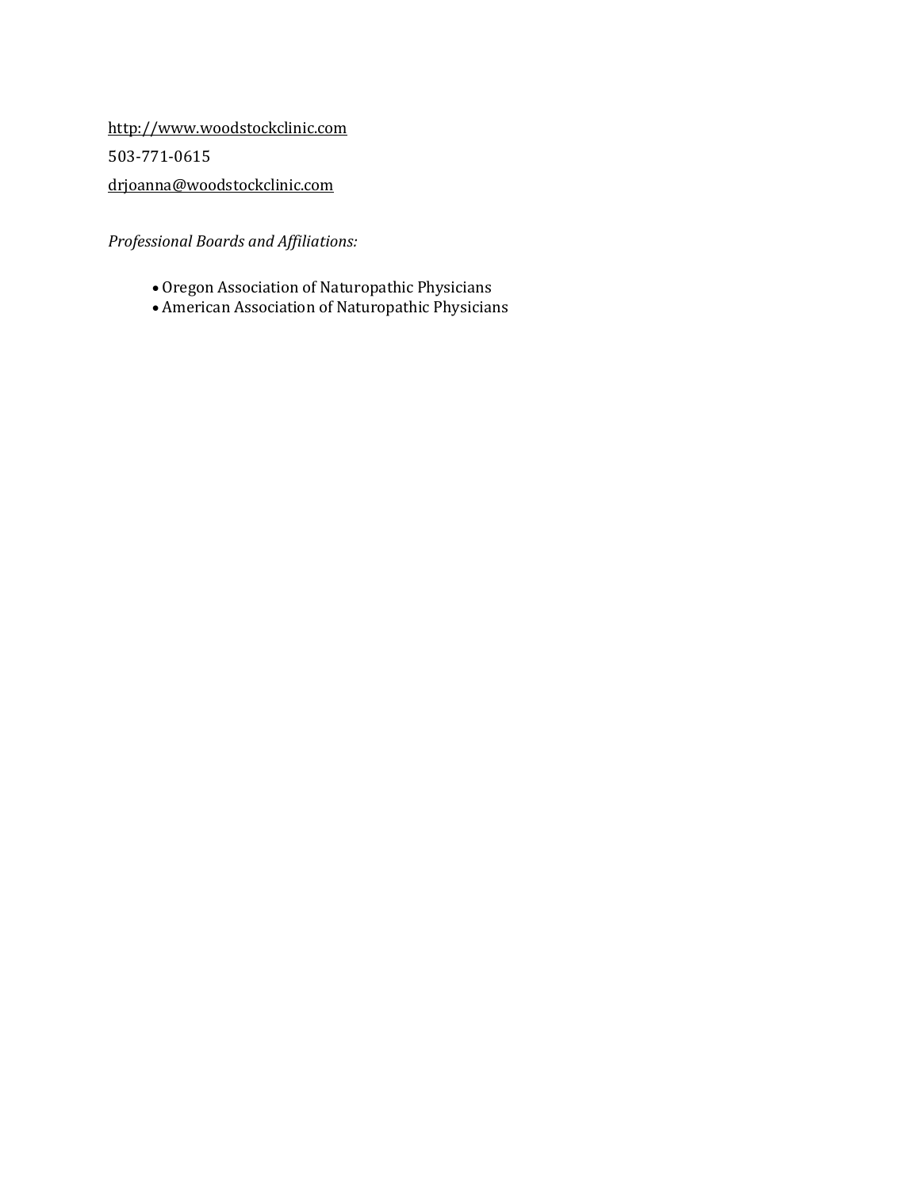http://www.woodstockclinic.com

503-771-0615

drjoanna@woodstockclinic.com

*Professional Boards and Affiliations:*

- Oregon Association of Naturopathic Physicians
- American Association of Naturopathic Physicians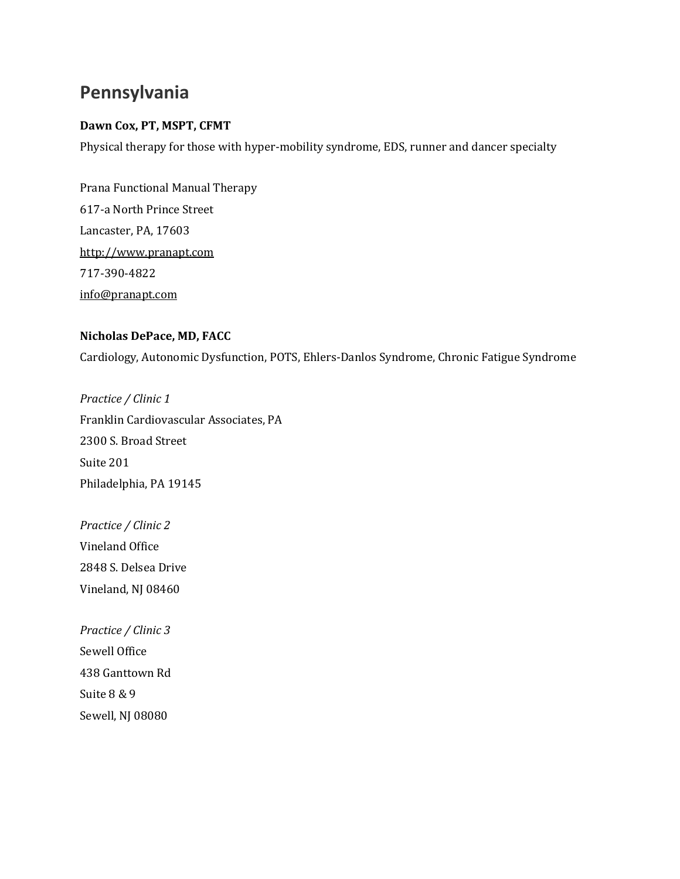# Pennsylvania

**Dawn Cox, PT, MSPT, CFMT**

Physical therapy for those with hyper-mobility syndrome, EDS, runner and dancer specialty

Prana Functional Manual Therapy
617-a North Prince Street
Lancaster, PA, 17603
http://www.pranapt.com
717-390-4822
info@pranapt.com

**Nicholas DePace, MD, FACC**

Cardiology, Autonomic Dysfunction, POTS, Ehlers-Danlos Syndrome, Chronic Fatigue Syndrome

*Practice / Clinic 1*
Franklin Cardiovascular Associates, PA
2300 S. Broad Street
Suite 201
Philadelphia, PA 19145

*Practice / Clinic 2*
Vineland Office
2848 S. Delsea Drive
Vineland, NJ 08460

*Practice / Clinic 3*
Sewell Office
438 Ganttown Rd
Suite 8 & 9
Sewell, NJ 08080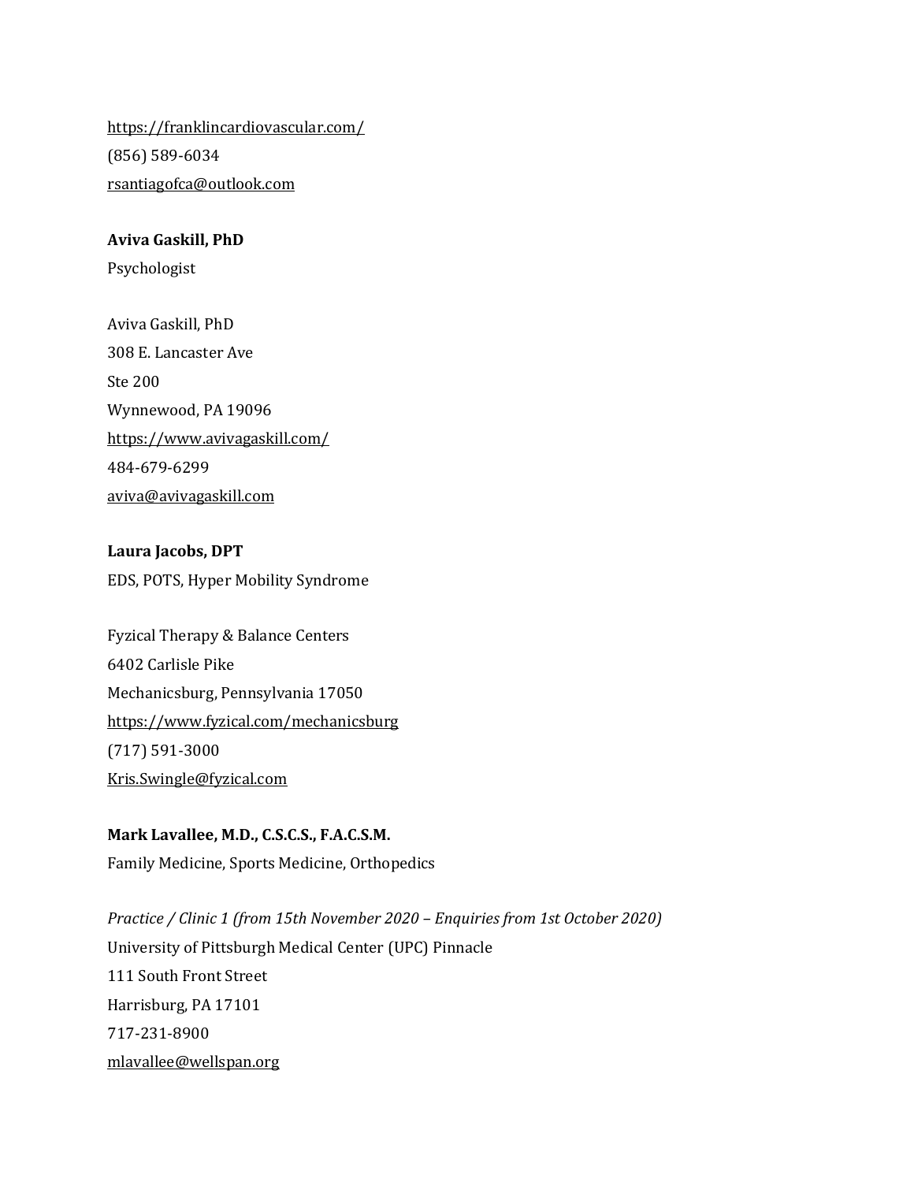https://franklincardiovascular.com/
(856) 589-6034
rsantiagofca@outlook.com

**Aviva Gaskill, PhD**
Psychologist

Aviva Gaskill, PhD
308 E. Lancaster Ave
Ste 200
Wynnewood, PA 19096
https://www.avivagaskill.com/
484-679-6299
aviva@avivagaskill.com

**Laura Jacobs, DPT**
EDS, POTS, Hyper Mobility Syndrome

Fyzical Therapy & Balance Centers
6402 Carlisle Pike
Mechanicsburg, Pennsylvania 17050
https://www.fyzical.com/mechanicsburg
(717) 591-3000
Kris.Swingle@fyzical.com

**Mark Lavallee, M.D., C.S.C.S., F.A.C.S.M.**
Family Medicine, Sports Medicine, Orthopedics

*Practice / Clinic 1 (from 15th November 2020 – Enquiries from 1st October 2020)*
University of Pittsburgh Medical Center (UPC) Pinnacle
111 South Front Street
Harrisburg, PA 17101
717-231-8900
mlavallee@wellspan.org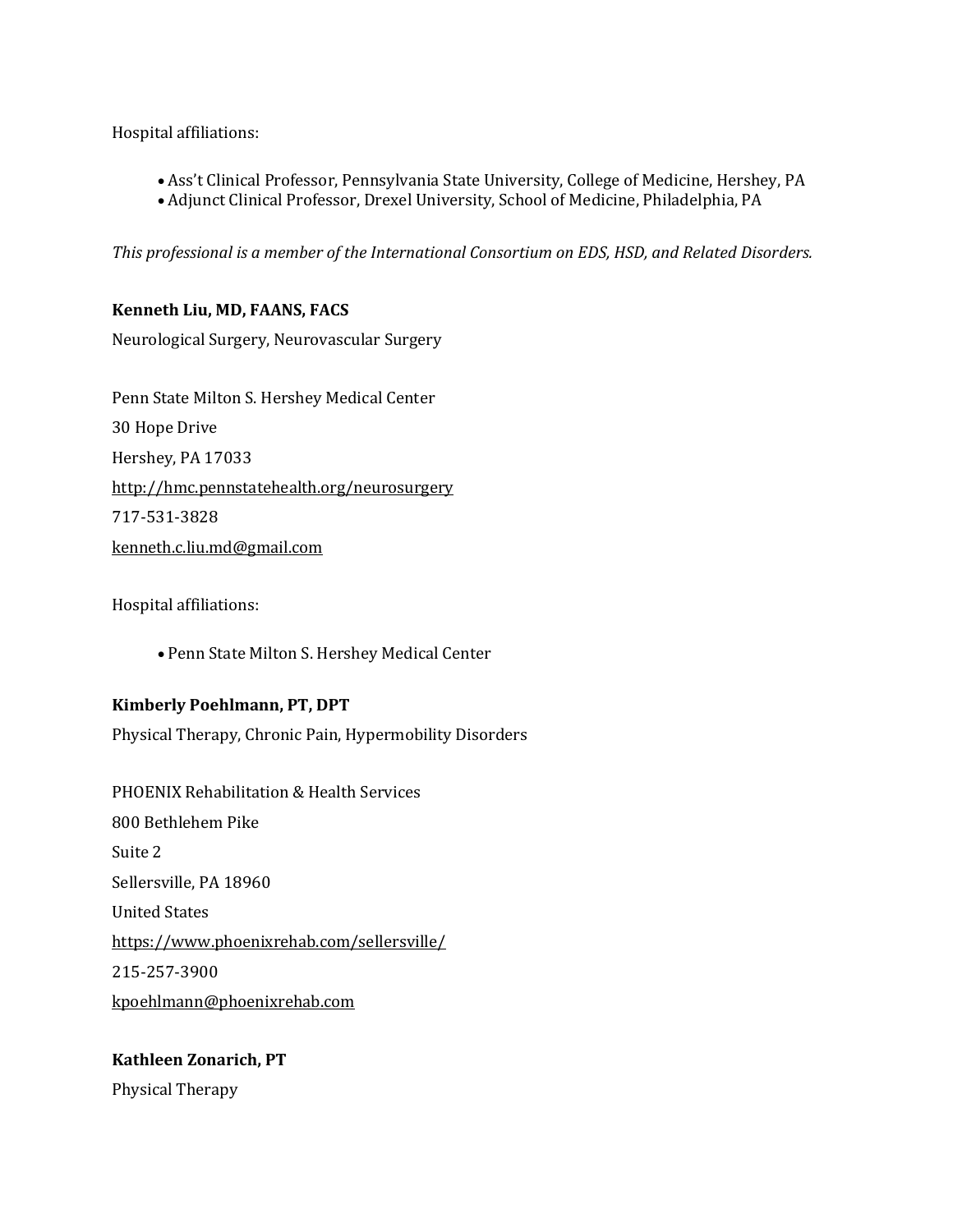Hospital affiliations:

- Ass't Clinical Professor, Pennsylvania State University, College of Medicine, Hershey, PA
- Adjunct Clinical Professor, Drexel University, School of Medicine, Philadelphia, PA

*This professional is a member of the International Consortium on EDS, HSD, and Related Disorders.*

**Kenneth Liu, MD, FAANS, FACS**

Neurological Surgery, Neurovascular Surgery

Penn State Milton S. Hershey Medical Center

30 Hope Drive

Hershey, PA 17033

http://hmc.pennstatehealth.org/neurosurgery

717-531-3828

kenneth.c.liu.md@gmail.com

Hospital affiliations:

- Penn State Milton S. Hershey Medical Center

**Kimberly Poehlmann, PT, DPT**

Physical Therapy, Chronic Pain, Hypermobility Disorders

PHOENIX Rehabilitation & Health Services

800 Bethlehem Pike

Suite 2

Sellersville, PA 18960

United States

https://www.phoenixrehab.com/sellersville/

215-257-3900

kpoehlmann@phoenixrehab.com

**Kathleen Zonarich, PT**

Physical Therapy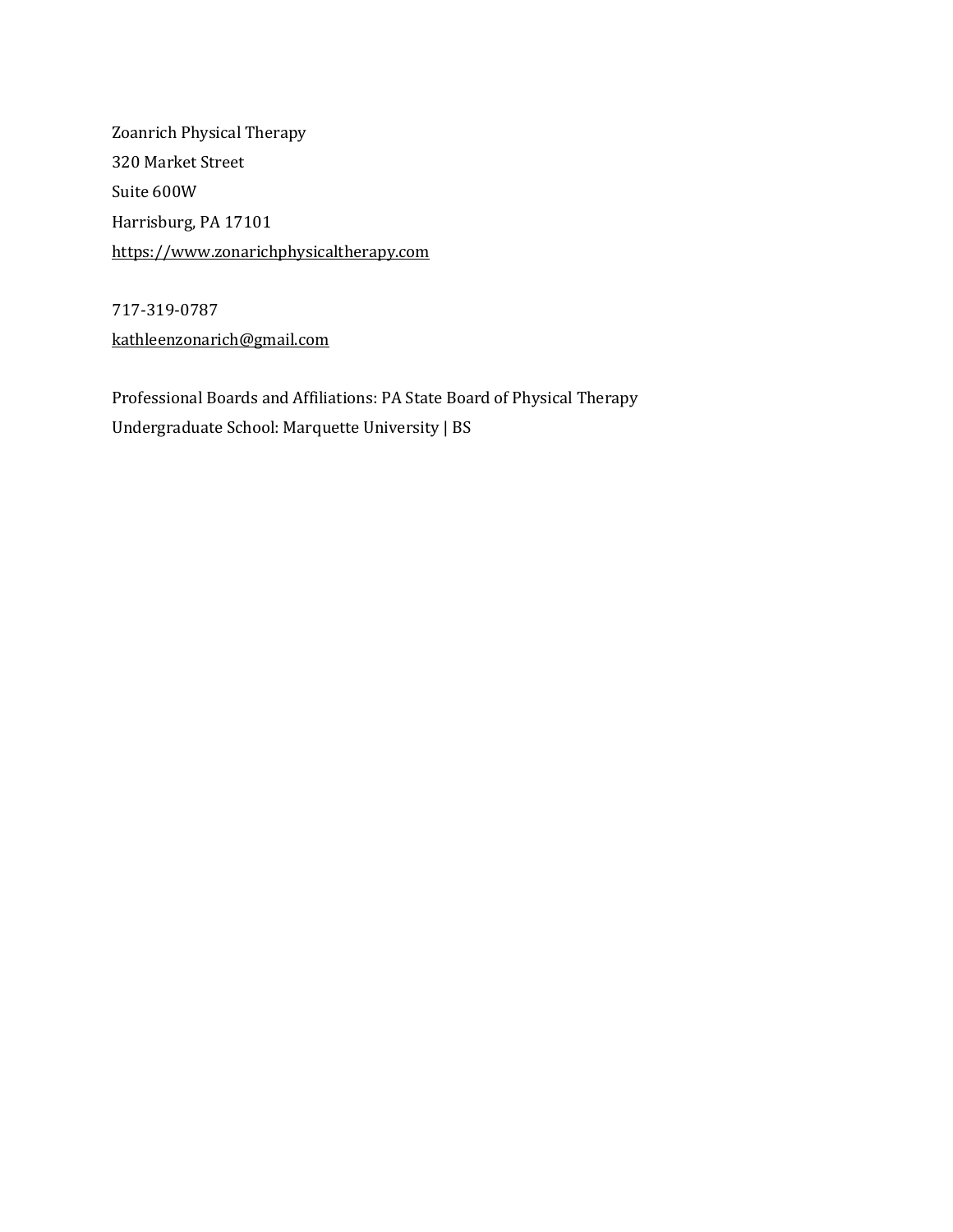Zoanrich Physical Therapy  
320 Market Street  
Suite 600W  
Harrisburg, PA 17101  
https://www.zonarichphysicaltherapy.com

717-319-0787  
kathleenzonarich@gmail.com

Professional Boards and Affiliations: PA State Board of Physical Therapy  
Undergraduate School: Marquette University | BS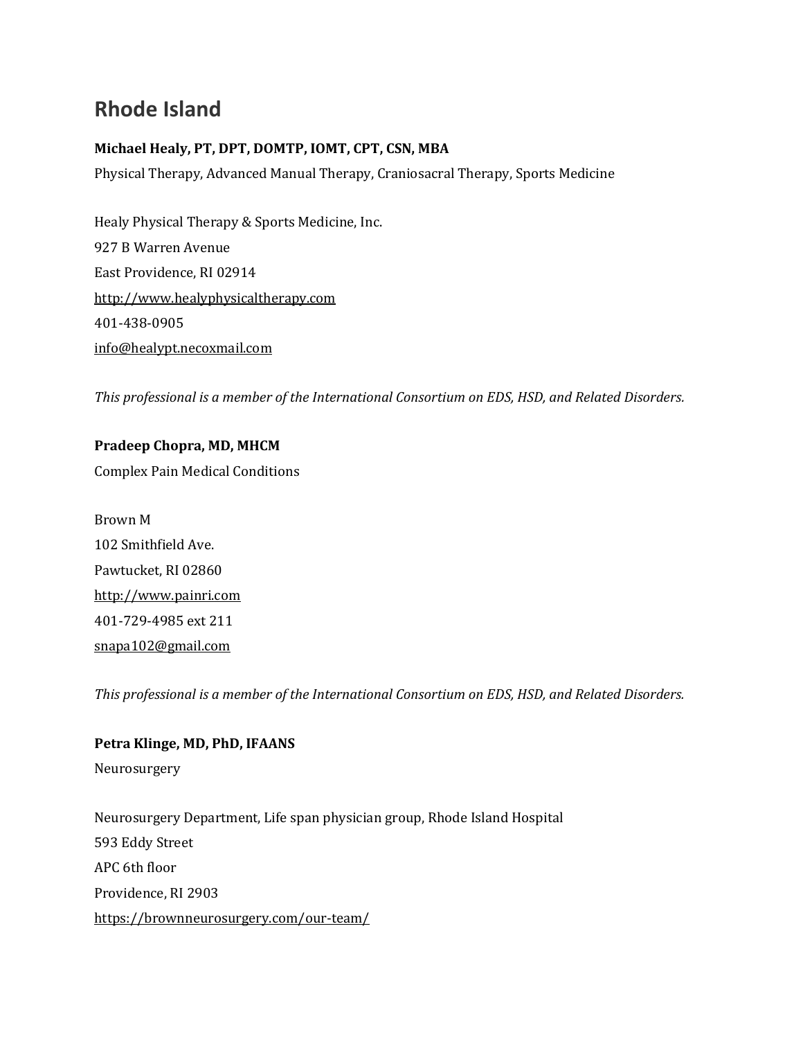## Rhode Island

**Michael Healy, PT, DPT, DOMTP, IOMT, CPT, CSN, MBA**
Physical Therapy, Advanced Manual Therapy, Craniosacral Therapy, Sports Medicine

Healy Physical Therapy & Sports Medicine, Inc.
927 B Warren Avenue
East Providence, RI 02914
http://www.healyphysicaltherapy.com
401-438-0905
info@healypt.necoxmail.com

*This professional is a member of the International Consortium on EDS, HSD, and Related Disorders.*

**Pradeep Chopra, MD, MHCM**
Complex Pain Medical Conditions

Brown M
102 Smithfield Ave.
Pawtucket, RI 02860
http://www.painri.com
401-729-4985 ext 211
snapa102@gmail.com

*This professional is a member of the International Consortium on EDS, HSD, and Related Disorders.*

**Petra Klinge, MD, PhD, IFAANS**
Neurosurgery

Neurosurgery Department, Life span physician group, Rhode Island Hospital
593 Eddy Street
APC 6th floor
Providence, RI 2903
https://brownneurosurgery.com/our-team/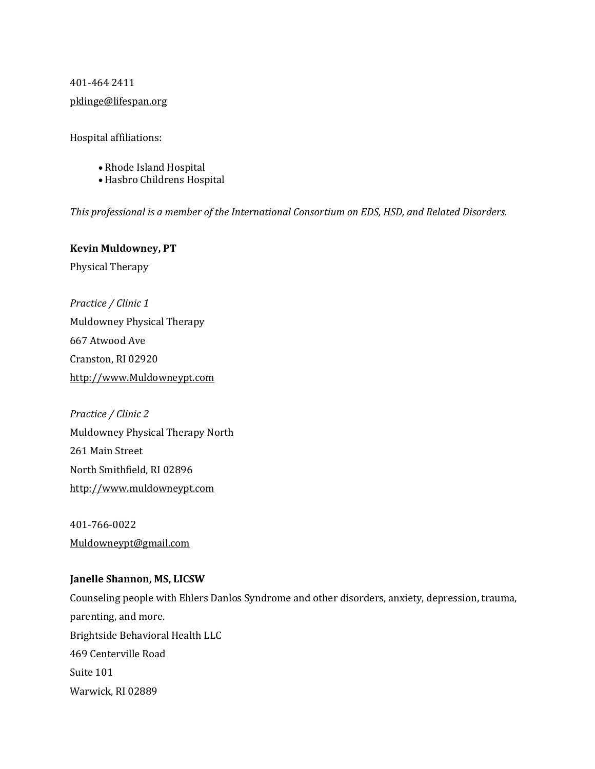401-464 2411

pklinge@lifespan.org

Hospital affiliations:

- Rhode Island Hospital
- Hasbro Childrens Hospital

*This professional is a member of the International Consortium on EDS, HSD, and Related Disorders.*

**Kevin Muldowney, PT**

Physical Therapy

*Practice / Clinic 1*

Muldowney Physical Therapy

667 Atwood Ave

Cranston, RI 02920

http://www.Muldowneypt.com

*Practice / Clinic 2*

Muldowney Physical Therapy North

261 Main Street

North Smithfield, RI 02896

http://www.muldowneypt.com

401-766-0022

Muldowneypt@gmail.com

**Janelle Shannon, MS, LICSW**

Counseling people with Ehlers Danlos Syndrome and other disorders, anxiety, depression, trauma, parenting, and more.

Brightside Behavioral Health LLC

469 Centerville Road

Suite 101

Warwick, RI 02889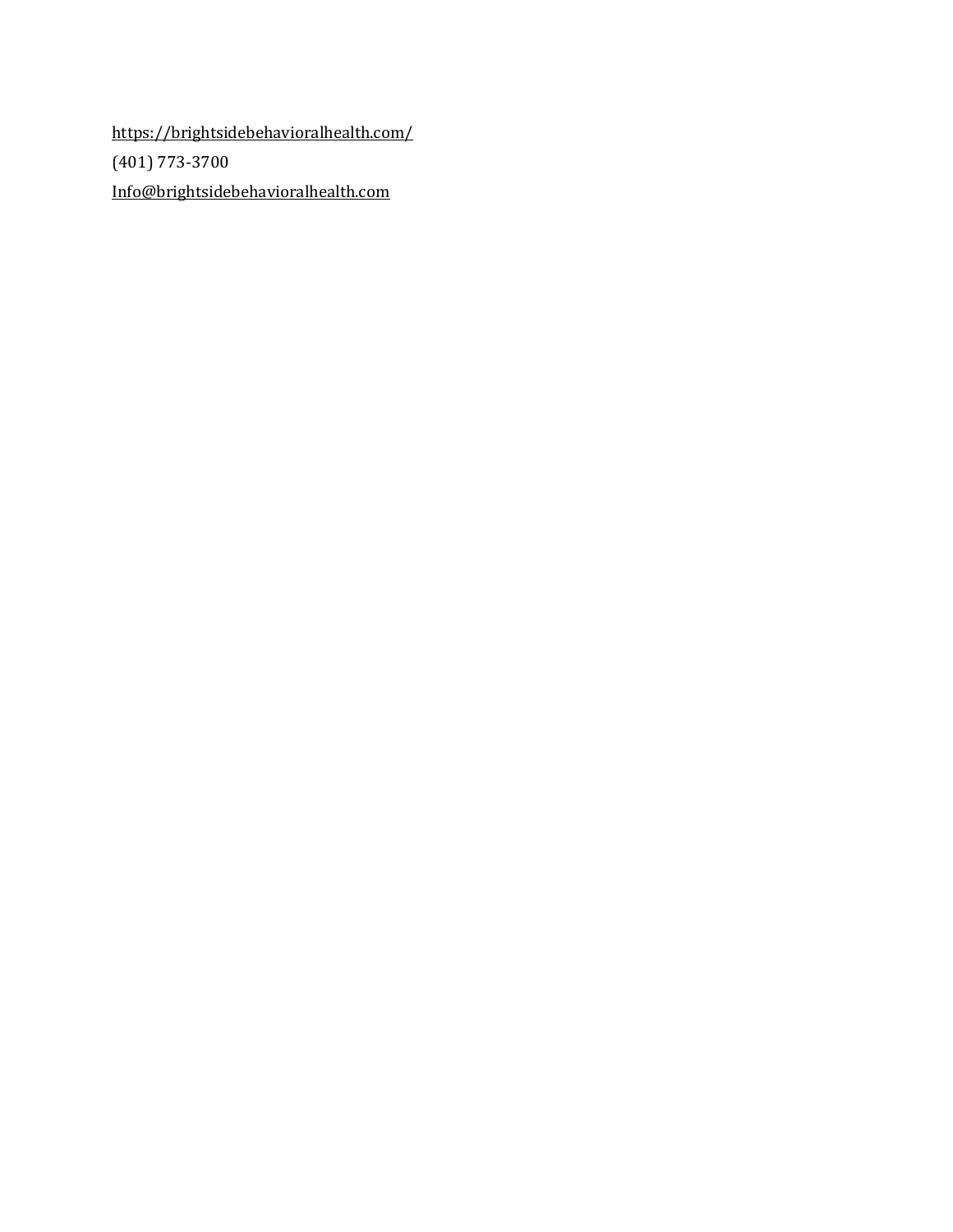https://brightsidebehavioralhealth.com/

(401) 773-3700

Info@brightsidebehavioralhealth.com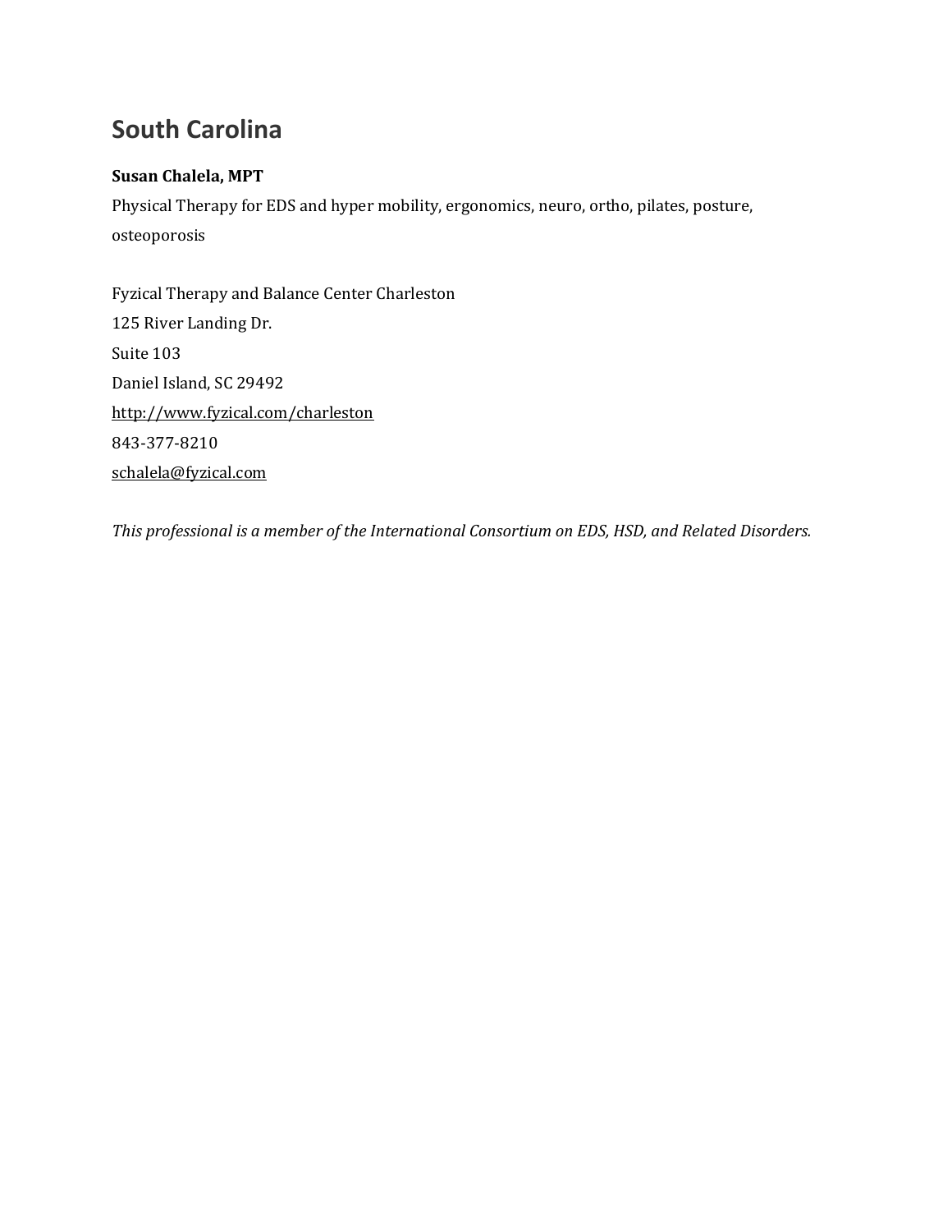# South Carolina

**Susan Chalela, MPT**

Physical Therapy for EDS and hyper mobility, ergonomics, neuro, ortho, pilates, posture, osteoporosis

Fyzical Therapy and Balance Center Charleston
125 River Landing Dr.
Suite 103
Daniel Island, SC 29492
http://www.fyzical.com/charleston
843-377-8210
schalela@fyzical.com

*This professional is a member of the International Consortium on EDS, HSD, and Related Disorders.*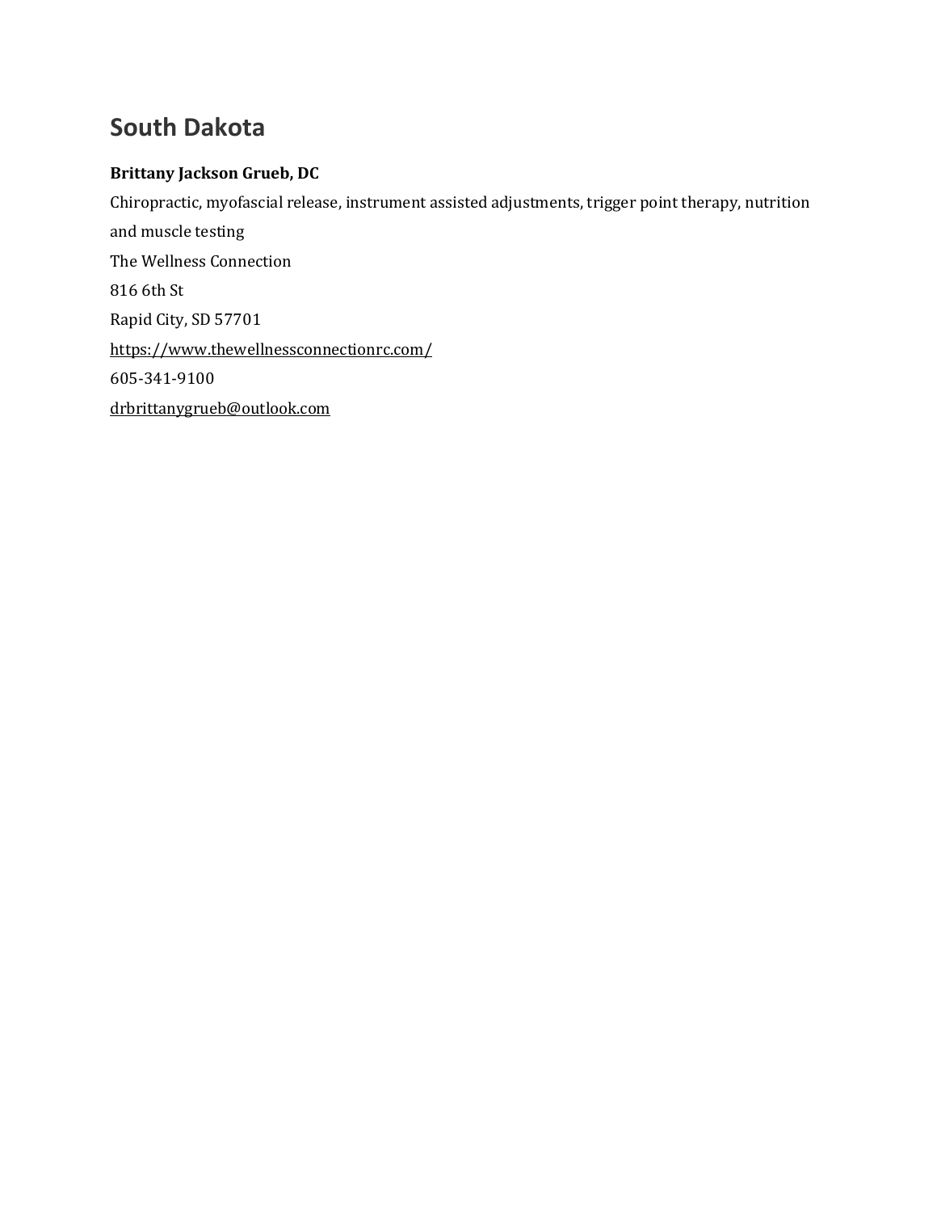## South Dakota

**Brittany Jackson Grueb, DC**

Chiropractic, myofascial release, instrument assisted adjustments, trigger point therapy, nutrition and muscle testing

The Wellness Connection

816 6th St

Rapid City, SD 57701

https://www.thewellnessconnectionrc.com/

605-341-9100

drbrittanygrueb@outlook.com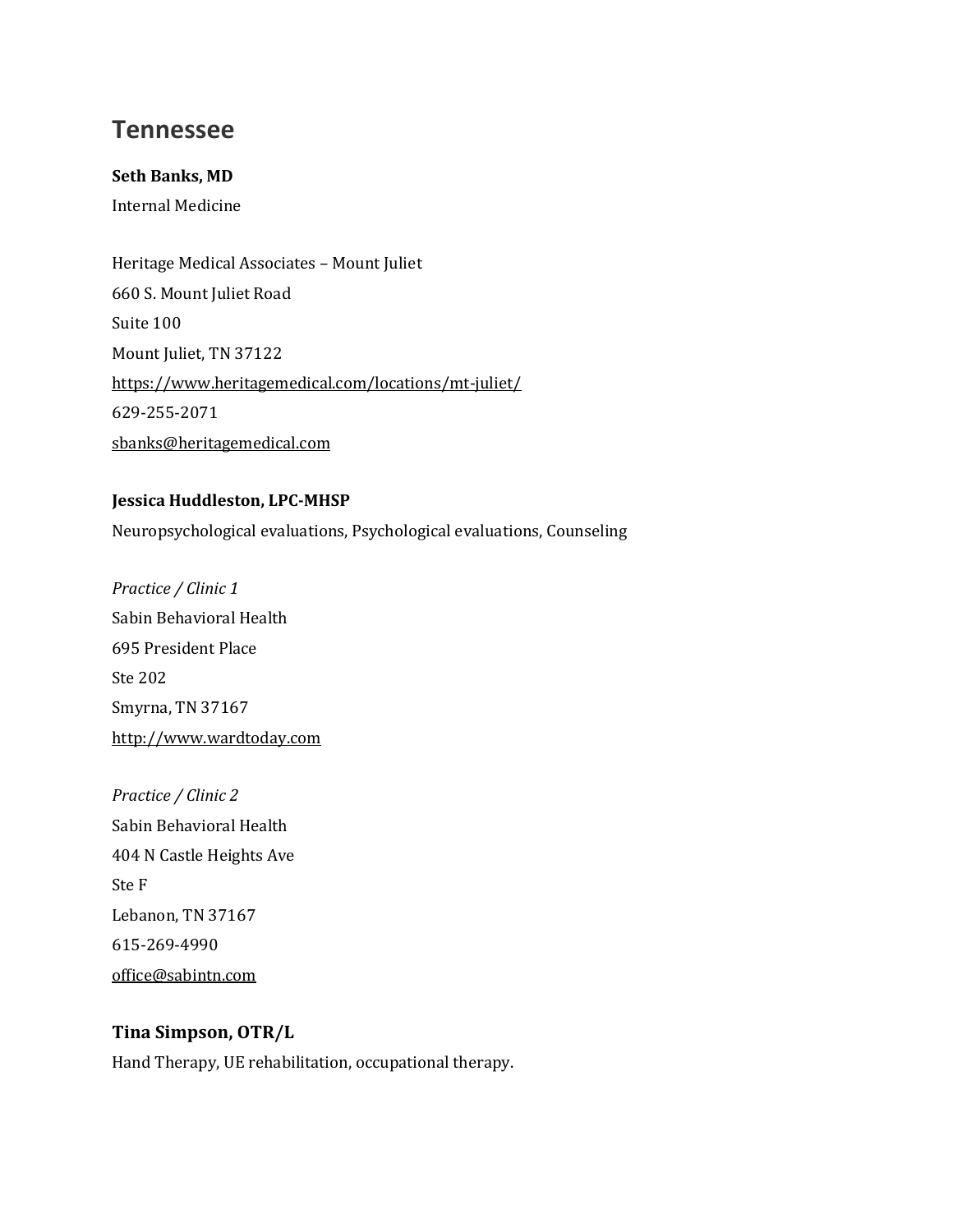## Tennessee

**Seth Banks, MD**

Internal Medicine

Heritage Medical Associates – Mount Juliet

660 S. Mount Juliet Road

Suite 100

Mount Juliet, TN 37122

https://www.heritagemedical.com/locations/mt-juliet/

629-255-2071

sbanks@heritagemedical.com

**Jessica Huddleston, LPC-MHSP**

Neuropsychological evaluations, Psychological evaluations, Counseling

*Practice / Clinic 1*

Sabin Behavioral Health

695 President Place

Ste 202

Smyrna, TN 37167

http://www.wardtoday.com

*Practice / Clinic 2*

Sabin Behavioral Health

404 N Castle Heights Ave

Ste F

Lebanon, TN 37167

615-269-4990

office@sabintn.com

**Tina Simpson, OTR/L**

Hand Therapy, UE rehabilitation, occupational therapy.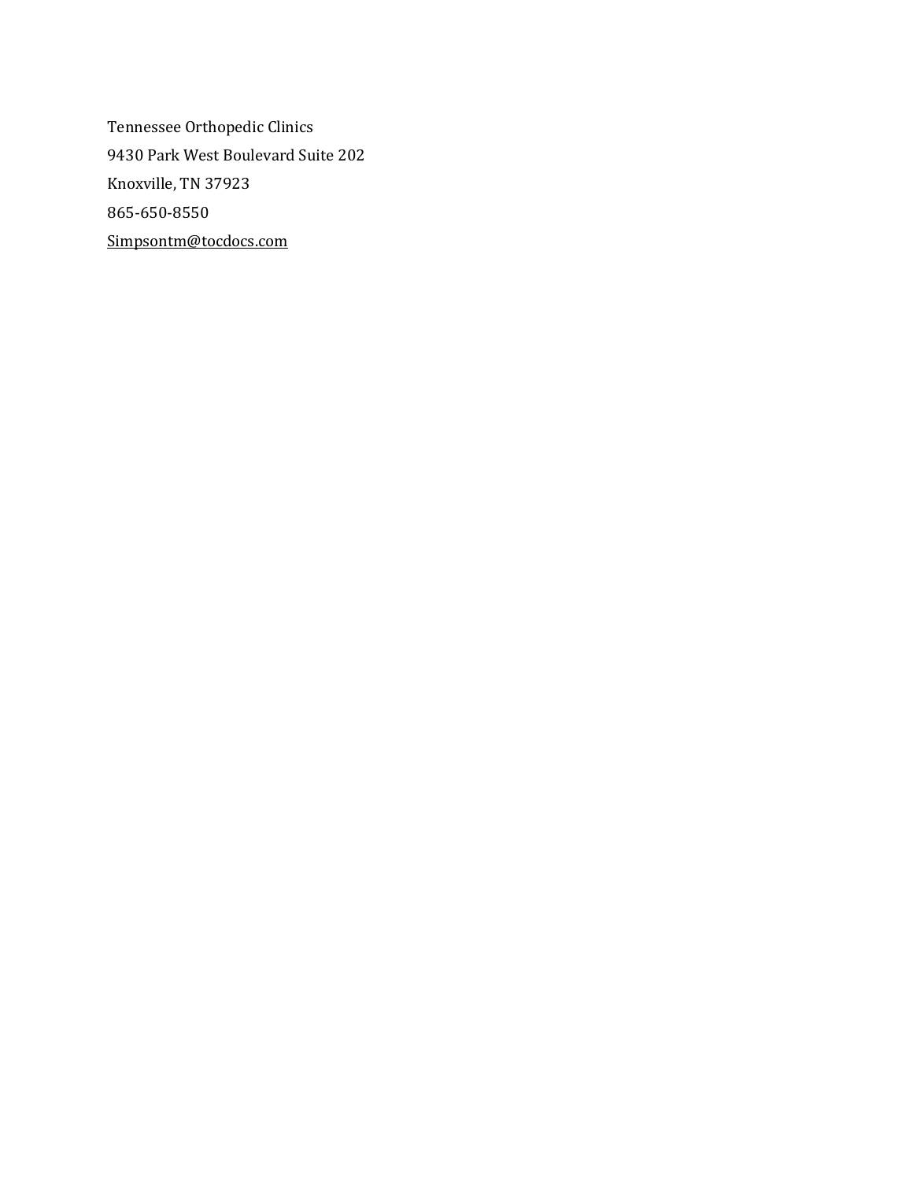Tennessee Orthopedic Clinics

9430 Park West Boulevard Suite 202

Knoxville, TN 37923

865-650-8550

Simpsontm@tocdocs.com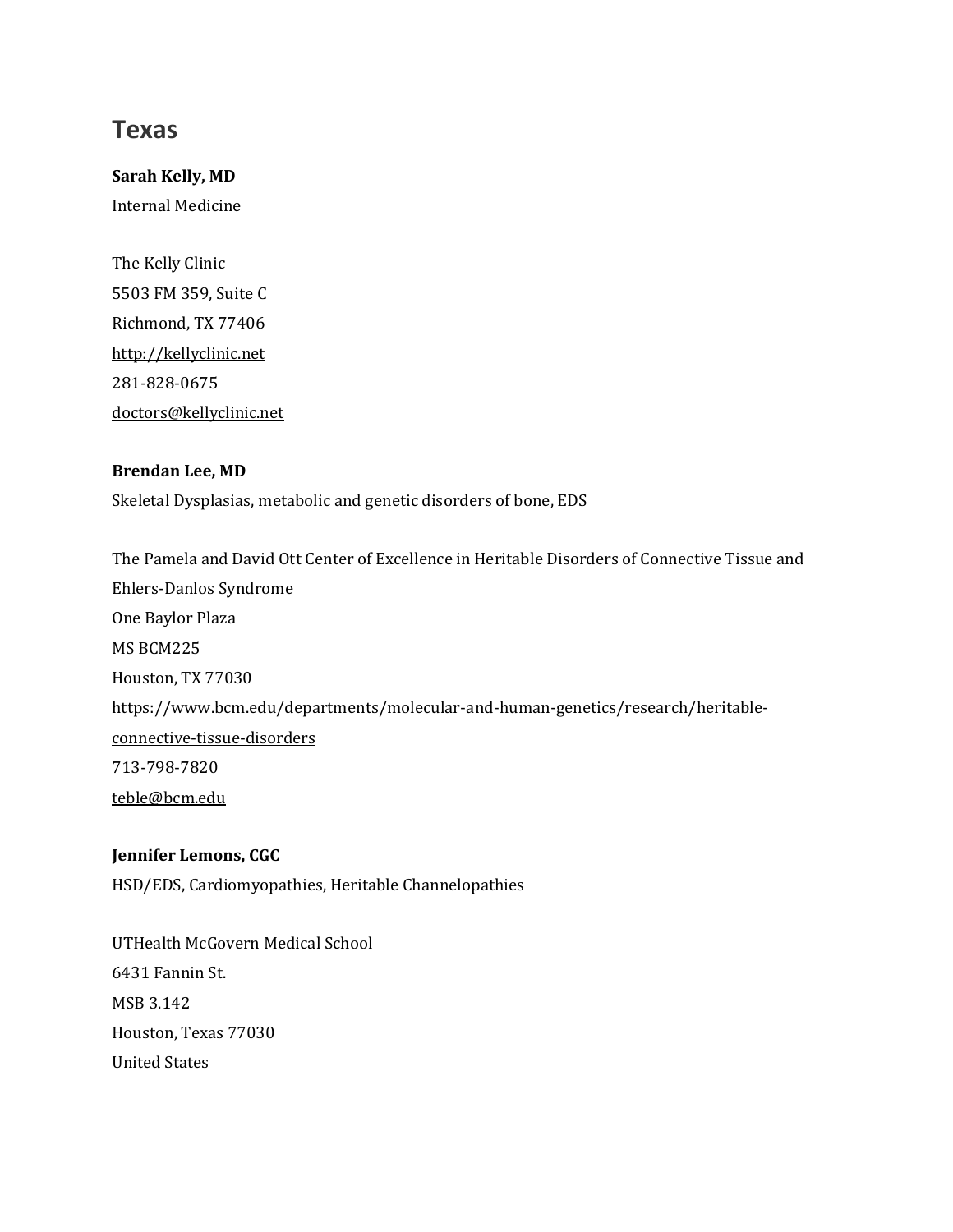## Texas

**Sarah Kelly, MD**
Internal Medicine

The Kelly Clinic
5503 FM 359, Suite C
Richmond, TX 77406
http://kellyclinic.net
281-828-0675
doctors@kellyclinic.net

**Brendan Lee, MD**
Skeletal Dysplasias, metabolic and genetic disorders of bone, EDS

The Pamela and David Ott Center of Excellence in Heritable Disorders of Connective Tissue and Ehlers-Danlos Syndrome
One Baylor Plaza
MS BCM225
Houston, TX 77030
https://www.bcm.edu/departments/molecular-and-human-genetics/research/heritable-connective-tissue-disorders
713-798-7820
teble@bcm.edu

**Jennifer Lemons, CGC**
HSD/EDS, Cardiomyopathies, Heritable Channelopathies

UTHealth McGovern Medical School
6431 Fannin St.
MSB 3.142
Houston, Texas 77030
United States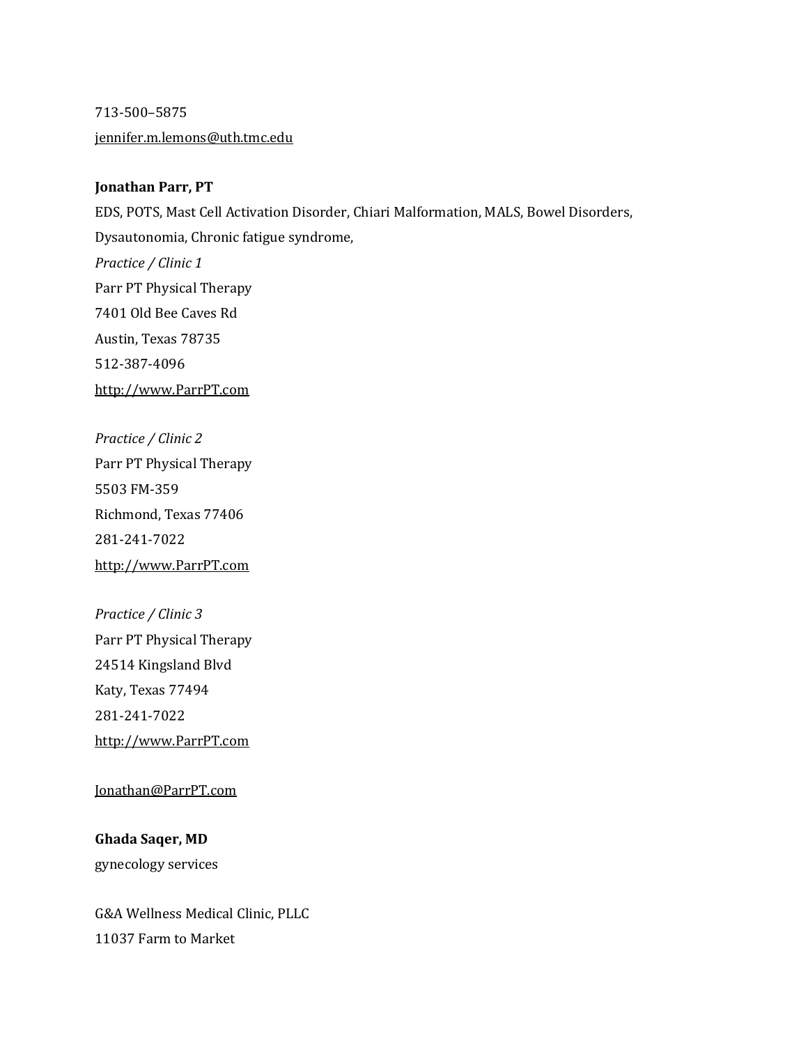713-500–5875

jennifer.m.lemons@uth.tmc.edu

**Jonathan Parr, PT**

EDS, POTS, Mast Cell Activation Disorder, Chiari Malformation, MALS, Bowel Disorders, Dysautonomia, Chronic fatigue syndrome,

*Practice / Clinic 1*

Parr PT Physical Therapy

7401 Old Bee Caves Rd

Austin, Texas 78735

512-387-4096

http://www.ParrPT.com

*Practice / Clinic 2*

Parr PT Physical Therapy

5503 FM-359

Richmond, Texas 77406

281-241-7022

http://www.ParrPT.com

*Practice / Clinic 3*

Parr PT Physical Therapy

24514 Kingsland Blvd

Katy, Texas 77494

281-241-7022

http://www.ParrPT.com

Jonathan@ParrPT.com

**Ghada Saqer, MD**

gynecology services

G&A Wellness Medical Clinic, PLLC

11037 Farm to Market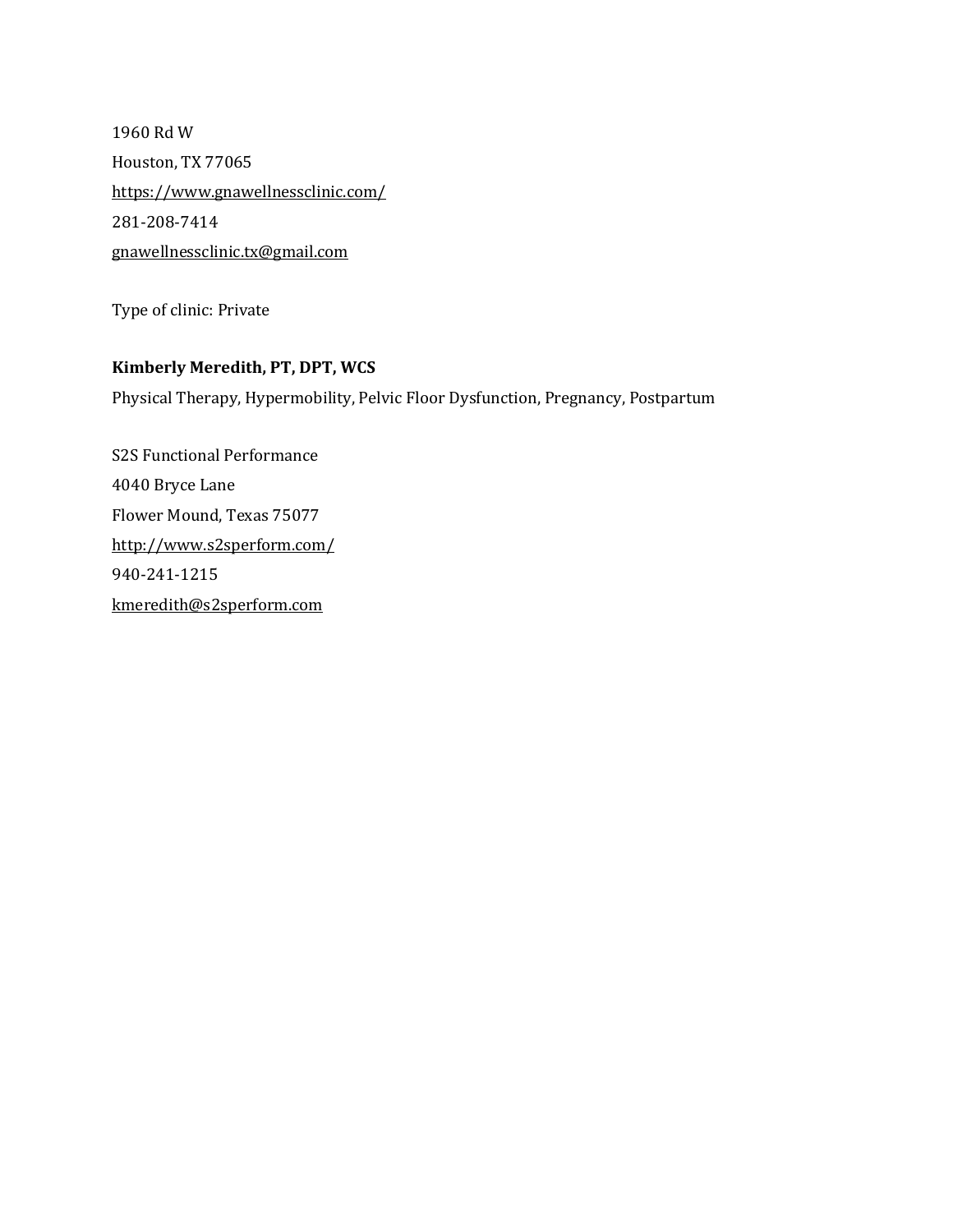1960 Rd W

Houston, TX 77065

https://www.gnawellnessclinic.com/

281-208-7414

gnawellnessclinic.tx@gmail.com

Type of clinic: Private

**Kimberly Meredith, PT, DPT, WCS**

Physical Therapy, Hypermobility, Pelvic Floor Dysfunction, Pregnancy, Postpartum

S2S Functional Performance

4040 Bryce Lane

Flower Mound, Texas 75077

http://www.s2sperform.com/

940-241-1215

kmeredith@s2sperform.com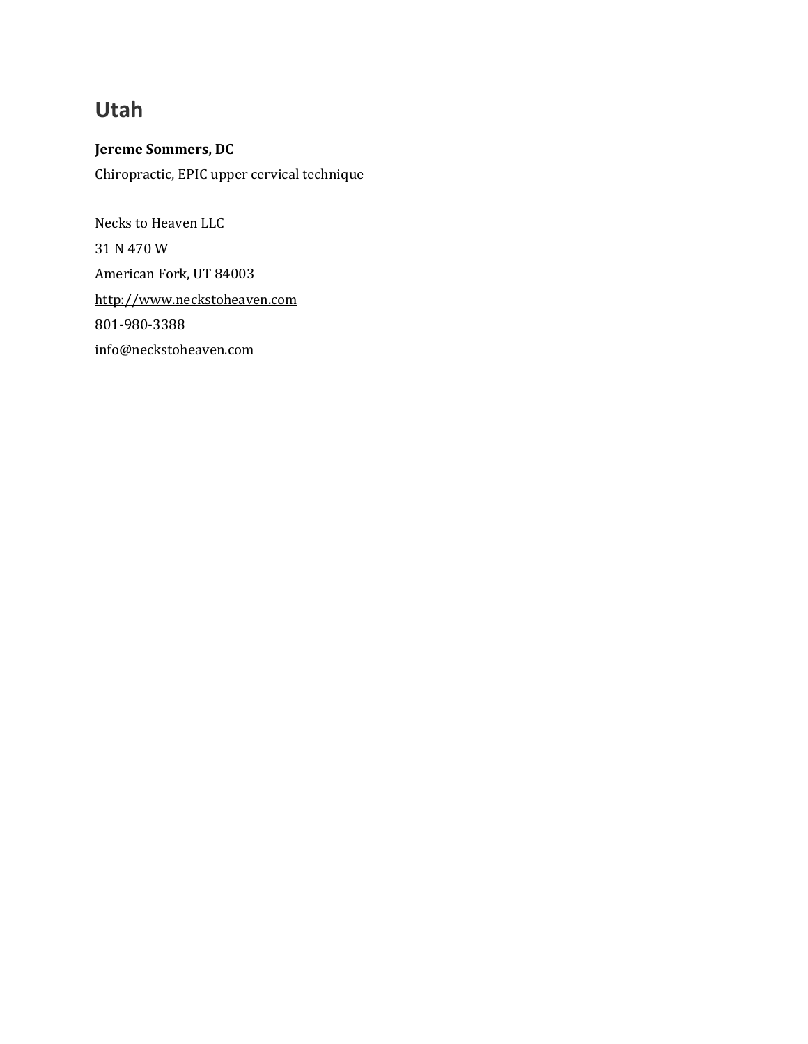## Utah

**Jereme Sommers, DC**

Chiropractic, EPIC upper cervical technique

Necks to Heaven LLC

31 N 470 W

American Fork, UT 84003

http://www.neckstoheaven.com

801-980-3388

info@neckstoheaven.com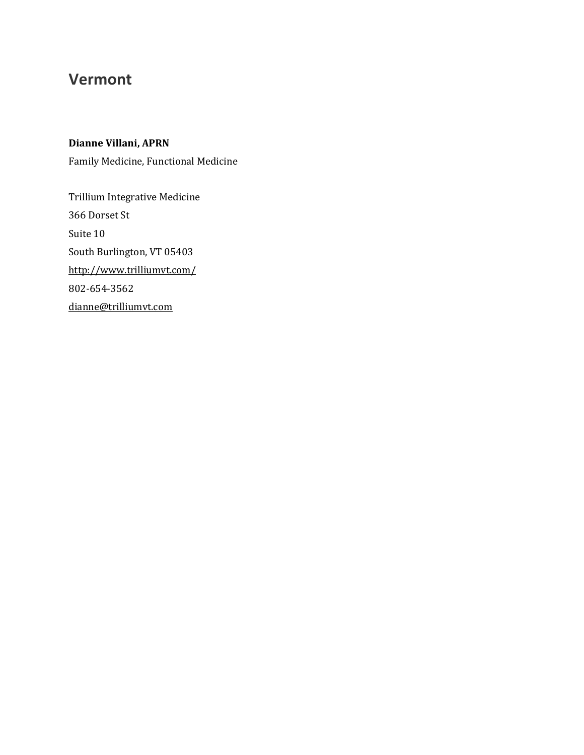## Vermont

**Dianne Villani, APRN**

Family Medicine, Functional Medicine

Trillium Integrative Medicine

366 Dorset St

Suite 10

South Burlington, VT 05403

http://www.trilliumvt.com/

802-654-3562

dianne@trilliumvt.com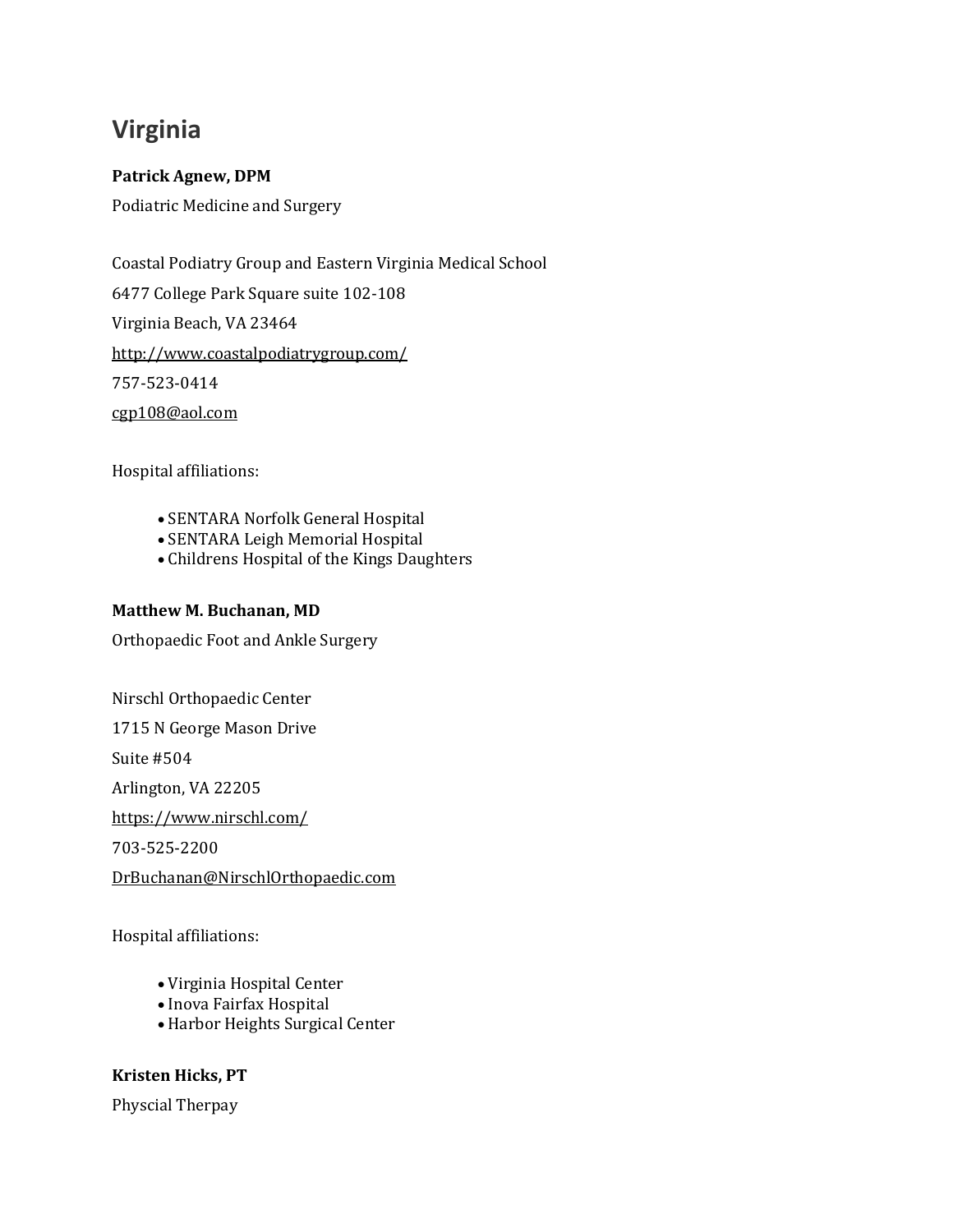# Virginia

**Patrick Agnew, DPM**

Podiatric Medicine and Surgery

Coastal Podiatry Group and Eastern Virginia Medical School

6477 College Park Square suite 102-108

Virginia Beach, VA 23464

http://www.coastalpodiatrygroup.com/

757-523-0414

cgp108@aol.com

Hospital affiliations:

- SENTARA Norfolk General Hospital
- SENTARA Leigh Memorial Hospital
- Childrens Hospital of the Kings Daughters

**Matthew M. Buchanan, MD**

Orthopaedic Foot and Ankle Surgery

Nirschl Orthopaedic Center

1715 N George Mason Drive

Suite #504

Arlington, VA 22205

https://www.nirschl.com/

703-525-2200

DrBuchanan@NirschlOrthopaedic.com

Hospital affiliations:

- Virginia Hospital Center
- Inova Fairfax Hospital
- Harbor Heights Surgical Center

**Kristen Hicks, PT**

Physcial Therpay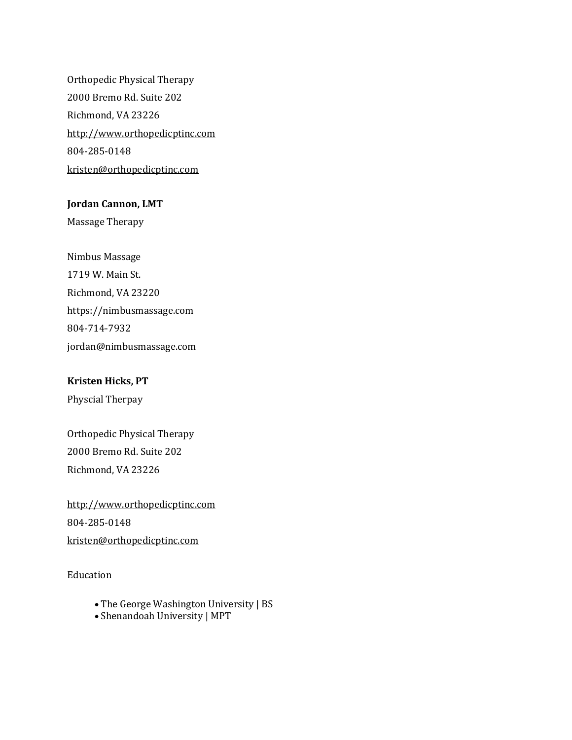Orthopedic Physical Therapy

2000 Bremo Rd. Suite 202

Richmond, VA 23226

http://www.orthopedicptinc.com

804-285-0148

kristen@orthopedicptinc.com

**Jordan Cannon, LMT**

Massage Therapy

Nimbus Massage

1719 W. Main St.

Richmond, VA 23220

https://nimbusmassage.com

804-714-7932

jordan@nimbusmassage.com

**Kristen Hicks, PT**

Physcial Therpay

Orthopedic Physical Therapy

2000 Bremo Rd. Suite 202

Richmond, VA 23226

http://www.orthopedicptinc.com

804-285-0148

kristen@orthopedicptinc.com

Education

- The George Washington University | BS
- Shenandoah University | MPT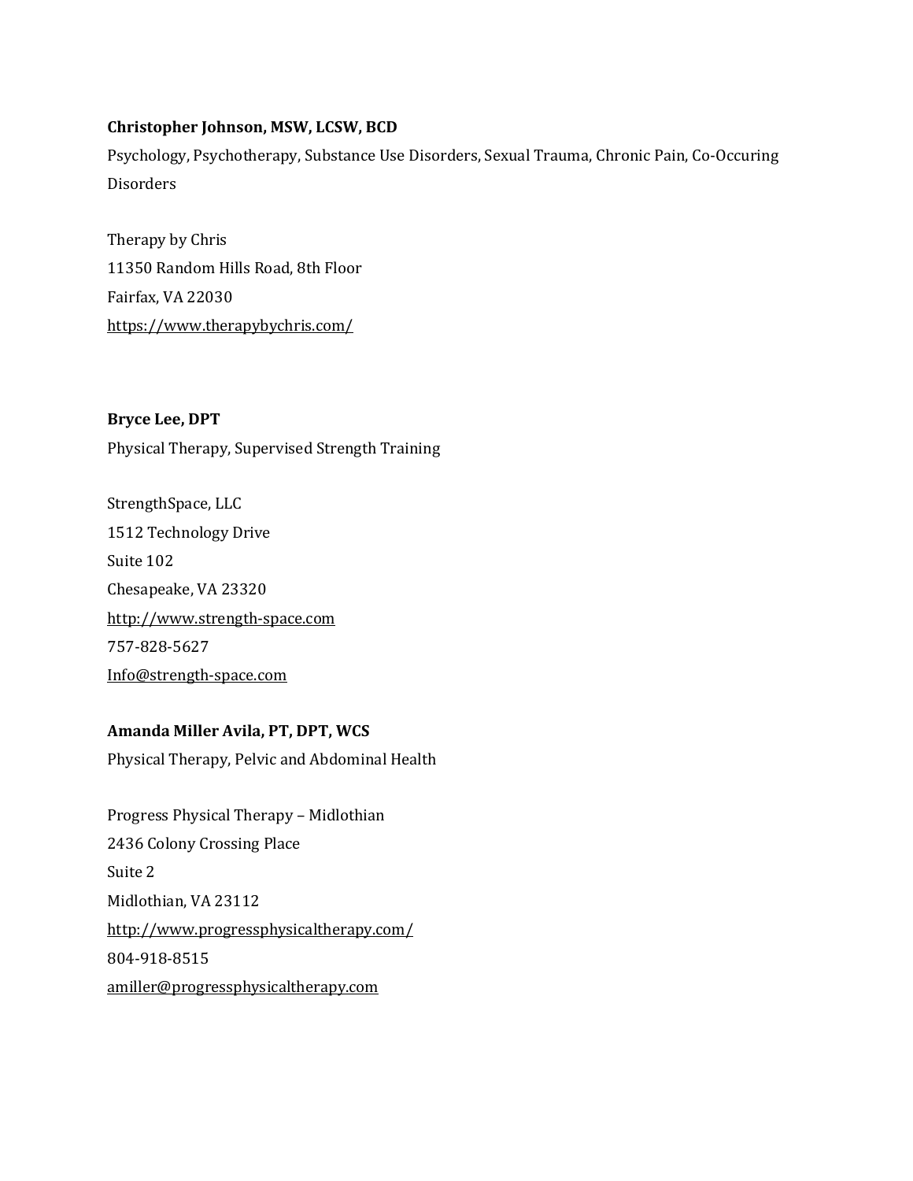**Christopher Johnson, MSW, LCSW, BCD**

Psychology, Psychotherapy, Substance Use Disorders, Sexual Trauma, Chronic Pain, Co-Occuring Disorders

Therapy by Chris
11350 Random Hills Road, 8th Floor
Fairfax, VA 22030
https://www.therapybychris.com/

**Bryce Lee, DPT**

Physical Therapy, Supervised Strength Training

StrengthSpace, LLC
1512 Technology Drive
Suite 102
Chesapeake, VA 23320
http://www.strength-space.com
757-828-5627
Info@strength-space.com

**Amanda Miller Avila, PT, DPT, WCS**

Physical Therapy, Pelvic and Abdominal Health

Progress Physical Therapy – Midlothian
2436 Colony Crossing Place
Suite 2
Midlothian, VA 23112
http://www.progressphysicaltherapy.com/
804-918-8515
amiller@progressphysicaltherapy.com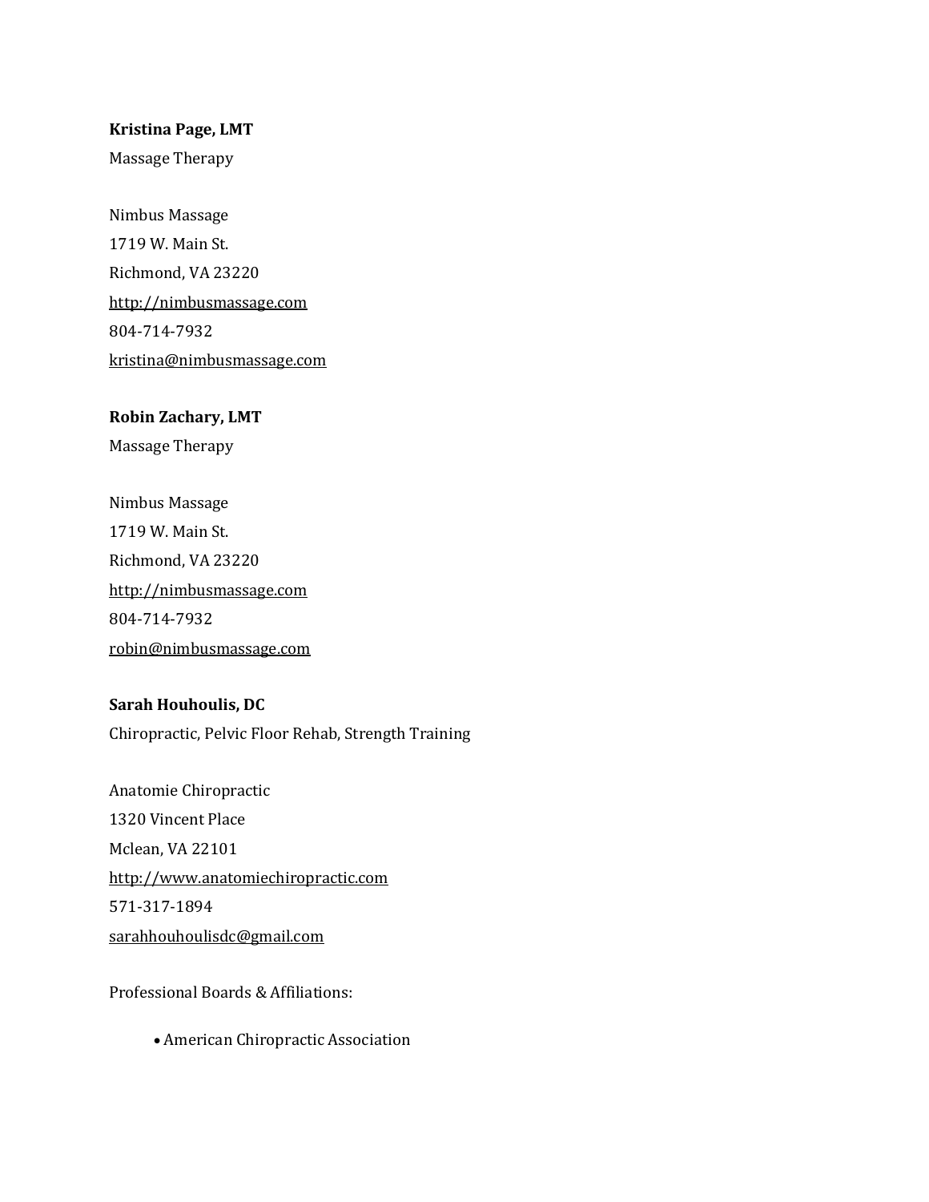**Kristina Page, LMT**
Massage Therapy

Nimbus Massage
1719 W. Main St.
Richmond, VA 23220
http://nimbusmassage.com
804-714-7932
kristina@nimbusmassage.com

**Robin Zachary, LMT**
Massage Therapy

Nimbus Massage
1719 W. Main St.
Richmond, VA 23220
http://nimbusmassage.com
804-714-7932
robin@nimbusmassage.com

**Sarah Houhoulis, DC**
Chiropractic, Pelvic Floor Rehab, Strength Training

Anatomie Chiropractic
1320 Vincent Place
Mclean, VA 22101
http://www.anatomiechiropractic.com
571-317-1894
sarahhouhoulisdc@gmail.com

Professional Boards & Affiliations:

- American Chiropractic Association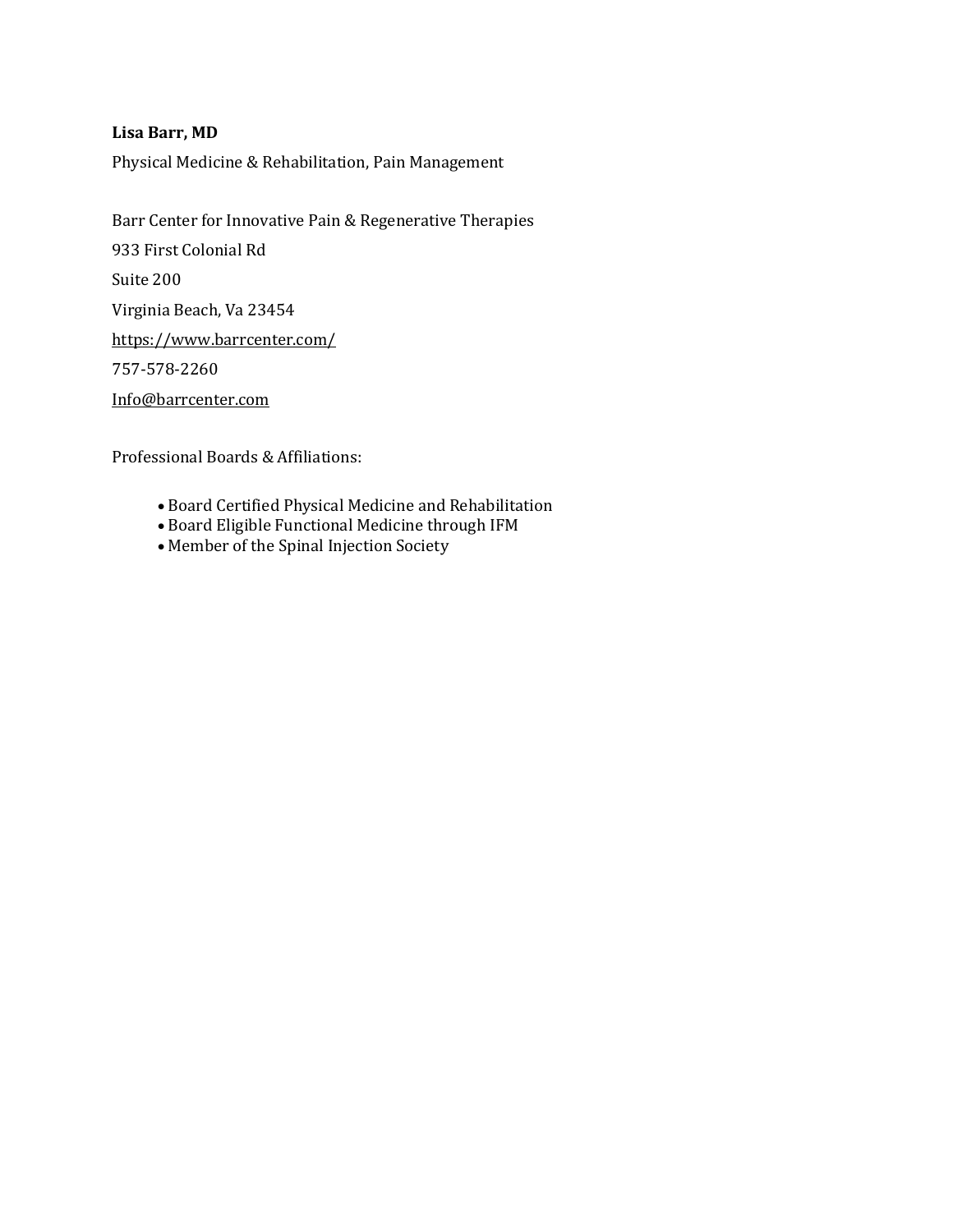**Lisa Barr, MD**

Physical Medicine & Rehabilitation, Pain Management

Barr Center for Innovative Pain & Regenerative Therapies

933 First Colonial Rd

Suite 200

Virginia Beach, Va 23454

https://www.barrcenter.com/

757-578-2260

Info@barrcenter.com

Professional Boards & Affiliations:

- Board Certified Physical Medicine and Rehabilitation
- Board Eligible Functional Medicine through IFM
- Member of the Spinal Injection Society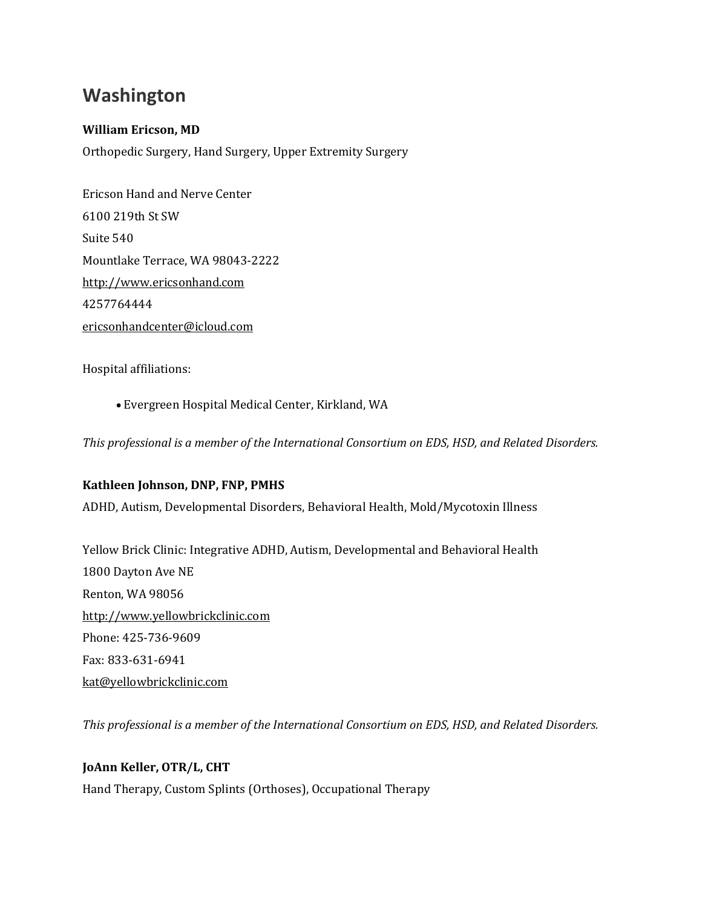## Washington

**William Ericson, MD**

Orthopedic Surgery, Hand Surgery, Upper Extremity Surgery

Ericson Hand and Nerve Center

6100 219th St SW

Suite 540

Mountlake Terrace, WA 98043-2222

http://www.ericsonhand.com

4257764444

ericsonhandcenter@icloud.com

Hospital affiliations:

- Evergreen Hospital Medical Center, Kirkland, WA

*This professional is a member of the International Consortium on EDS, HSD, and Related Disorders.*

**Kathleen Johnson, DNP, FNP, PMHS**

ADHD, Autism, Developmental Disorders, Behavioral Health, Mold/Mycotoxin Illness

Yellow Brick Clinic: Integrative ADHD, Autism, Developmental and Behavioral Health

1800 Dayton Ave NE

Renton, WA 98056

http://www.yellowbrickclinic.com

Phone: 425-736-9609

Fax: 833-631-6941

kat@yellowbrickclinic.com

*This professional is a member of the International Consortium on EDS, HSD, and Related Disorders.*

**JoAnn Keller, OTR/L, CHT**

Hand Therapy, Custom Splints (Orthoses), Occupational Therapy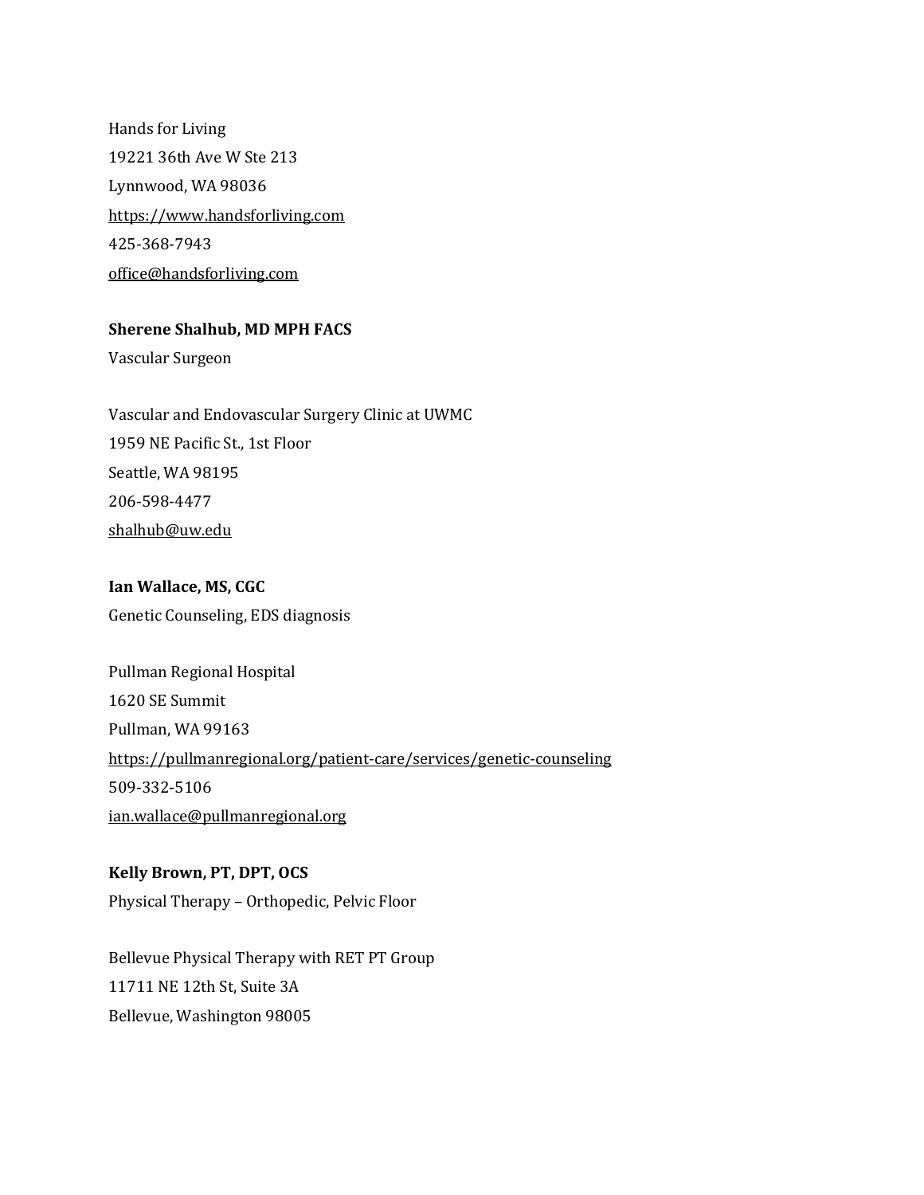Hands for Living
19221 36th Ave W Ste 213
Lynnwood, WA 98036
https://www.handsforliving.com
425-368-7943
office@handsforliving.com

**Sherene Shalhub, MD MPH FACS**
Vascular Surgeon

Vascular and Endovascular Surgery Clinic at UWMC
1959 NE Pacific St., 1st Floor
Seattle, WA 98195
206-598-4477
shalhub@uw.edu

**Ian Wallace, MS, CGC**
Genetic Counseling, EDS diagnosis

Pullman Regional Hospital
1620 SE Summit
Pullman, WA 99163
https://pullmanregional.org/patient-care/services/genetic-counseling
509-332-5106
ian.wallace@pullmanregional.org

**Kelly Brown, PT, DPT, OCS**
Physical Therapy – Orthopedic, Pelvic Floor

Bellevue Physical Therapy with RET PT Group
11711 NE 12th St, Suite 3A
Bellevue, Washington 98005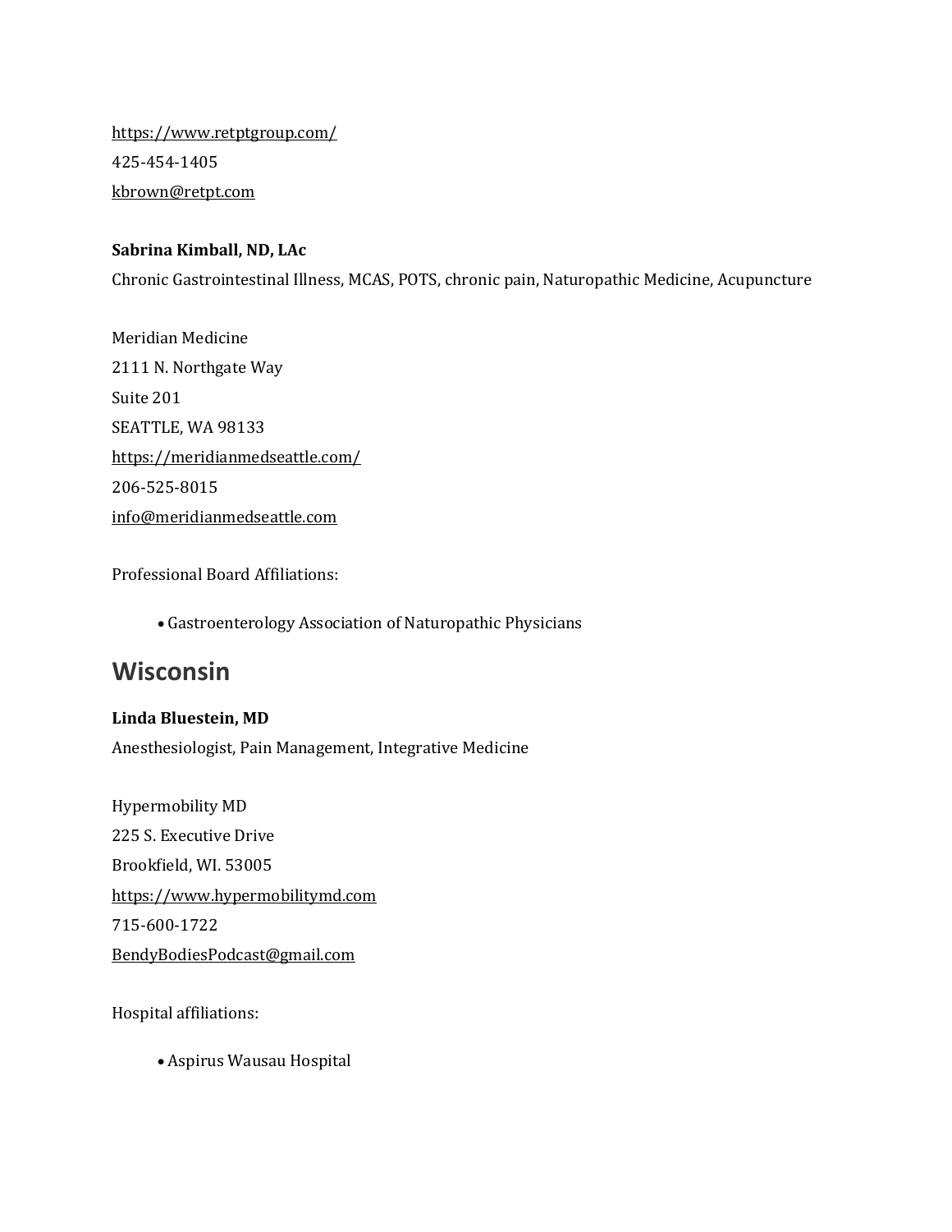https://www.retptgroup.com/
425-454-1405
kbrown@retpt.com

**Sabrina Kimball, ND, LAc**
Chronic Gastrointestinal Illness, MCAS, POTS, chronic pain, Naturopathic Medicine, Acupuncture

Meridian Medicine
2111 N. Northgate Way
Suite 201
SEATTLE, WA 98133
https://meridianmedseattle.com/
206-525-8015
info@meridianmedseattle.com

Professional Board Affiliations:

- Gastroenterology Association of Naturopathic Physicians

## Wisconsin

**Linda Bluestein, MD**
Anesthesiologist, Pain Management, Integrative Medicine

Hypermobility MD
225 S. Executive Drive
Brookfield, WI. 53005
https://www.hypermobilitymd.com
715-600-1722
BendyBodiesPodcast@gmail.com

Hospital affiliations:

- Aspirus Wausau Hospital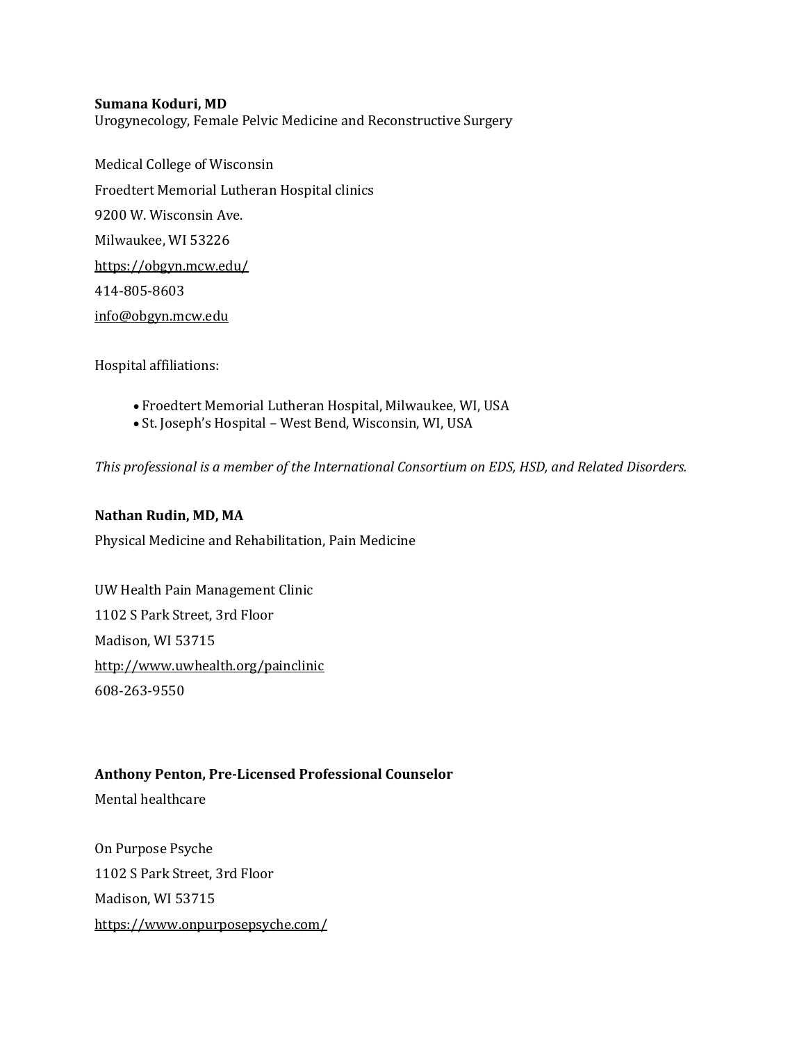**Sumana Koduri, MD**
Urogynecology, Female Pelvic Medicine and Reconstructive Surgery

Medical College of Wisconsin
Froedtert Memorial Lutheran Hospital clinics
9200 W. Wisconsin Ave.
Milwaukee, WI 53226
https://obgyn.mcw.edu/
414-805-8603
info@obgyn.mcw.edu

Hospital affiliations:

- Froedtert Memorial Lutheran Hospital, Milwaukee, WI, USA
- St. Joseph's Hospital – West Bend, Wisconsin, WI, USA

*This professional is a member of the International Consortium on EDS, HSD, and Related Disorders.*

**Nathan Rudin, MD, MA**
Physical Medicine and Rehabilitation, Pain Medicine

UW Health Pain Management Clinic
1102 S Park Street, 3rd Floor
Madison, WI 53715
http://www.uwhealth.org/painclinic
608-263-9550

**Anthony Penton, Pre-Licensed Professional Counselor**
Mental healthcare

On Purpose Psyche
1102 S Park Street, 3rd Floor
Madison, WI 53715
https://www.onpurposepsyche.com/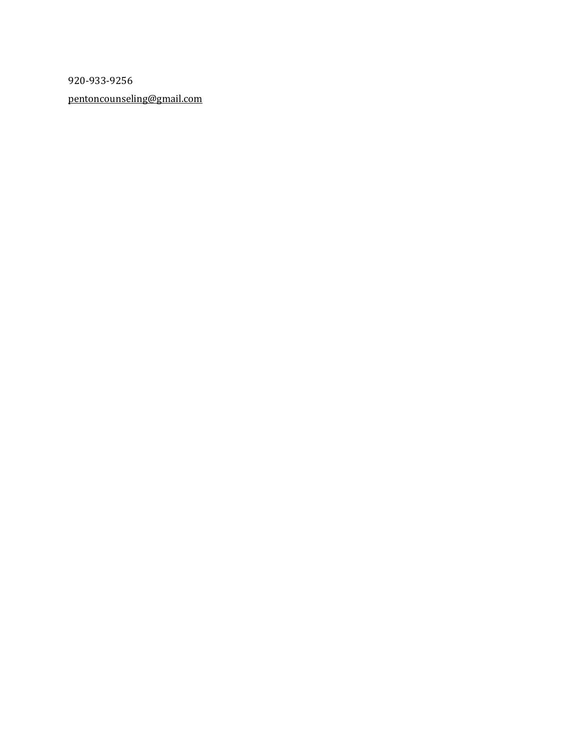920-933-9256

pentoncounseling@gmail.com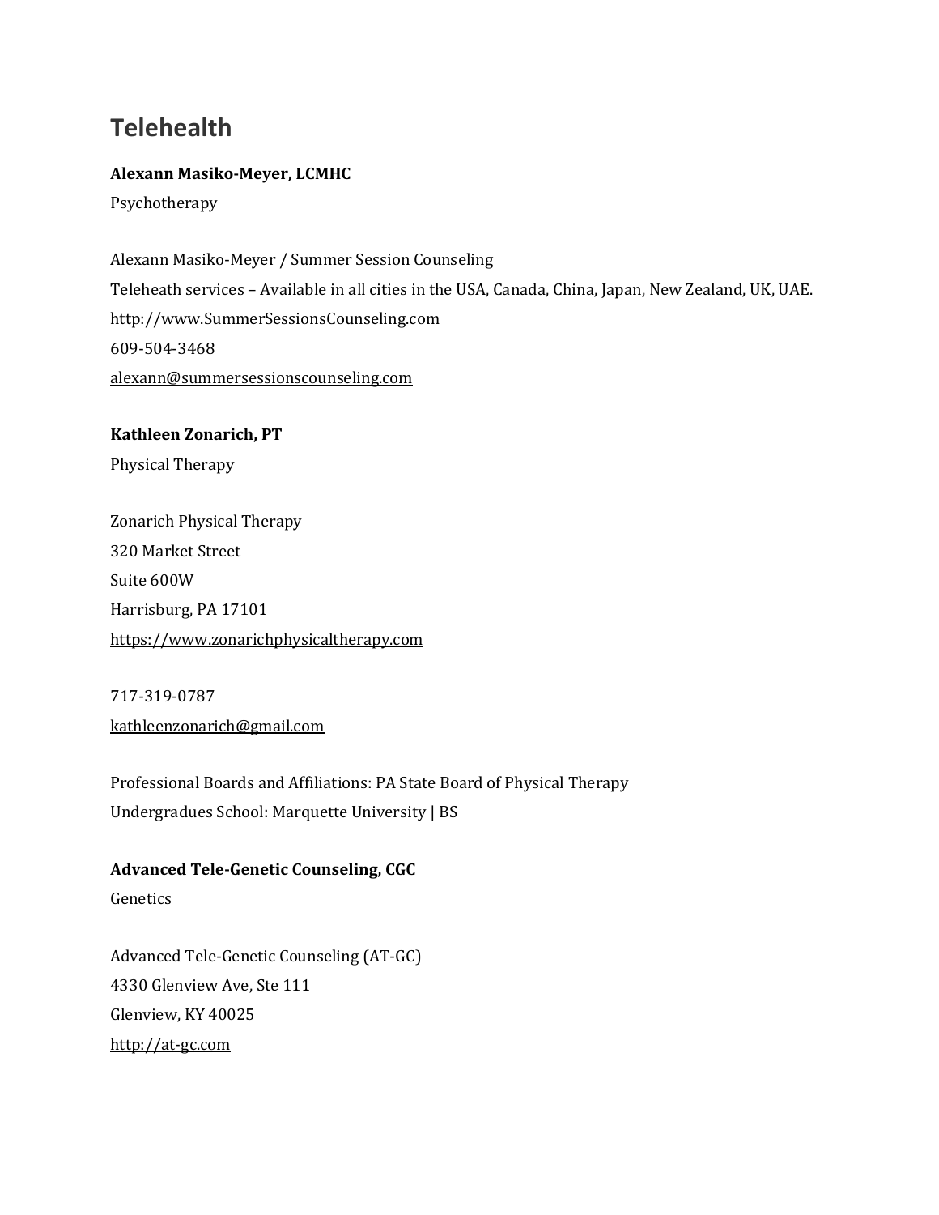## Telehealth

**Alexann Masiko-Meyer, LCMHC**

Psychotherapy

Alexann Masiko-Meyer / Summer Session Counseling
Teleheath services – Available in all cities in the USA, Canada, China, Japan, New Zealand, UK, UAE.
http://www.SummerSessionsCounseling.com
609-504-3468
alexann@summersessionscounseling.com

**Kathleen Zonarich, PT**

Physical Therapy

Zonarich Physical Therapy
320 Market Street
Suite 600W
Harrisburg, PA 17101
https://www.zonarichphysicaltherapy.com

717-319-0787
kathleenzonarich@gmail.com

Professional Boards and Affiliations: PA State Board of Physical Therapy
Undergradues School: Marquette University | BS

**Advanced Tele-Genetic Counseling, CGC**

Genetics

Advanced Tele-Genetic Counseling (AT-GC)
4330 Glenview Ave, Ste 111
Glenview, KY 40025
http://at-gc.com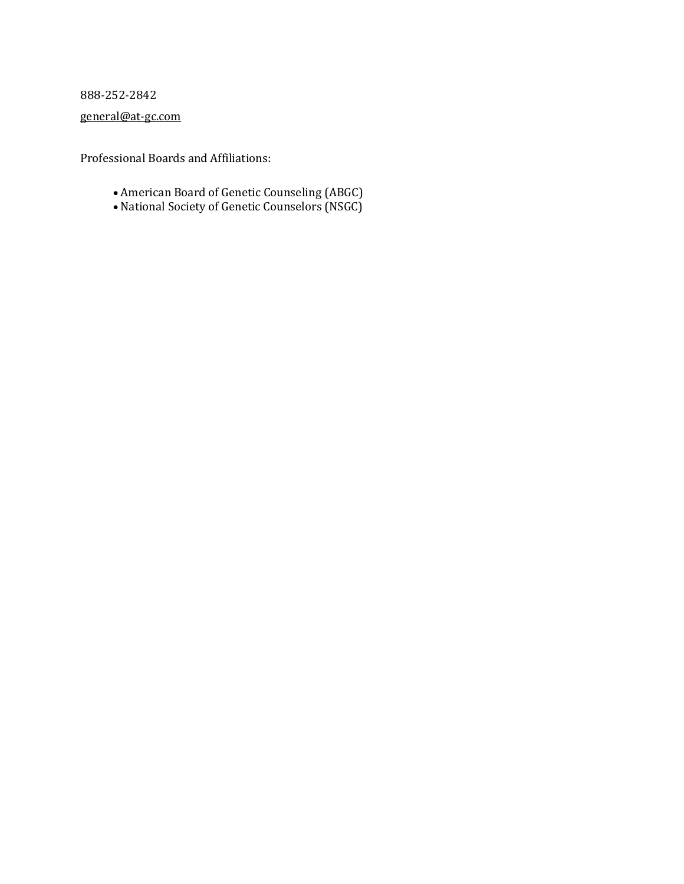888-252-2842

general@at-gc.com

Professional Boards and Affiliations:

- American Board of Genetic Counseling (ABGC)
- National Society of Genetic Counselors (NSGC)